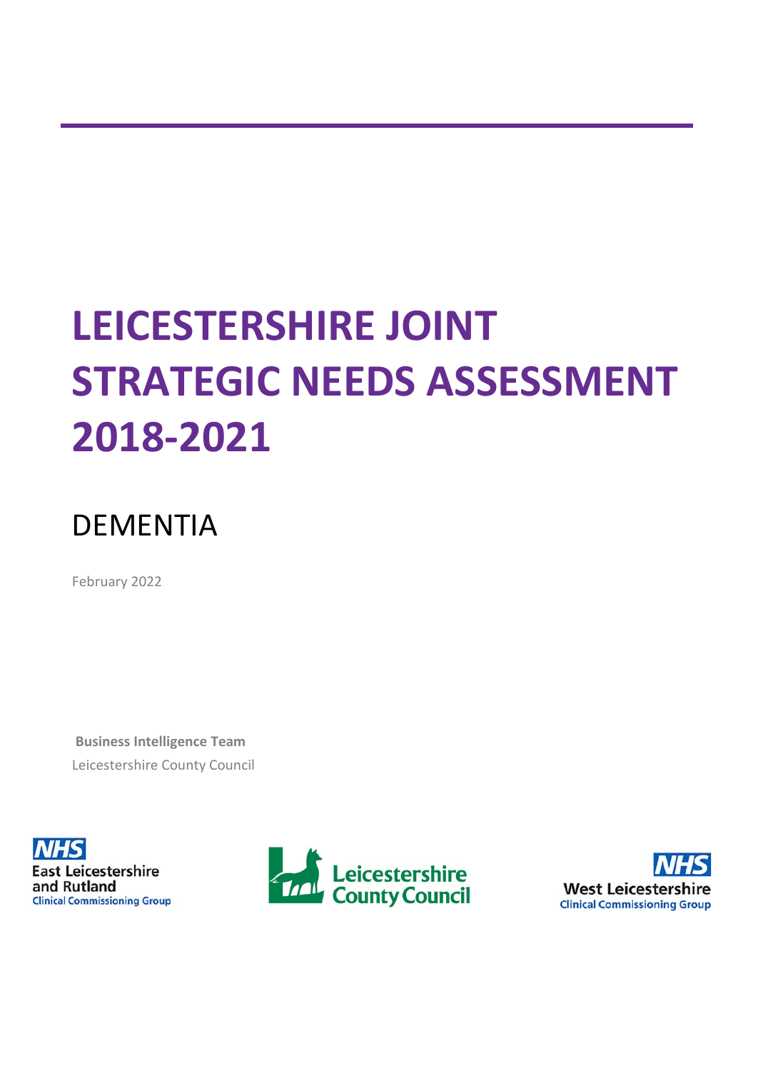# LEICESTERSHIRE JOINT STRATEGIC NEEDS ASSESSMENT 2018-2021

## DEMENTIA

February 2022

**Business Intelligence Team**

Leicestershire County Council

NHS East Leicestershire and Rutland Clinical Commissioning Group

Leicestershire County Council

NHS West Leicestershire Clinical Commissioning Group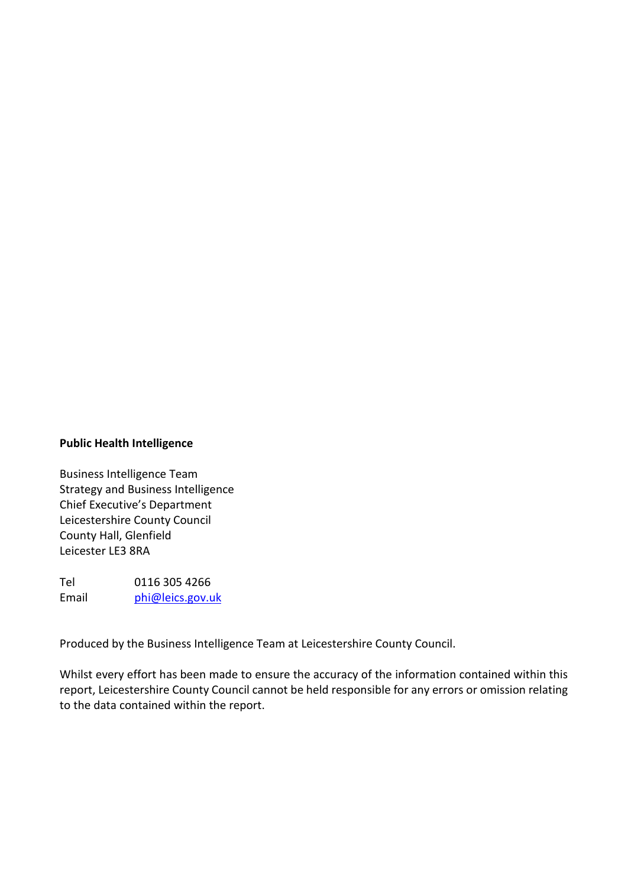**Public Health Intelligence**

Business Intelligence Team
Strategy and Business Intelligence
Chief Executive's Department
Leicestershire County Council
County Hall, Glenfield
Leicester LE3 8RA

Tel 0116 305 4266
Email phi@leics.gov.uk

Produced by the Business Intelligence Team at Leicestershire County Council.

Whilst every effort has been made to ensure the accuracy of the information contained within this report, Leicestershire County Council cannot be held responsible for any errors or omission relating to the data contained within the report.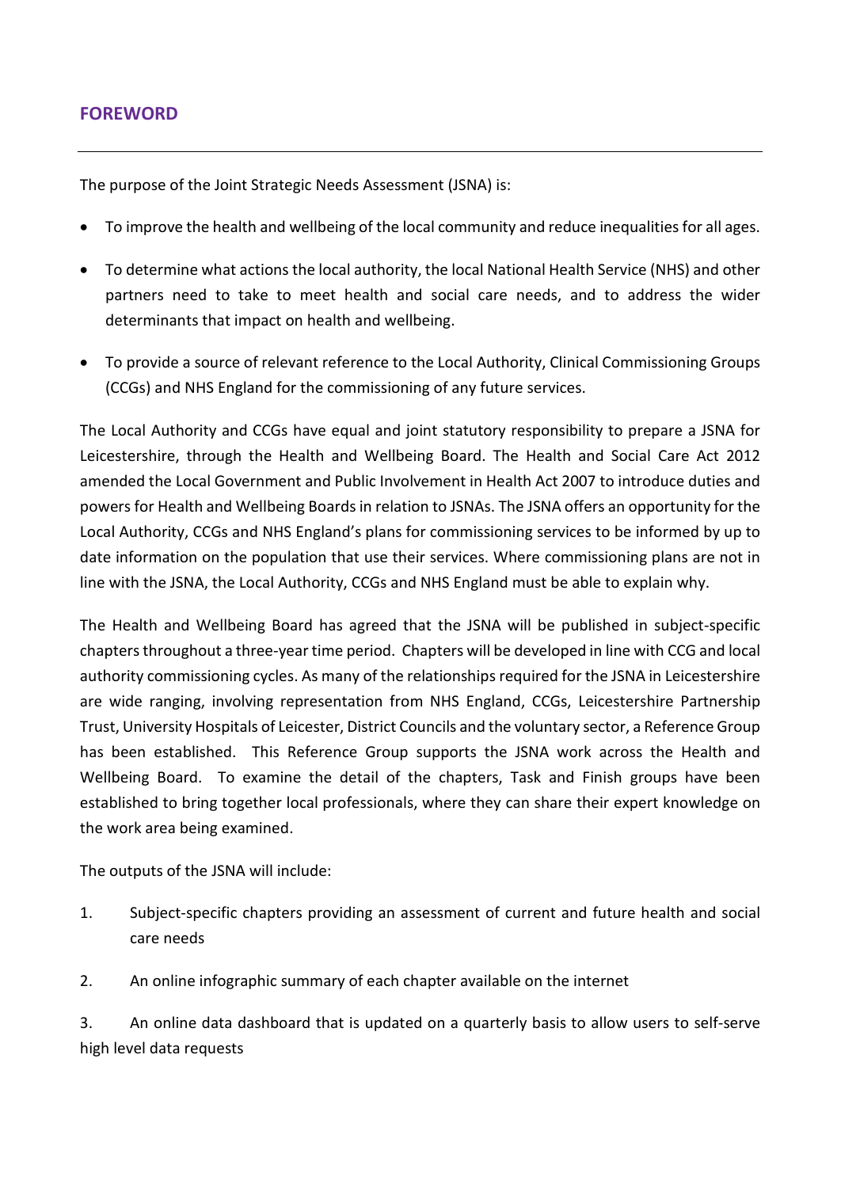## FOREWORD

---

The purpose of the Joint Strategic Needs Assessment (JSNA) is:

- To improve the health and wellbeing of the local community and reduce inequalities for all ages.
- To determine what actions the local authority, the local National Health Service (NHS) and other partners need to take to meet health and social care needs, and to address the wider determinants that impact on health and wellbeing.
- To provide a source of relevant reference to the Local Authority, Clinical Commissioning Groups (CCGs) and NHS England for the commissioning of any future services.

The Local Authority and CCGs have equal and joint statutory responsibility to prepare a JSNA for Leicestershire, through the Health and Wellbeing Board. The Health and Social Care Act 2012 amended the Local Government and Public Involvement in Health Act 2007 to introduce duties and powers for Health and Wellbeing Boards in relation to JSNAs. The JSNA offers an opportunity for the Local Authority, CCGs and NHS England's plans for commissioning services to be informed by up to date information on the population that use their services. Where commissioning plans are not in line with the JSNA, the Local Authority, CCGs and NHS England must be able to explain why.

The Health and Wellbeing Board has agreed that the JSNA will be published in subject-specific chapters throughout a three-year time period. Chapters will be developed in line with CCG and local authority commissioning cycles. As many of the relationships required for the JSNA in Leicestershire are wide ranging, involving representation from NHS England, CCGs, Leicestershire Partnership Trust, University Hospitals of Leicester, District Councils and the voluntary sector, a Reference Group has been established. This Reference Group supports the JSNA work across the Health and Wellbeing Board. To examine the detail of the chapters, Task and Finish groups have been established to bring together local professionals, where they can share their expert knowledge on the work area being examined.

The outputs of the JSNA will include:

1. Subject-specific chapters providing an assessment of current and future health and social care needs
2. An online infographic summary of each chapter available on the internet
3. An online data dashboard that is updated on a quarterly basis to allow users to self-serve high level data requests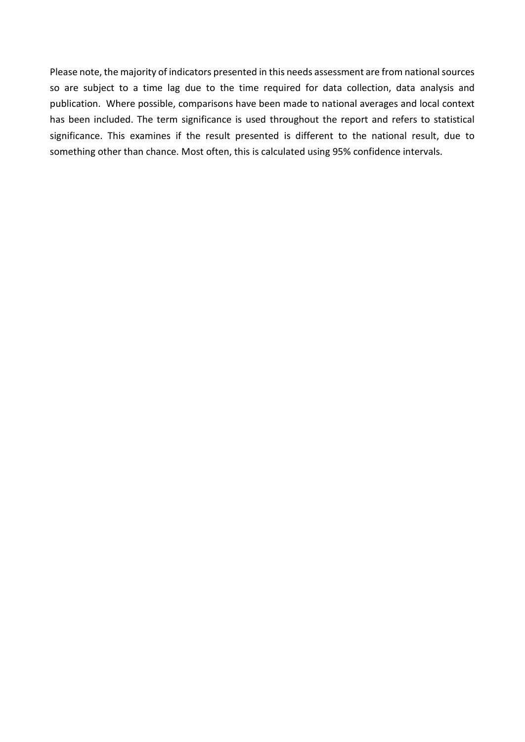Please note, the majority of indicators presented in this needs assessment are from national sources so are subject to a time lag due to the time required for data collection, data analysis and publication. Where possible, comparisons have been made to national averages and local context has been included. The term significance is used throughout the report and refers to statistical significance. This examines if the result presented is different to the national result, due to something other than chance. Most often, this is calculated using 95% confidence intervals.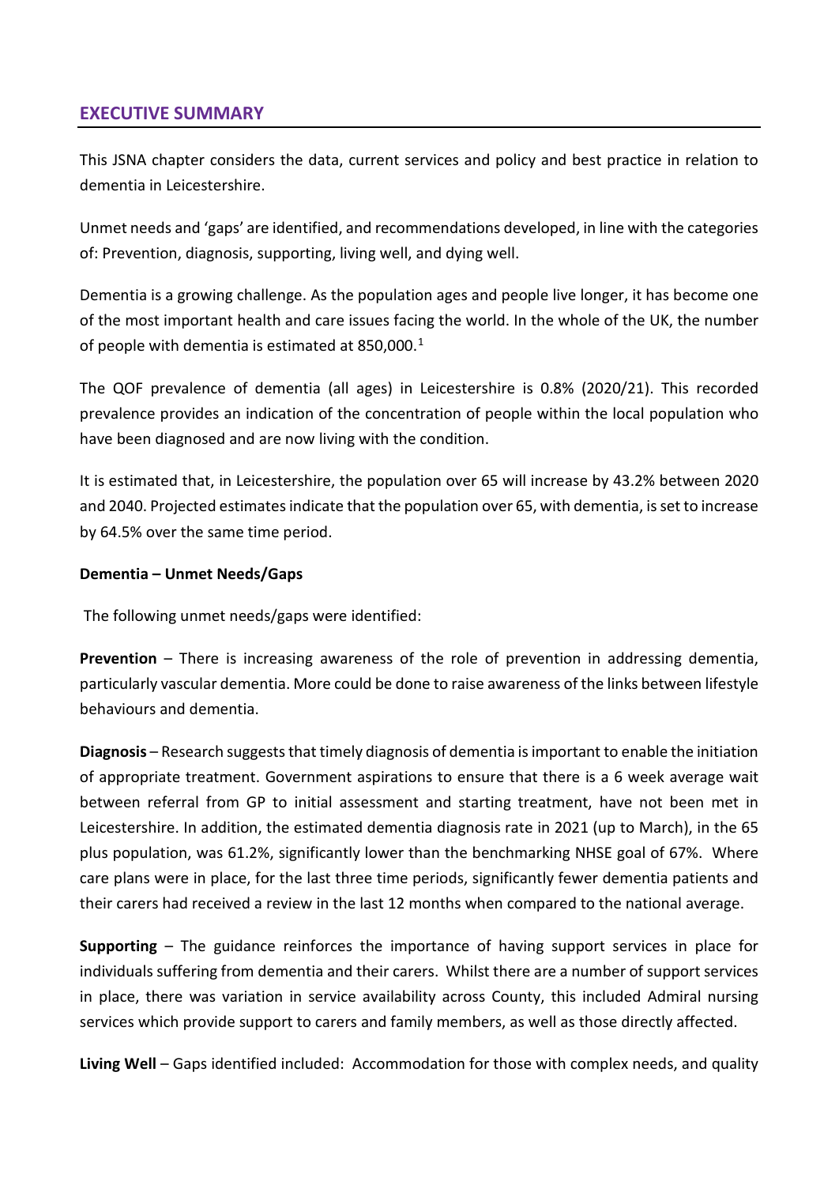## EXECUTIVE SUMMARY

This JSNA chapter considers the data, current services and policy and best practice in relation to dementia in Leicestershire.

Unmet needs and 'gaps' are identified, and recommendations developed, in line with the categories of: Prevention, diagnosis, supporting, living well, and dying well.

Dementia is a growing challenge. As the population ages and people live longer, it has become one of the most important health and care issues facing the world. In the whole of the UK, the number of people with dementia is estimated at 850,000.[1]

The QOF prevalence of dementia (all ages) in Leicestershire is 0.8% (2020/21). This recorded prevalence provides an indication of the concentration of people within the local population who have been diagnosed and are now living with the condition.

It is estimated that, in Leicestershire, the population over 65 will increase by 43.2% between 2020 and 2040. Projected estimates indicate that the population over 65, with dementia, is set to increase by 64.5% over the same time period.

**Dementia – Unmet Needs/Gaps**

The following unmet needs/gaps were identified:

**Prevention** – There is increasing awareness of the role of prevention in addressing dementia, particularly vascular dementia. More could be done to raise awareness of the links between lifestyle behaviours and dementia.

**Diagnosis** – Research suggests that timely diagnosis of dementia is important to enable the initiation of appropriate treatment. Government aspirations to ensure that there is a 6 week average wait between referral from GP to initial assessment and starting treatment, have not been met in Leicestershire. In addition, the estimated dementia diagnosis rate in 2021 (up to March), in the 65 plus population, was 61.2%, significantly lower than the benchmarking NHSE goal of 67%. Where care plans were in place, for the last three time periods, significantly fewer dementia patients and their carers had received a review in the last 12 months when compared to the national average.

**Supporting** – The guidance reinforces the importance of having support services in place for individuals suffering from dementia and their carers. Whilst there are a number of support services in place, there was variation in service availability across County, this included Admiral nursing services which provide support to carers and family members, as well as those directly affected.

**Living Well** – Gaps identified included: Accommodation for those with complex needs, and quality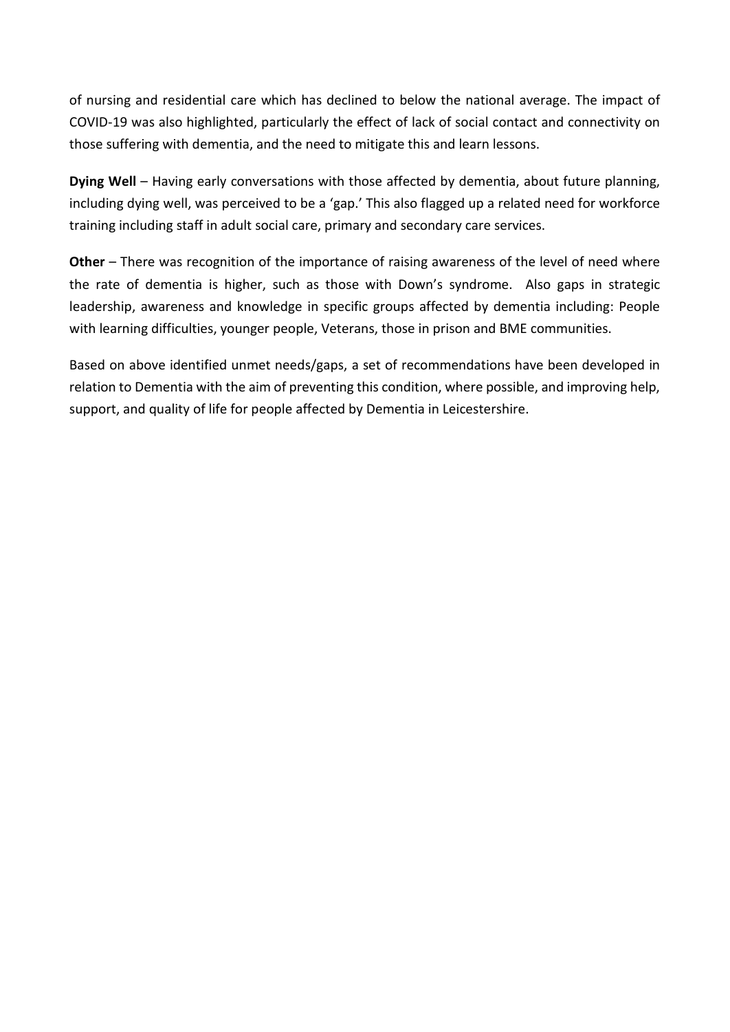of nursing and residential care which has declined to below the national average. The impact of COVID-19 was also highlighted, particularly the effect of lack of social contact and connectivity on those suffering with dementia, and the need to mitigate this and learn lessons.

**Dying Well** – Having early conversations with those affected by dementia, about future planning, including dying well, was perceived to be a 'gap.' This also flagged up a related need for workforce training including staff in adult social care, primary and secondary care services.

**Other** – There was recognition of the importance of raising awareness of the level of need where the rate of dementia is higher, such as those with Down's syndrome. Also gaps in strategic leadership, awareness and knowledge in specific groups affected by dementia including: People with learning difficulties, younger people, Veterans, those in prison and BME communities.

Based on above identified unmet needs/gaps, a set of recommendations have been developed in relation to Dementia with the aim of preventing this condition, where possible, and improving help, support, and quality of life for people affected by Dementia in Leicestershire.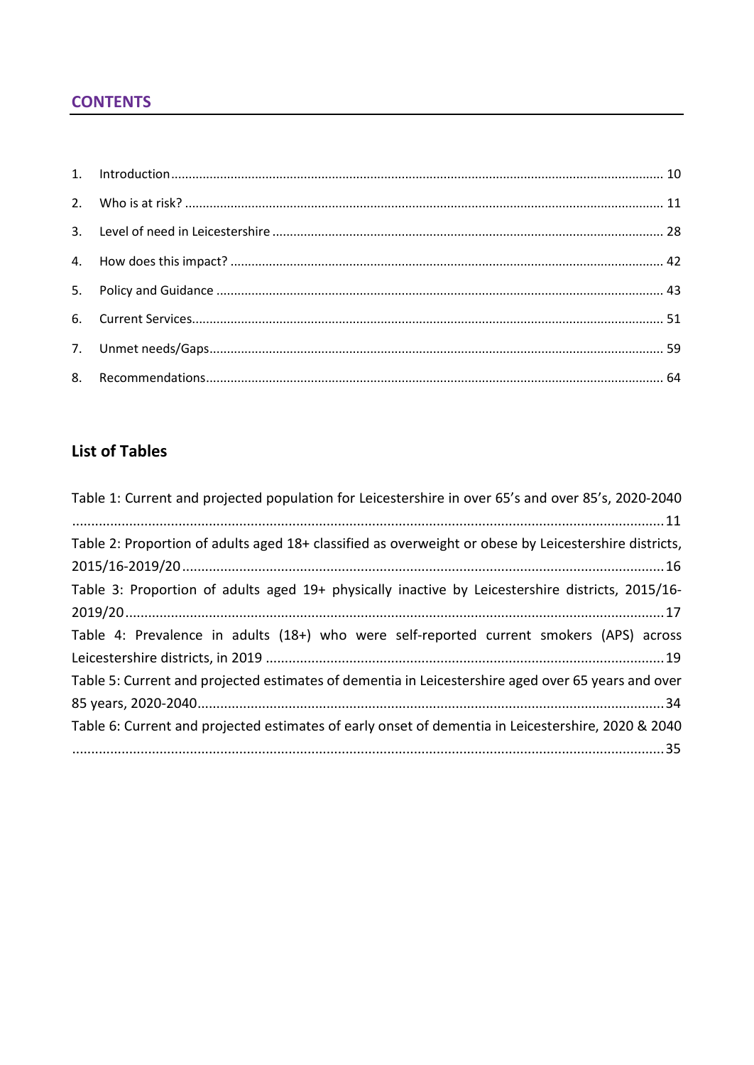## CONTENTS

1. Introduction ........................................................................................................................................ 10
2. Who is at risk? ..................................................................................................................................... 11
3. Level of need in Leicestershire ............................................................................................................ 28
4. How does this impact? ........................................................................................................................ 42
5. Policy and Guidance ............................................................................................................................ 43
6. Current Services ................................................................................................................................... 51
7. Unmet needs/Gaps .............................................................................................................................. 59
8. Recommendations ............................................................................................................................... 64

## List of Tables

Table 1: Current and projected population for Leicestershire in over 65's and over 85's, 2020-2040 ........................................................................................................................................................ 11

Table 2: Proportion of adults aged 18+ classified as overweight or obese by Leicestershire districts, 2015/16-2019/20 ............................................................................................................................ 16

Table 3: Proportion of adults aged 19+ physically inactive by Leicestershire districts, 2015/16-2019/20 ............................................................................................................................................ 17

Table 4: Prevalence in adults (18+) who were self-reported current smokers (APS) across Leicestershire districts, in 2019 ....................................................................................................... 19

Table 5: Current and projected estimates of dementia in Leicestershire aged over 65 years and over 85 years, 2020-2040 ......................................................................................................................... 34

Table 6: Current and projected estimates of early onset of dementia in Leicestershire, 2020 & 2040 ........................................................................................................................................................ 35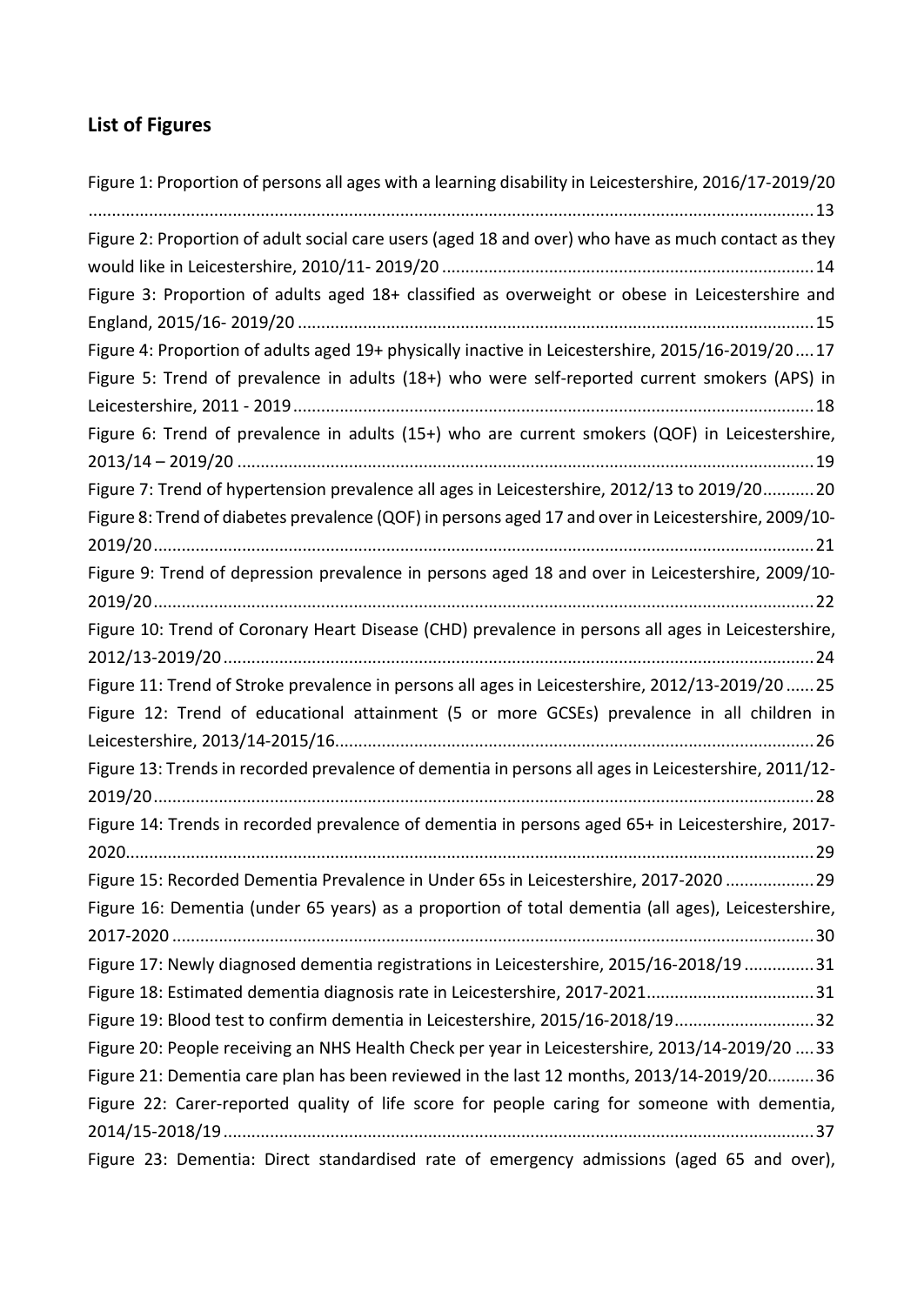## List of Figures

Figure 1: Proportion of persons all ages with a learning disability in Leicestershire, 2016/17-2019/20 .......... 13

Figure 2: Proportion of adult social care users (aged 18 and over) who have as much contact as they would like in Leicestershire, 2010/11- 2019/20 .......... 14

Figure 3: Proportion of adults aged 18+ classified as overweight or obese in Leicestershire and England, 2015/16- 2019/20 .......... 15

Figure 4: Proportion of adults aged 19+ physically inactive in Leicestershire, 2015/16-2019/20 .... 17

Figure 5: Trend of prevalence in adults (18+) who were self-reported current smokers (APS) in Leicestershire, 2011 - 2019 .......... 18

Figure 6: Trend of prevalence in adults (15+) who are current smokers (QOF) in Leicestershire, 2013/14 – 2019/20 .......... 19

Figure 7: Trend of hypertension prevalence all ages in Leicestershire, 2012/13 to 2019/20 .......... 20

Figure 8: Trend of diabetes prevalence (QOF) in persons aged 17 and over in Leicestershire, 2009/10-2019/20 .......... 21

Figure 9: Trend of depression prevalence in persons aged 18 and over in Leicestershire, 2009/10-2019/20 .......... 22

Figure 10: Trend of Coronary Heart Disease (CHD) prevalence in persons all ages in Leicestershire, 2012/13-2019/20 .......... 24

Figure 11: Trend of Stroke prevalence in persons all ages in Leicestershire, 2012/13-2019/20 ...... 25

Figure 12: Trend of educational attainment (5 or more GCSEs) prevalence in all children in Leicestershire, 2013/14-2015/16 .......... 26

Figure 13: Trends in recorded prevalence of dementia in persons all ages in Leicestershire, 2011/12-2019/20 .......... 28

Figure 14: Trends in recorded prevalence of dementia in persons aged 65+ in Leicestershire, 2017-2020 .......... 29

Figure 15: Recorded Dementia Prevalence in Under 65s in Leicestershire, 2017-2020 .......... 29

Figure 16: Dementia (under 65 years) as a proportion of total dementia (all ages), Leicestershire, 2017-2020 .......... 30

Figure 17: Newly diagnosed dementia registrations in Leicestershire, 2015/16-2018/19 .......... 31

Figure 18: Estimated dementia diagnosis rate in Leicestershire, 2017-2021 .......... 31

Figure 19: Blood test to confirm dementia in Leicestershire, 2015/16-2018/19 .......... 32

Figure 20: People receiving an NHS Health Check per year in Leicestershire, 2013/14-2019/20 .... 33

Figure 21: Dementia care plan has been reviewed in the last 12 months, 2013/14-2019/20 .......... 36

Figure 22: Carer-reported quality of life score for people caring for someone with dementia, 2014/15-2018/19 .......... 37

Figure 23: Dementia: Direct standardised rate of emergency admissions (aged 65 and over),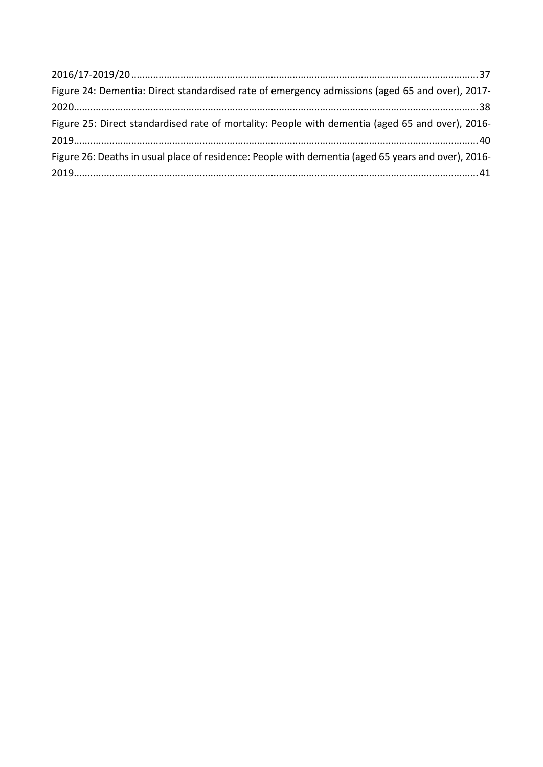2016/17-2019/20 ........................................................................................................................ 37

Figure 24: Dementia: Direct standardised rate of emergency admissions (aged 65 and over), 2017-2020 ........................................................................................................................ 38

Figure 25: Direct standardised rate of mortality: People with dementia (aged 65 and over), 2016-2019 ........................................................................................................................ 40

Figure 26: Deaths in usual place of residence: People with dementia (aged 65 years and over), 2016-2019 ........................................................................................................................ 41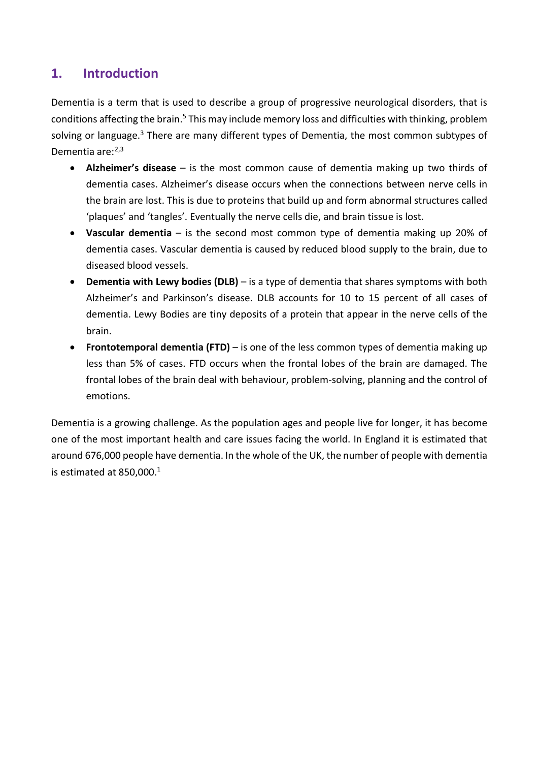## 1. Introduction

Dementia is a term that is used to describe a group of progressive neurological disorders, that is conditions affecting the brain.[5] This may include memory loss and difficulties with thinking, problem solving or language.[3] There are many different types of Dementia, the most common subtypes of Dementia are:[2,3]

- **Alzheimer's disease** – is the most common cause of dementia making up two thirds of dementia cases. Alzheimer's disease occurs when the connections between nerve cells in the brain are lost. This is due to proteins that build up and form abnormal structures called 'plaques' and 'tangles'. Eventually the nerve cells die, and brain tissue is lost.
- **Vascular dementia** – is the second most common type of dementia making up 20% of dementia cases. Vascular dementia is caused by reduced blood supply to the brain, due to diseased blood vessels.
- **Dementia with Lewy bodies (DLB)** – is a type of dementia that shares symptoms with both Alzheimer's and Parkinson's disease. DLB accounts for 10 to 15 percent of all cases of dementia. Lewy Bodies are tiny deposits of a protein that appear in the nerve cells of the brain.
- **Frontotemporal dementia (FTD)** – is one of the less common types of dementia making up less than 5% of cases. FTD occurs when the frontal lobes of the brain are damaged. The frontal lobes of the brain deal with behaviour, problem-solving, planning and the control of emotions.

Dementia is a growing challenge. As the population ages and people live for longer, it has become one of the most important health and care issues facing the world. In England it is estimated that around 676,000 people have dementia. In the whole of the UK, the number of people with dementia is estimated at 850,000.[1]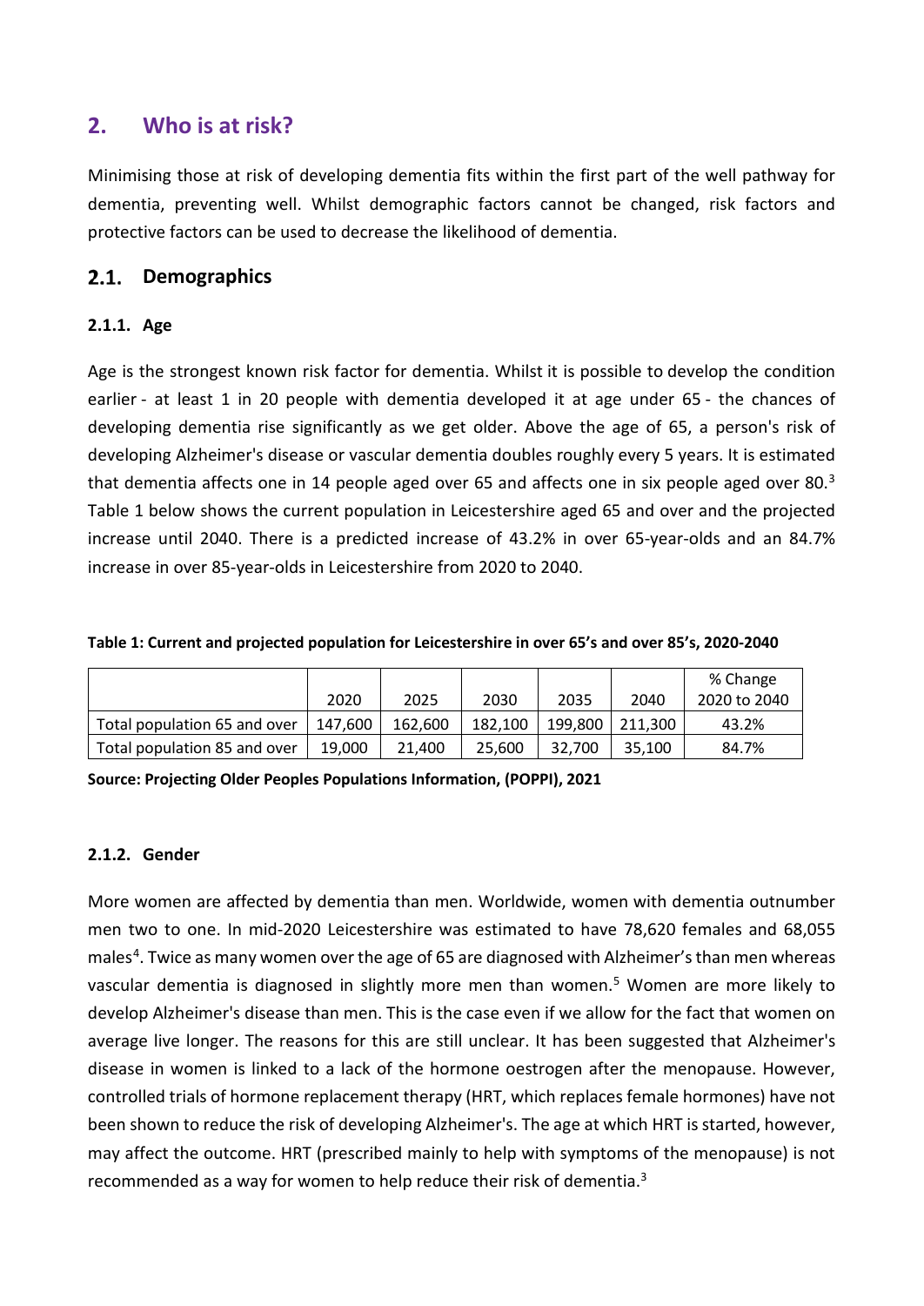## 2. Who is at risk?

Minimising those at risk of developing dementia fits within the first part of the well pathway for dementia, preventing well. Whilst demographic factors cannot be changed, risk factors and protective factors can be used to decrease the likelihood of dementia.

### 2.1. Demographics

#### 2.1.1. Age

Age is the strongest known risk factor for dementia. Whilst it is possible to develop the condition earlier - at least 1 in 20 people with dementia developed it at age under 65 - the chances of developing dementia rise significantly as we get older. Above the age of 65, a person's risk of developing Alzheimer's disease or vascular dementia doubles roughly every 5 years. It is estimated that dementia affects one in 14 people aged over 65 and affects one in six people aged over 80.[3] Table 1 below shows the current population in Leicestershire aged 65 and over and the projected increase until 2040. There is a predicted increase of 43.2% in over 65-year-olds and an 84.7% increase in over 85-year-olds in Leicestershire from 2020 to 2040.

**Table 1: Current and projected population for Leicestershire in over 65's and over 85's, 2020-2040**

| | 2020 | 2025 | 2030 | 2035 | 2040 | % Change 2020 to 2040 |
|---|---|---|---|---|---|---|
| Total population 65 and over | 147,600 | 162,600 | 182,100 | 199,800 | 211,300 | 43.2% |
| Total population 85 and over | 19,000 | 21,400 | 25,600 | 32,700 | 35,100 | 84.7% |

**Source: Projecting Older Peoples Populations Information, (POPPI), 2021**

#### 2.1.2. Gender

More women are affected by dementia than men. Worldwide, women with dementia outnumber men two to one. In mid-2020 Leicestershire was estimated to have 78,620 females and 68,055 males[4]. Twice as many women over the age of 65 are diagnosed with Alzheimer's than men whereas vascular dementia is diagnosed in slightly more men than women.[5] Women are more likely to develop Alzheimer's disease than men. This is the case even if we allow for the fact that women on average live longer. The reasons for this are still unclear. It has been suggested that Alzheimer's disease in women is linked to a lack of the hormone oestrogen after the menopause. However, controlled trials of hormone replacement therapy (HRT, which replaces female hormones) have not been shown to reduce the risk of developing Alzheimer's. The age at which HRT is started, however, may affect the outcome. HRT (prescribed mainly to help with symptoms of the menopause) is not recommended as a way for women to help reduce their risk of dementia.[3]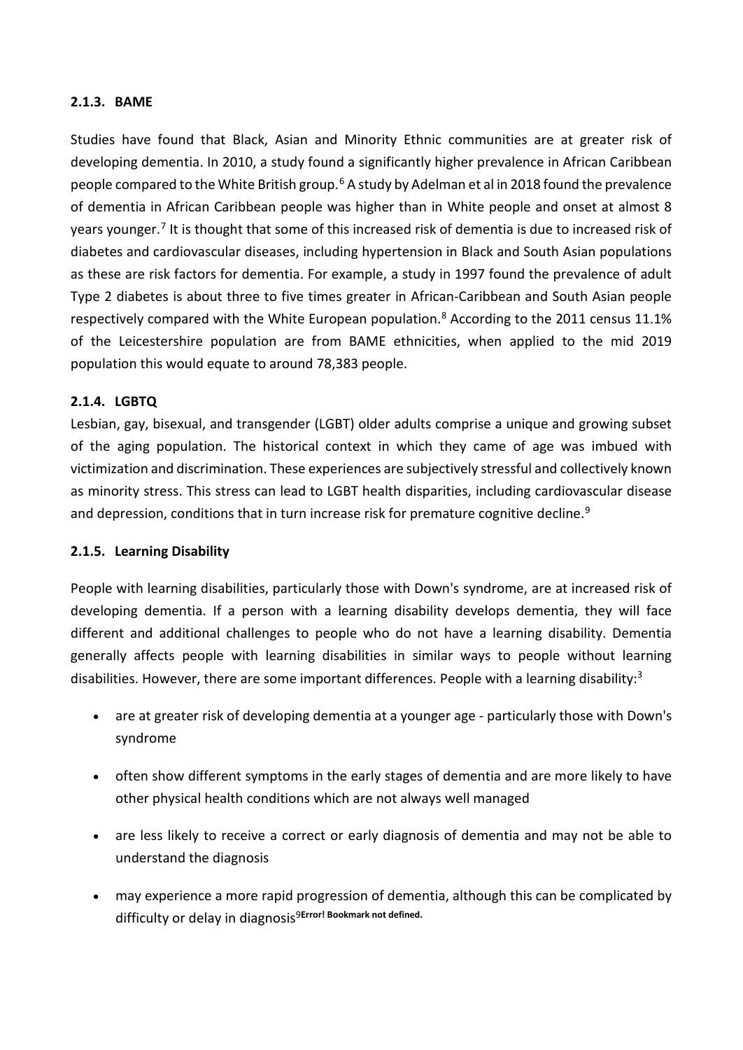### 2.1.3. BAME

Studies have found that Black, Asian and Minority Ethnic communities are at greater risk of developing dementia. In 2010, a study found a significantly higher prevalence in African Caribbean people compared to the White British group.[6] A study by Adelman et al in 2018 found the prevalence of dementia in African Caribbean people was higher than in White people and onset at almost 8 years younger.[7] It is thought that some of this increased risk of dementia is due to increased risk of diabetes and cardiovascular diseases, including hypertension in Black and South Asian populations as these are risk factors for dementia. For example, a study in 1997 found the prevalence of adult Type 2 diabetes is about three to five times greater in African-Caribbean and South Asian people respectively compared with the White European population.[8] According to the 2011 census 11.1% of the Leicestershire population are from BAME ethnicities, when applied to the mid 2019 population this would equate to around 78,383 people.

### 2.1.4. LGBTQ

Lesbian, gay, bisexual, and transgender (LGBT) older adults comprise a unique and growing subset of the aging population. The historical context in which they came of age was imbued with victimization and discrimination. These experiences are subjectively stressful and collectively known as minority stress. This stress can lead to LGBT health disparities, including cardiovascular disease and depression, conditions that in turn increase risk for premature cognitive decline.[9]

### 2.1.5. Learning Disability

People with learning disabilities, particularly those with Down's syndrome, are at increased risk of developing dementia. If a person with a learning disability develops dementia, they will face different and additional challenges to people who do not have a learning disability. Dementia generally affects people with learning disabilities in similar ways to people without learning disabilities. However, there are some important differences. People with a learning disability:[3]

- are at greater risk of developing dementia at a younger age - particularly those with Down's syndrome
- often show different symptoms in the early stages of dementia and are more likely to have other physical health conditions which are not always well managed
- are less likely to receive a correct or early diagnosis of dementia and may not be able to understand the diagnosis
- may experience a more rapid progression of dementia, although this can be complicated by difficulty or delay in diagnosis[9] **Error! Bookmark not defined.**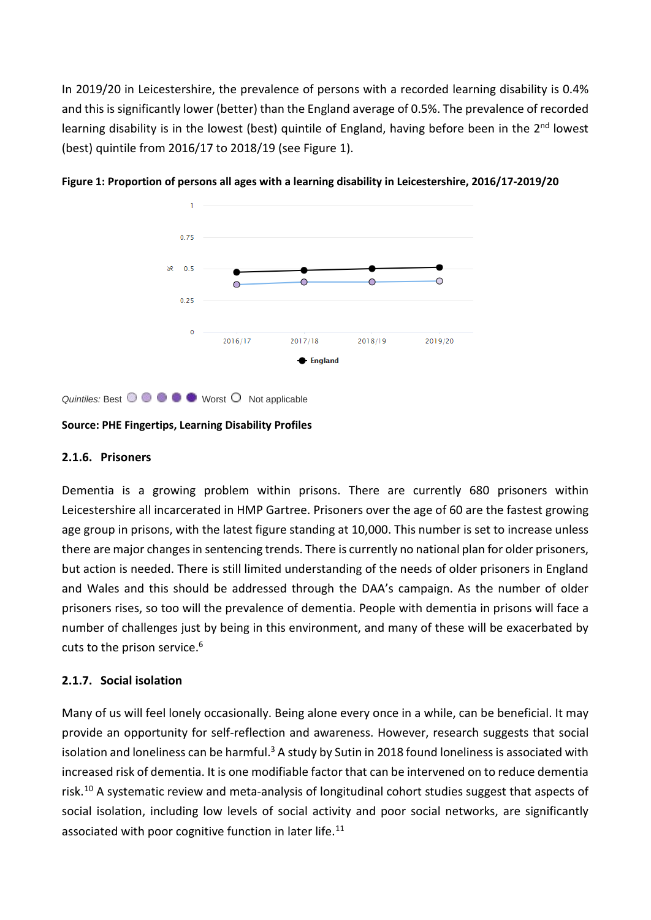In 2019/20 in Leicestershire, the prevalence of persons with a recorded learning disability is 0.4% and this is significantly lower (better) than the England average of 0.5%. The prevalence of recorded learning disability is in the lowest (best) quintile of England, having before been in the 2nd lowest (best) quintile from 2016/17 to 2018/19 (see Figure 1).

**Figure 1: Proportion of persons all ages with a learning disability in Leicestershire, 2016/17-2019/20**

*Quintiles:* Best ◯ ◯ ◯ ◯ ◯ Worst ◯ Not applicable

**Source: PHE Fingertips, Learning Disability Profiles**

### 2.1.6. Prisoners

Dementia is a growing problem within prisons. There are currently 680 prisoners within Leicestershire all incarcerated in HMP Gartree. Prisoners over the age of 60 are the fastest growing age group in prisons, with the latest figure standing at 10,000. This number is set to increase unless there are major changes in sentencing trends. There is currently no national plan for older prisoners, but action is needed. There is still limited understanding of the needs of older prisoners in England and Wales and this should be addressed through the DAA's campaign. As the number of older prisoners rises, so too will the prevalence of dementia. People with dementia in prisons will face a number of challenges just by being in this environment, and many of these will be exacerbated by cuts to the prison service.[6]

### 2.1.7. Social isolation

Many of us will feel lonely occasionally. Being alone every once in a while, can be beneficial. It may provide an opportunity for self-reflection and awareness. However, research suggests that social isolation and loneliness can be harmful.[3] A study by Sutin in 2018 found loneliness is associated with increased risk of dementia. It is one modifiable factor that can be intervened on to reduce dementia risk.[10] A systematic review and meta-analysis of longitudinal cohort studies suggest that aspects of social isolation, including low levels of social activity and poor social networks, are significantly associated with poor cognitive function in later life.[11]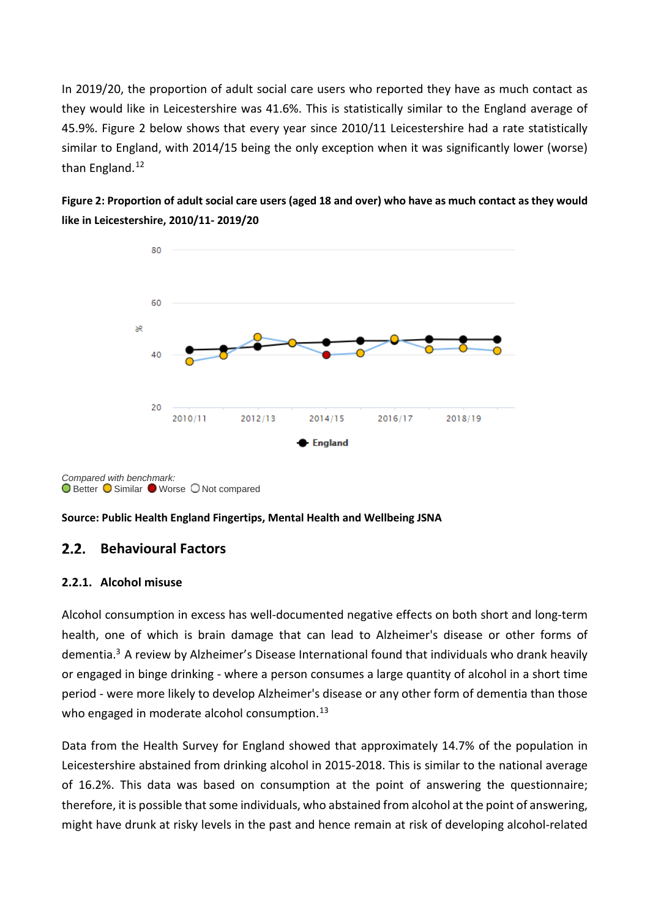In 2019/20, the proportion of adult social care users who reported they have as much contact as they would like in Leicestershire was 41.6%. This is statistically similar to the England average of 45.9%. Figure 2 below shows that every year since 2010/11 Leicestershire had a rate statistically similar to England, with 2014/15 being the only exception when it was significantly lower (worse) than England.[12]

**Figure 2: Proportion of adult social care users (aged 18 and over) who have as much contact as they would like in Leicestershire, 2010/11- 2019/20**

*Compared with benchmark:*
Better Similar Worse Not compared

**Source: Public Health England Fingertips, Mental Health and Wellbeing JSNA**

## 2.2. Behavioural Factors

### 2.2.1. Alcohol misuse

Alcohol consumption in excess has well-documented negative effects on both short and long-term health, one of which is brain damage that can lead to Alzheimer's disease or other forms of dementia.[3] A review by Alzheimer's Disease International found that individuals who drank heavily or engaged in binge drinking - where a person consumes a large quantity of alcohol in a short time period - were more likely to develop Alzheimer's disease or any other form of dementia than those who engaged in moderate alcohol consumption.[13]

Data from the Health Survey for England showed that approximately 14.7% of the population in Leicestershire abstained from drinking alcohol in 2015-2018. This is similar to the national average of 16.2%. This data was based on consumption at the point of answering the questionnaire; therefore, it is possible that some individuals, who abstained from alcohol at the point of answering, might have drunk at risky levels in the past and hence remain at risk of developing alcohol-related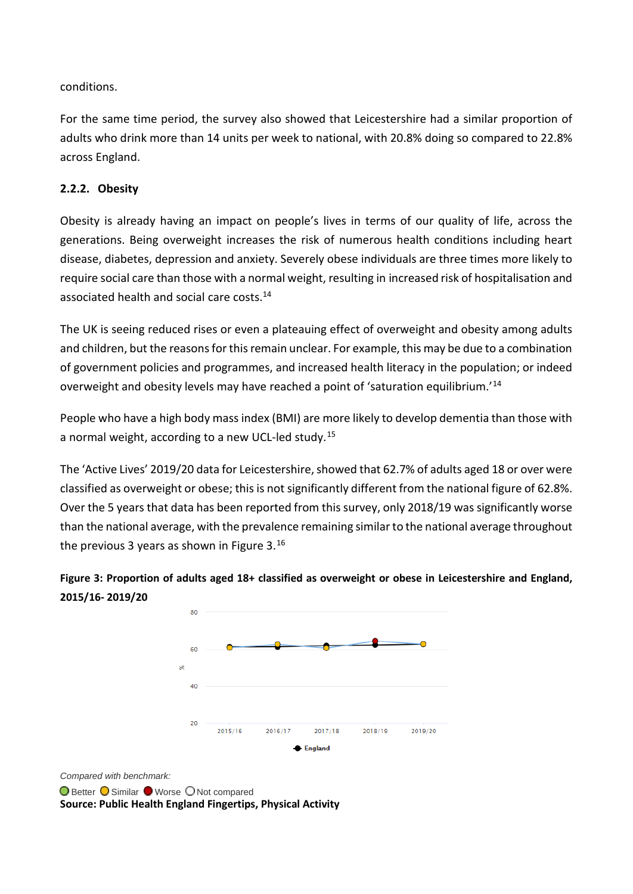conditions.

For the same time period, the survey also showed that Leicestershire had a similar proportion of adults who drink more than 14 units per week to national, with 20.8% doing so compared to 22.8% across England.

### 2.2.2. Obesity

Obesity is already having an impact on people's lives in terms of our quality of life, across the generations. Being overweight increases the risk of numerous health conditions including heart disease, diabetes, depression and anxiety. Severely obese individuals are three times more likely to require social care than those with a normal weight, resulting in increased risk of hospitalisation and associated health and social care costs.[14]

The UK is seeing reduced rises or even a plateauing effect of overweight and obesity among adults and children, but the reasons for this remain unclear. For example, this may be due to a combination of government policies and programmes, and increased health literacy in the population; or indeed overweight and obesity levels may have reached a point of 'saturation equilibrium.'[14]

People who have a high body mass index (BMI) are more likely to develop dementia than those with a normal weight, according to a new UCL-led study.[15]

The 'Active Lives' 2019/20 data for Leicestershire, showed that 62.7% of adults aged 18 or over were classified as overweight or obese; this is not significantly different from the national figure of 62.8%. Over the 5 years that data has been reported from this survey, only 2018/19 was significantly worse than the national average, with the prevalence remaining similar to the national average throughout the previous 3 years as shown in Figure 3.[16]

**Figure 3: Proportion of adults aged 18+ classified as overweight or obese in Leicestershire and England, 2015/16- 2019/20**

*Compared with benchmark:*

Better Similar Worse Not compared

**Source: Public Health England Fingertips, Physical Activity**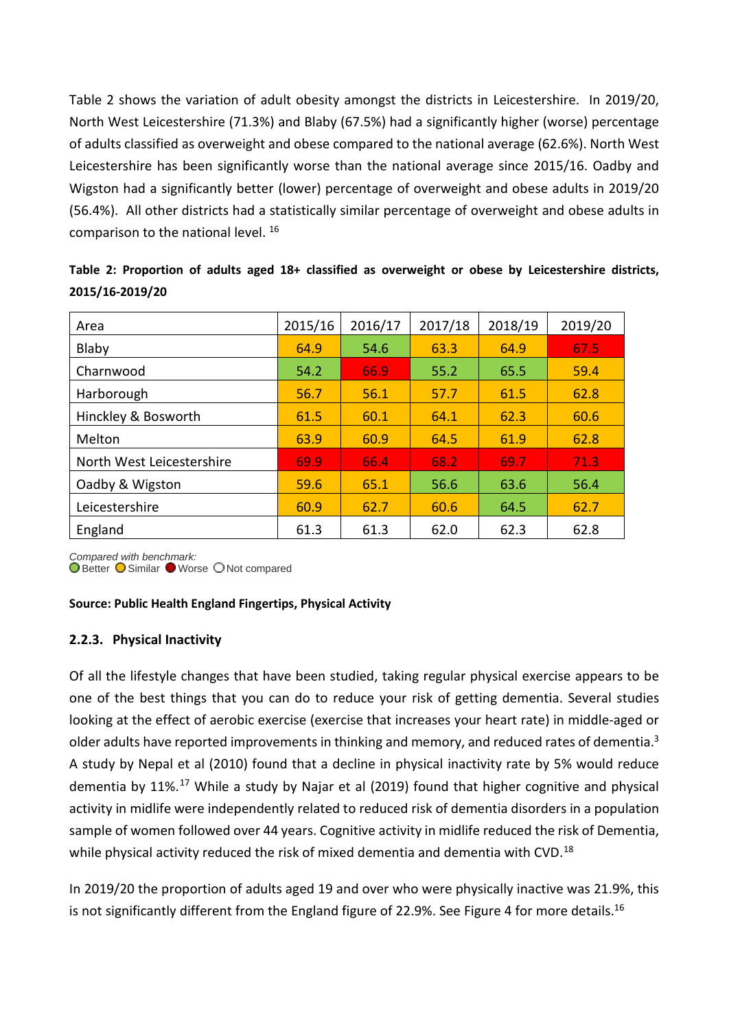Table 2 shows the variation of adult obesity amongst the districts in Leicestershire. In 2019/20, North West Leicestershire (71.3%) and Blaby (67.5%) had a significantly higher (worse) percentage of adults classified as overweight and obese compared to the national average (62.6%). North West Leicestershire has been significantly worse than the national average since 2015/16. Oadby and Wigston had a significantly better (lower) percentage of overweight and obese adults in 2019/20 (56.4%). All other districts had a statistically similar percentage of overweight and obese adults in comparison to the national level. [16]

**Table 2: Proportion of adults aged 18+ classified as overweight or obese by Leicestershire districts, 2015/16-2019/20**

| Area | 2015/16 | 2016/17 | 2017/18 | 2018/19 | 2019/20 |
|---|---|---|---|---|---|
| Blaby | 64.9 | 54.6 | 63.3 | 64.9 | 67.5 |
| Charnwood | 54.2 | 66.9 | 55.2 | 65.5 | 59.4 |
| Harborough | 56.7 | 56.1 | 57.7 | 61.5 | 62.8 |
| Hinckley & Bosworth | 61.5 | 60.1 | 64.1 | 62.3 | 60.6 |
| Melton | 63.9 | 60.9 | 64.5 | 61.9 | 62.8 |
| North West Leicestershire | 69.9 | 66.4 | 68.2 | 69.7 | 71.3 |
| Oadby & Wigston | 59.6 | 65.1 | 56.6 | 63.6 | 56.4 |
| Leicestershire | 60.9 | 62.7 | 60.6 | 64.5 | 62.7 |
| England | 61.3 | 61.3 | 62.0 | 62.3 | 62.8 |

*Compared with benchmark:*
Better  Similar  Worse  Not compared

**Source: Public Health England Fingertips, Physical Activity**

### 2.2.3. Physical Inactivity

Of all the lifestyle changes that have been studied, taking regular physical exercise appears to be one of the best things that you can do to reduce your risk of getting dementia. Several studies looking at the effect of aerobic exercise (exercise that increases your heart rate) in middle-aged or older adults have reported improvements in thinking and memory, and reduced rates of dementia.[3] A study by Nepal et al (2010) found that a decline in physical inactivity rate by 5% would reduce dementia by 11%.[17] While a study by Najar et al (2019) found that higher cognitive and physical activity in midlife were independently related to reduced risk of dementia disorders in a population sample of women followed over 44 years. Cognitive activity in midlife reduced the risk of Dementia, while physical activity reduced the risk of mixed dementia and dementia with CVD.[18]

In 2019/20 the proportion of adults aged 19 and over who were physically inactive was 21.9%, this is not significantly different from the England figure of 22.9%. See Figure 4 for more details.[16]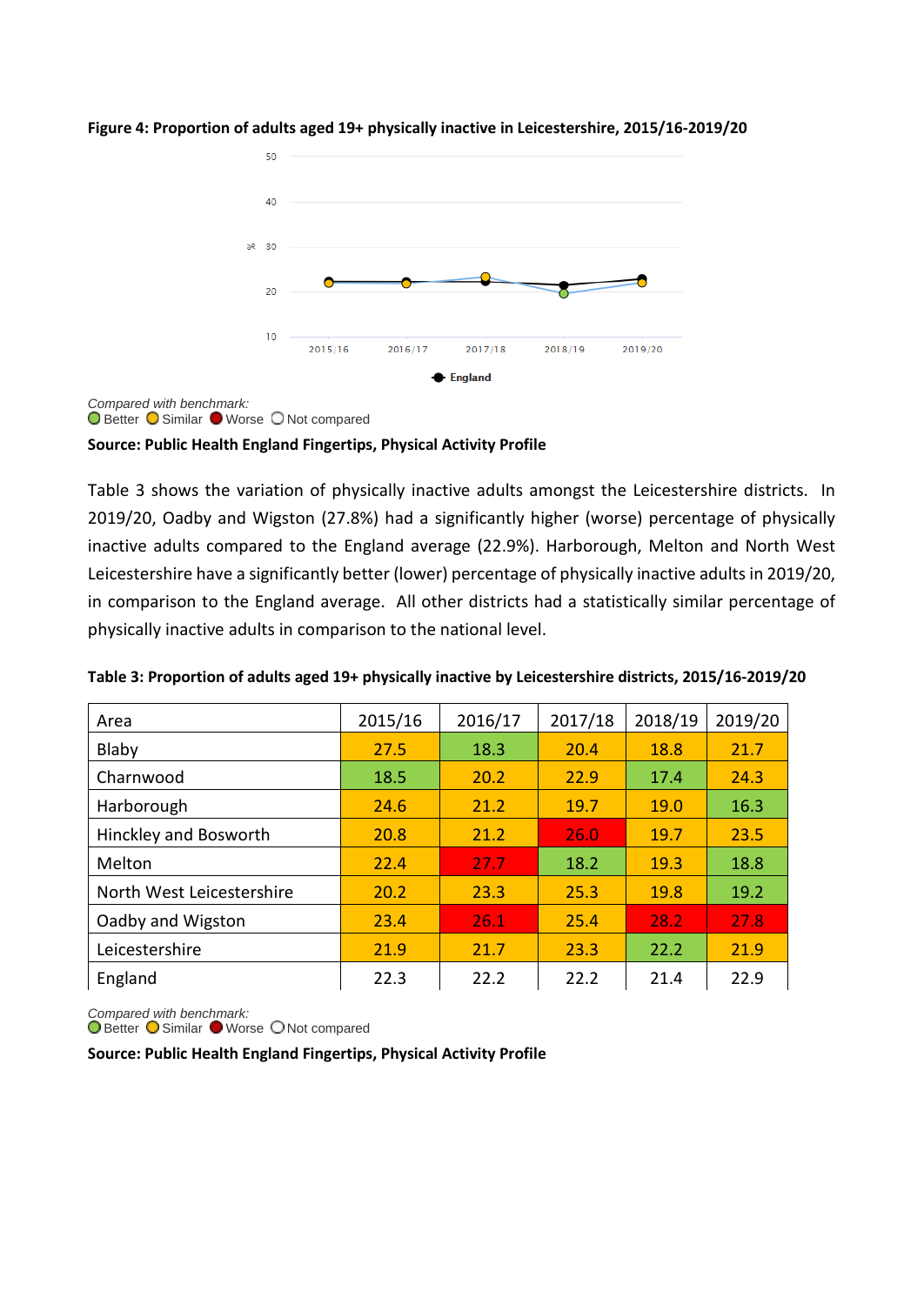**Figure 4: Proportion of adults aged 19+ physically inactive in Leicestershire, 2015/16-2019/20**

*Compared with benchmark:*
Better Similar Worse Not compared

**Source: Public Health England Fingertips, Physical Activity Profile**

Table 3 shows the variation of physically inactive adults amongst the Leicestershire districts. In 2019/20, Oadby and Wigston (27.8%) had a significantly higher (worse) percentage of physically inactive adults compared to the England average (22.9%). Harborough, Melton and North West Leicestershire have a significantly better (lower) percentage of physically inactive adults in 2019/20, in comparison to the England average. All other districts had a statistically similar percentage of physically inactive adults in comparison to the national level.

**Table 3: Proportion of adults aged 19+ physically inactive by Leicestershire districts, 2015/16-2019/20**

| Area | 2015/16 | 2016/17 | 2017/18 | 2018/19 | 2019/20 |
|---|---|---|---|---|---|
| Blaby | 27.5 | 18.3 | 20.4 | 18.8 | 21.7 |
| Charnwood | 18.5 | 20.2 | 22.9 | 17.4 | 24.3 |
| Harborough | 24.6 | 21.2 | 19.7 | 19.0 | 16.3 |
| Hinckley and Bosworth | 20.8 | 21.2 | 26.0 | 19.7 | 23.5 |
| Melton | 22.4 | 27.7 | 18.2 | 19.3 | 18.8 |
| North West Leicestershire | 20.2 | 23.3 | 25.3 | 19.8 | 19.2 |
| Oadby and Wigston | 23.4 | 26.1 | 25.4 | 28.2 | 27.8 |
| Leicestershire | 21.9 | 21.7 | 23.3 | 22.2 | 21.9 |
| England | 22.3 | 22.2 | 22.2 | 21.4 | 22.9 |

*Compared with benchmark:*
Better Similar Worse Not compared

**Source: Public Health England Fingertips, Physical Activity Profile**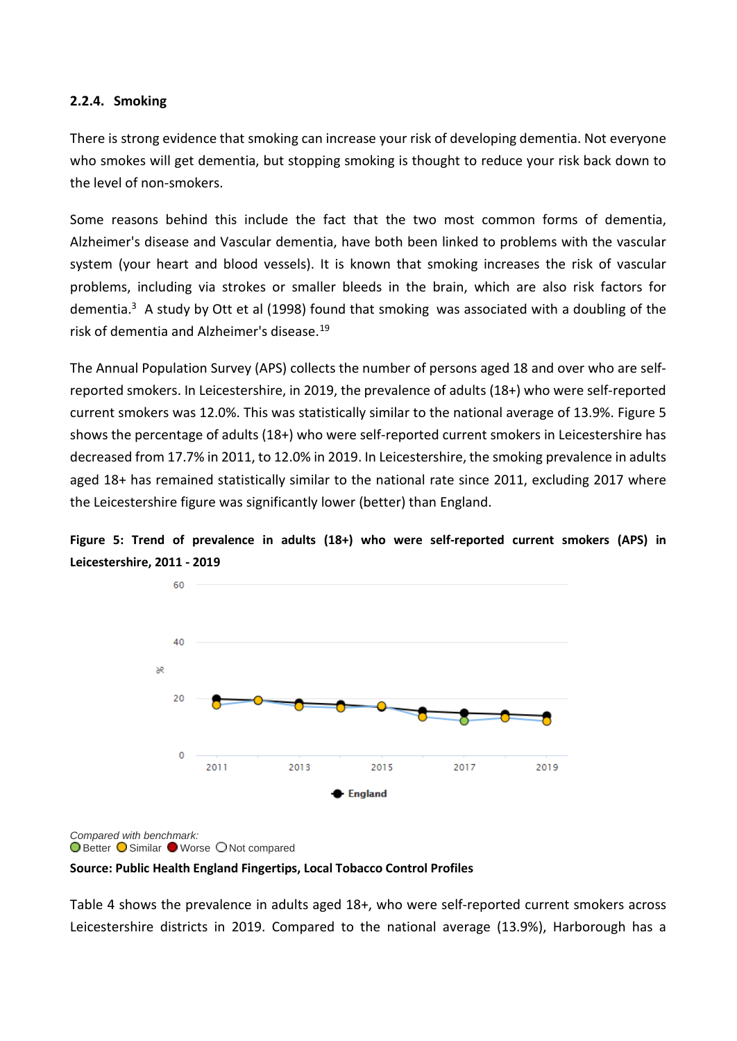### 2.2.4. Smoking

There is strong evidence that smoking can increase your risk of developing dementia. Not everyone who smokes will get dementia, but stopping smoking is thought to reduce your risk back down to the level of non-smokers.

Some reasons behind this include the fact that the two most common forms of dementia, Alzheimer's disease and Vascular dementia, have both been linked to problems with the vascular system (your heart and blood vessels). It is known that smoking increases the risk of vascular problems, including via strokes or smaller bleeds in the brain, which are also risk factors for dementia.[3] A study by Ott et al (1998) found that smoking was associated with a doubling of the risk of dementia and Alzheimer's disease.[19]

The Annual Population Survey (APS) collects the number of persons aged 18 and over who are self-reported smokers. In Leicestershire, in 2019, the prevalence of adults (18+) who were self-reported current smokers was 12.0%. This was statistically similar to the national average of 13.9%. Figure 5 shows the percentage of adults (18+) who were self-reported current smokers in Leicestershire has decreased from 17.7% in 2011, to 12.0% in 2019. In Leicestershire, the smoking prevalence in adults aged 18+ has remained statistically similar to the national rate since 2011, excluding 2017 where the Leicestershire figure was significantly lower (better) than England.

**Figure 5: Trend of prevalence in adults (18+) who were self-reported current smokers (APS) in Leicestershire, 2011 - 2019**

*Compared with benchmark:*
Better Similar Worse Not compared

**Source: Public Health England Fingertips, Local Tobacco Control Profiles**

Table 4 shows the prevalence in adults aged 18+, who were self-reported current smokers across Leicestershire districts in 2019. Compared to the national average (13.9%), Harborough has a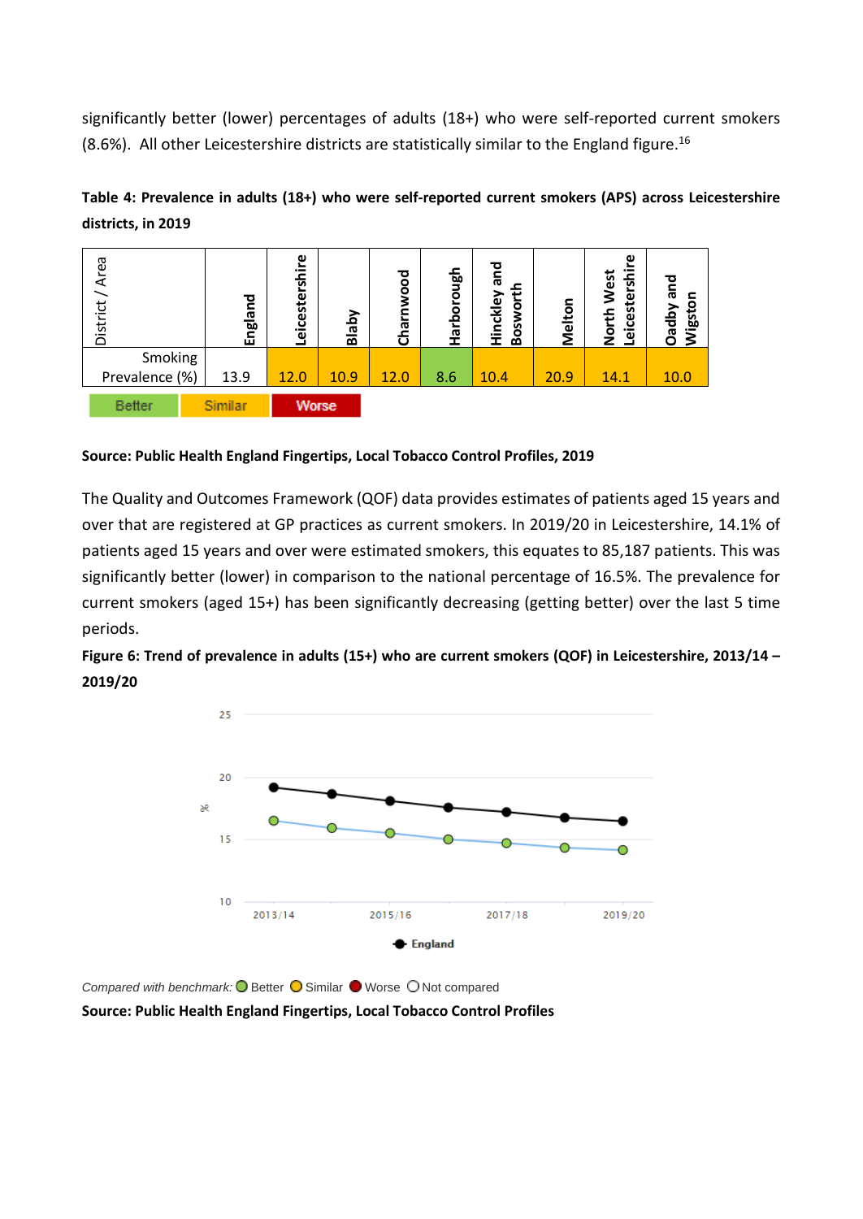significantly better (lower) percentages of adults (18+) who were self-reported current smokers (8.6%). All other Leicestershire districts are statistically similar to the England figure.[16]

**Table 4: Prevalence in adults (18+) who were self-reported current smokers (APS) across Leicestershire districts, in 2019**

| District / Area | England | Leicestershire | Blaby | Charnwood | Harborough | Hinckley and Bosworth | Melton | North West Leicestershire | Oadby and Wigston |
|---|---|---|---|---|---|---|---|---|---|
| Smoking Prevalence (%) | 13.9 | 12.0 | 10.9 | 12.0 | 8.6 | 10.4 | 20.9 | 14.1 | 10.0 |

Better | Similar | Worse

**Source: Public Health England Fingertips, Local Tobacco Control Profiles, 2019**

The Quality and Outcomes Framework (QOF) data provides estimates of patients aged 15 years and over that are registered at GP practices as current smokers. In 2019/20 in Leicestershire, 14.1% of patients aged 15 years and over were estimated smokers, this equates to 85,187 patients. This was significantly better (lower) in comparison to the national percentage of 16.5%. The prevalence for current smokers (aged 15+) has been significantly decreasing (getting better) over the last 5 time periods.

**Figure 6: Trend of prevalence in adults (15+) who are current smokers (QOF) in Leicestershire, 2013/14 – 2019/20**

*Compared with benchmark:* Better Similar Worse Not compared

**Source: Public Health England Fingertips, Local Tobacco Control Profiles**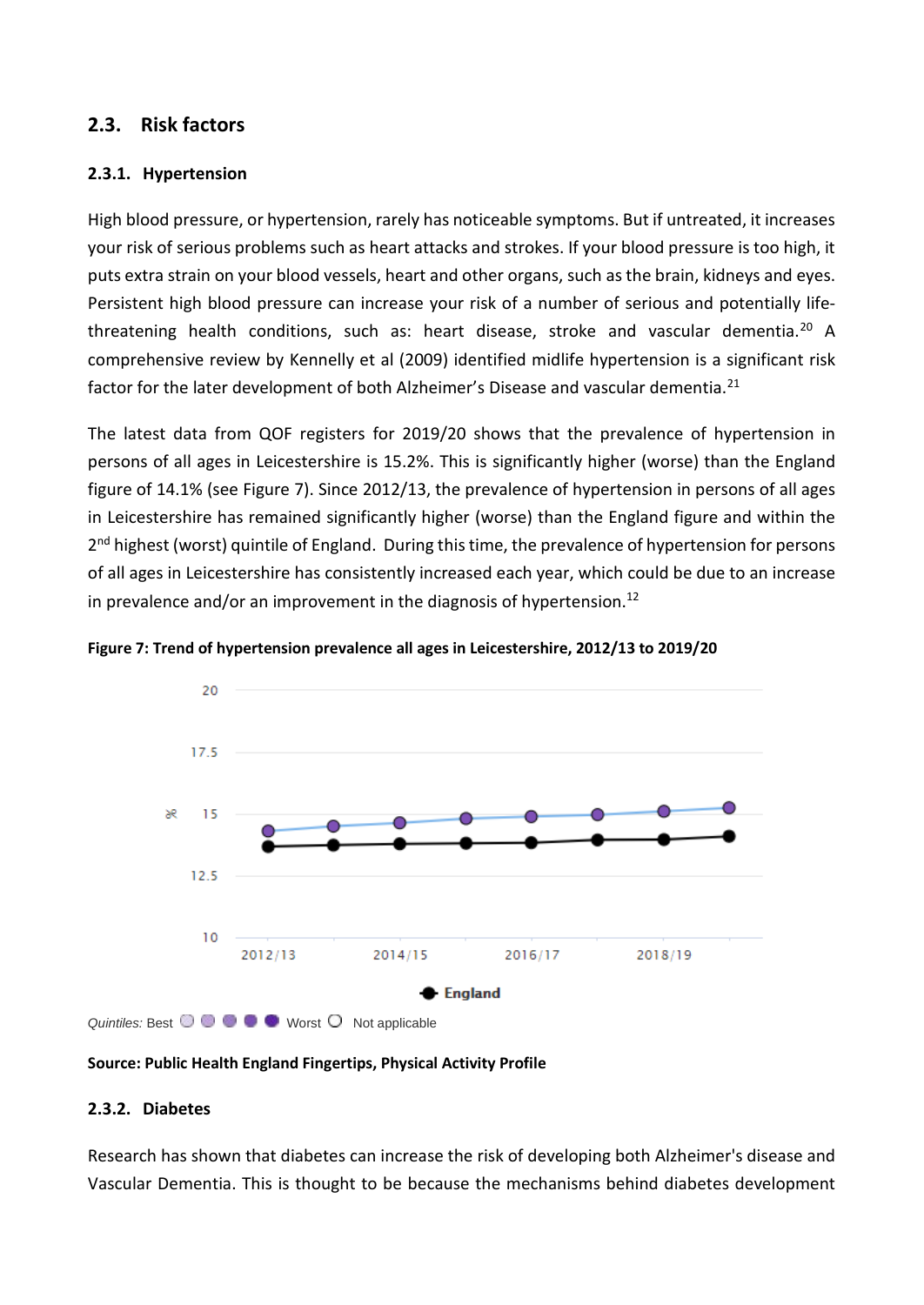## 2.3. Risk factors

### 2.3.1. Hypertension

High blood pressure, or hypertension, rarely has noticeable symptoms. But if untreated, it increases your risk of serious problems such as heart attacks and strokes. If your blood pressure is too high, it puts extra strain on your blood vessels, heart and other organs, such as the brain, kidneys and eyes. Persistent high blood pressure can increase your risk of a number of serious and potentially life-threatening health conditions, such as: heart disease, stroke and vascular dementia.[20] A comprehensive review by Kennelly et al (2009) identified midlife hypertension is a significant risk factor for the later development of both Alzheimer's Disease and vascular dementia.[21]

The latest data from QOF registers for 2019/20 shows that the prevalence of hypertension in persons of all ages in Leicestershire is 15.2%. This is significantly higher (worse) than the England figure of 14.1% (see Figure 7). Since 2012/13, the prevalence of hypertension in persons of all ages in Leicestershire has remained significantly higher (worse) than the England figure and within the 2nd highest (worst) quintile of England. During this time, the prevalence of hypertension for persons of all ages in Leicestershire has consistently increased each year, which could be due to an increase in prevalence and/or an improvement in the diagnosis of hypertension.[12]

**Figure 7: Trend of hypertension prevalence all ages in Leicestershire, 2012/13 to 2019/20**

*Quintiles:* Best Worst Not applicable

**Source: Public Health England Fingertips, Physical Activity Profile**

### 2.3.2. Diabetes

Research has shown that diabetes can increase the risk of developing both Alzheimer's disease and Vascular Dementia. This is thought to be because the mechanisms behind diabetes development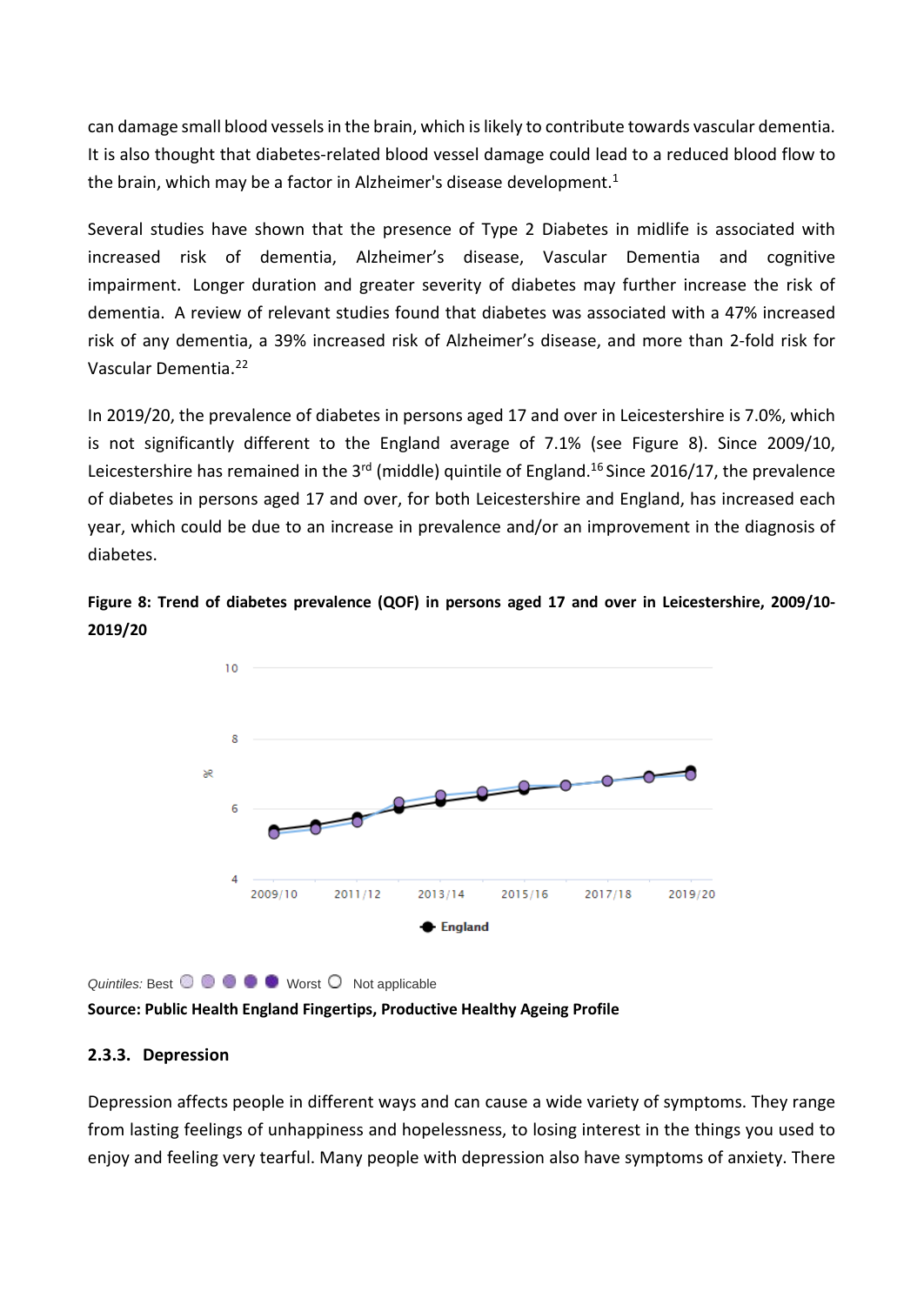can damage small blood vessels in the brain, which is likely to contribute towards vascular dementia. It is also thought that diabetes-related blood vessel damage could lead to a reduced blood flow to the brain, which may be a factor in Alzheimer's disease development.[1]

Several studies have shown that the presence of Type 2 Diabetes in midlife is associated with increased risk of dementia, Alzheimer's disease, Vascular Dementia and cognitive impairment. Longer duration and greater severity of diabetes may further increase the risk of dementia. A review of relevant studies found that diabetes was associated with a 47% increased risk of any dementia, a 39% increased risk of Alzheimer's disease, and more than 2-fold risk for Vascular Dementia.[22]

In 2019/20, the prevalence of diabetes in persons aged 17 and over in Leicestershire is 7.0%, which is not significantly different to the England average of 7.1% (see Figure 8). Since 2009/10, Leicestershire has remained in the 3rd (middle) quintile of England.[16] Since 2016/17, the prevalence of diabetes in persons aged 17 and over, for both Leicestershire and England, has increased each year, which could be due to an increase in prevalence and/or an improvement in the diagnosis of diabetes.

**Figure 8: Trend of diabetes prevalence (QOF) in persons aged 17 and over in Leicestershire, 2009/10-2019/20**

*Quintiles:* Best ○ ● ● ● ● Worst ○ Not applicable

**Source: Public Health England Fingertips, Productive Healthy Ageing Profile**

### 2.3.3. Depression

Depression affects people in different ways and can cause a wide variety of symptoms. They range from lasting feelings of unhappiness and hopelessness, to losing interest in the things you used to enjoy and feeling very tearful. Many people with depression also have symptoms of anxiety. There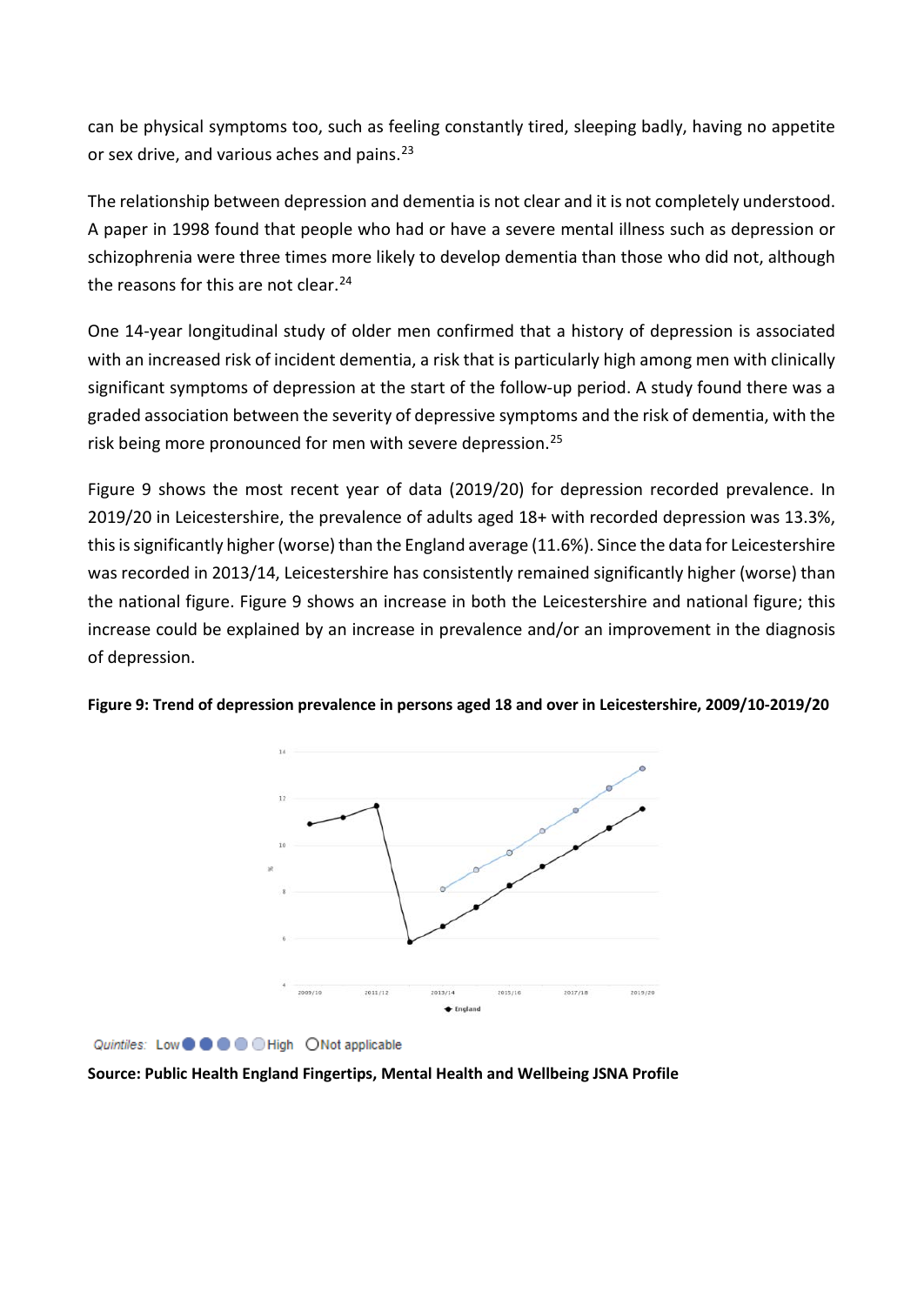can be physical symptoms too, such as feeling constantly tired, sleeping badly, having no appetite or sex drive, and various aches and pains.[23]

The relationship between depression and dementia is not clear and it is not completely understood. A paper in 1998 found that people who had or have a severe mental illness such as depression or schizophrenia were three times more likely to develop dementia than those who did not, although the reasons for this are not clear.[24]

One 14-year longitudinal study of older men confirmed that a history of depression is associated with an increased risk of incident dementia, a risk that is particularly high among men with clinically significant symptoms of depression at the start of the follow-up period. A study found there was a graded association between the severity of depressive symptoms and the risk of dementia, with the risk being more pronounced for men with severe depression.[25]

Figure 9 shows the most recent year of data (2019/20) for depression recorded prevalence. In 2019/20 in Leicestershire, the prevalence of adults aged 18+ with recorded depression was 13.3%, this is significantly higher (worse) than the England average (11.6%). Since the data for Leicestershire was recorded in 2013/14, Leicestershire has consistently remained significantly higher (worse) than the national figure. Figure 9 shows an increase in both the Leicestershire and national figure; this increase could be explained by an increase in prevalence and/or an improvement in the diagnosis of depression.

**Figure 9: Trend of depression prevalence in persons aged 18 and over in Leicestershire, 2009/10-2019/20**

*Quintiles:* Low ● ● ● ● ○ High ○ Not applicable

**Source: Public Health England Fingertips, Mental Health and Wellbeing JSNA Profile**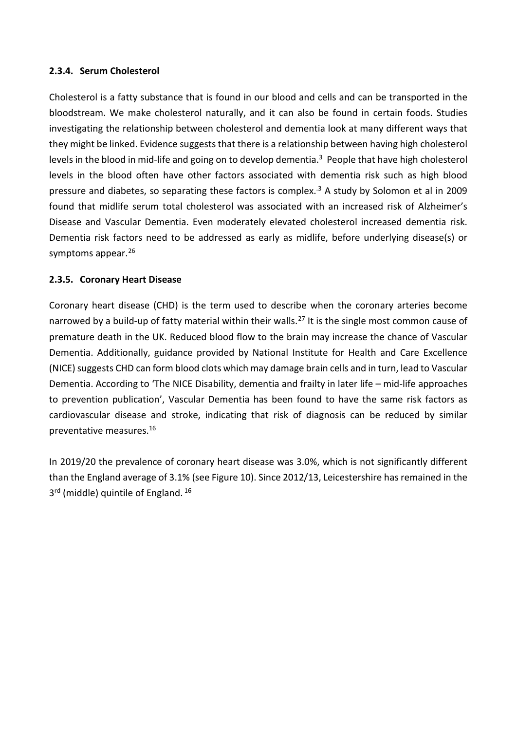### 2.3.4. Serum Cholesterol

Cholesterol is a fatty substance that is found in our blood and cells and can be transported in the bloodstream. We make cholesterol naturally, and it can also be found in certain foods. Studies investigating the relationship between cholesterol and dementia look at many different ways that they might be linked. Evidence suggests that there is a relationship between having high cholesterol levels in the blood in mid-life and going on to develop dementia.[3] People that have high cholesterol levels in the blood often have other factors associated with dementia risk such as high blood pressure and diabetes, so separating these factors is complex.[3] A study by Solomon et al in 2009 found that midlife serum total cholesterol was associated with an increased risk of Alzheimer's Disease and Vascular Dementia. Even moderately elevated cholesterol increased dementia risk. Dementia risk factors need to be addressed as early as midlife, before underlying disease(s) or symptoms appear.[26]

### 2.3.5. Coronary Heart Disease

Coronary heart disease (CHD) is the term used to describe when the coronary arteries become narrowed by a build-up of fatty material within their walls.[27] It is the single most common cause of premature death in the UK. Reduced blood flow to the brain may increase the chance of Vascular Dementia. Additionally, guidance provided by National Institute for Health and Care Excellence (NICE) suggests CHD can form blood clots which may damage brain cells and in turn, lead to Vascular Dementia. According to 'The NICE Disability, dementia and frailty in later life – mid-life approaches to prevention publication', Vascular Dementia has been found to have the same risk factors as cardiovascular disease and stroke, indicating that risk of diagnosis can be reduced by similar preventative measures.[16]

In 2019/20 the prevalence of coronary heart disease was 3.0%, which is not significantly different than the England average of 3.1% (see Figure 10). Since 2012/13, Leicestershire has remained in the 3rd (middle) quintile of England.[16]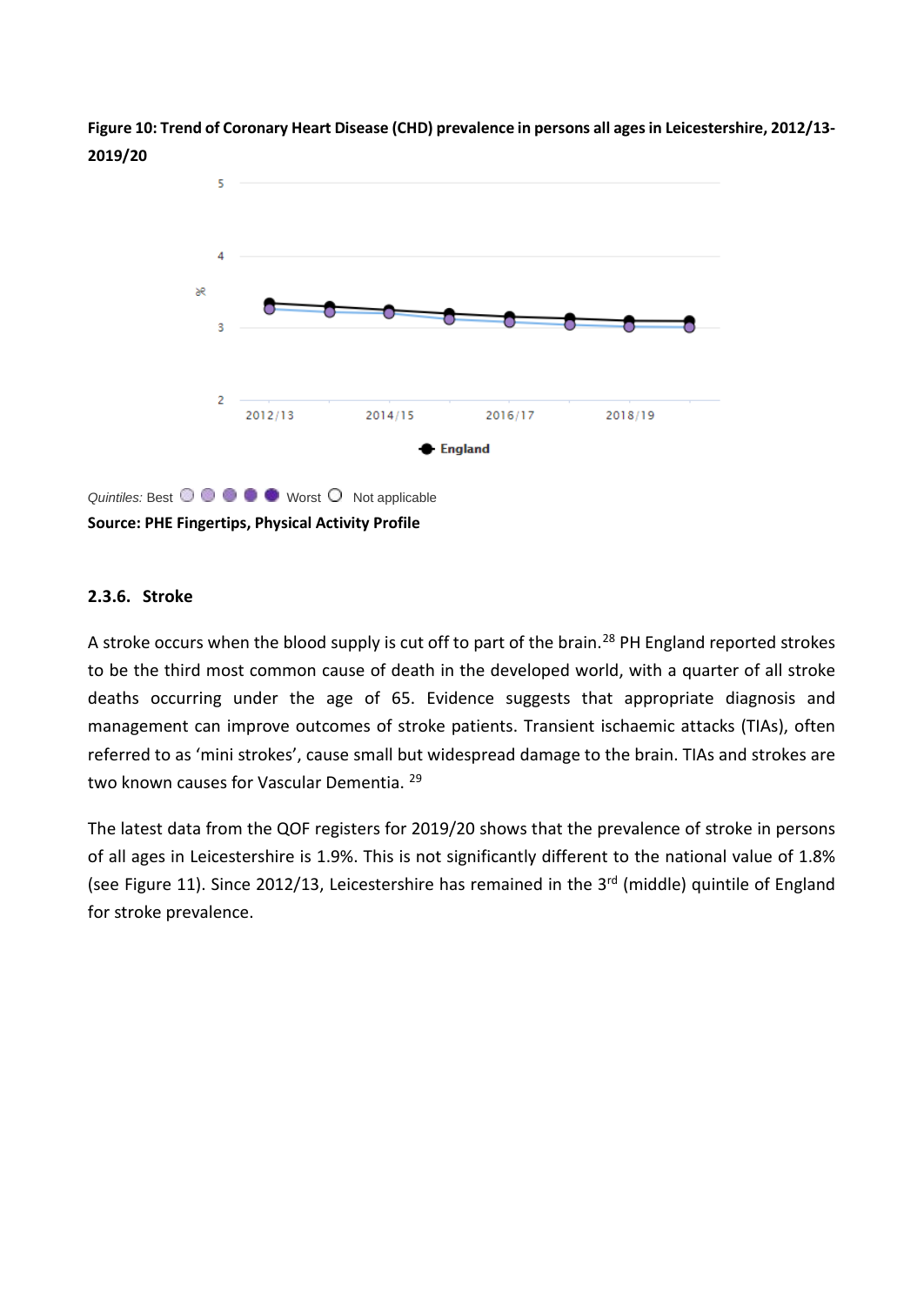**Figure 10: Trend of Coronary Heart Disease (CHD) prevalence in persons all ages in Leicestershire, 2012/13-2019/20**

*Quintiles:* Best ○ ○ ○ ○ ○ Worst ○ Not applicable

**Source: PHE Fingertips, Physical Activity Profile**

### 2.3.6. Stroke

A stroke occurs when the blood supply is cut off to part of the brain.[28] PH England reported strokes to be the third most common cause of death in the developed world, with a quarter of all stroke deaths occurring under the age of 65. Evidence suggests that appropriate diagnosis and management can improve outcomes of stroke patients. Transient ischaemic attacks (TIAs), often referred to as 'mini strokes', cause small but widespread damage to the brain. TIAs and strokes are two known causes for Vascular Dementia. [29]

The latest data from the QOF registers for 2019/20 shows that the prevalence of stroke in persons of all ages in Leicestershire is 1.9%. This is not significantly different to the national value of 1.8% (see Figure 11). Since 2012/13, Leicestershire has remained in the 3rd (middle) quintile of England for stroke prevalence.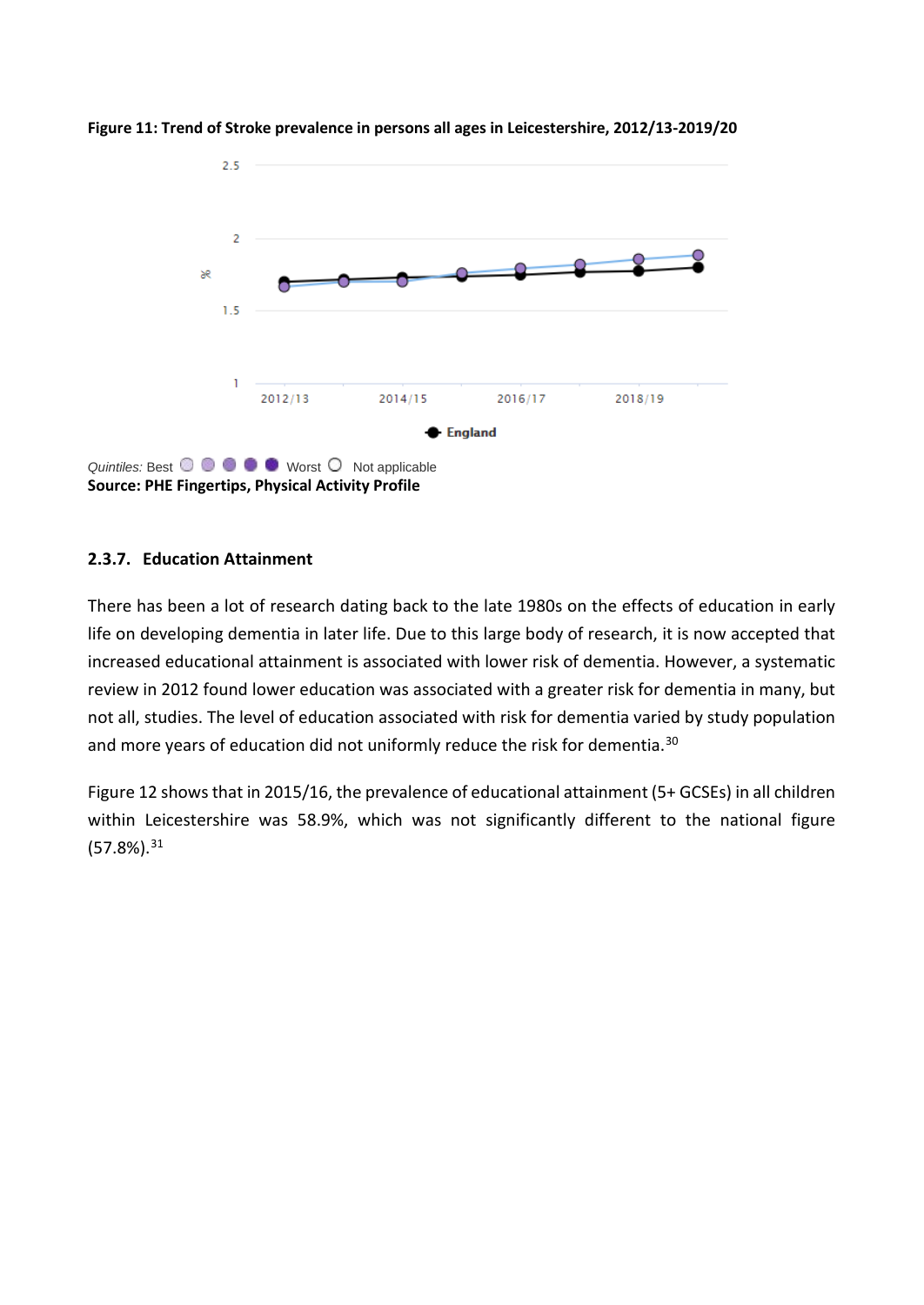**Figure 11: Trend of Stroke prevalence in persons all ages in Leicestershire, 2012/13-2019/20**

*Quintiles:* Best ○ ● ● ● ● Worst ○ Not applicable

**Source: PHE Fingertips, Physical Activity Profile**

### 2.3.7. Education Attainment

There has been a lot of research dating back to the late 1980s on the effects of education in early life on developing dementia in later life. Due to this large body of research, it is now accepted that increased educational attainment is associated with lower risk of dementia. However, a systematic review in 2012 found lower education was associated with a greater risk for dementia in many, but not all, studies. The level of education associated with risk for dementia varied by study population and more years of education did not uniformly reduce the risk for dementia.[30]

Figure 12 shows that in 2015/16, the prevalence of educational attainment (5+ GCSEs) in all children within Leicestershire was 58.9%, which was not significantly different to the national figure (57.8%).[31]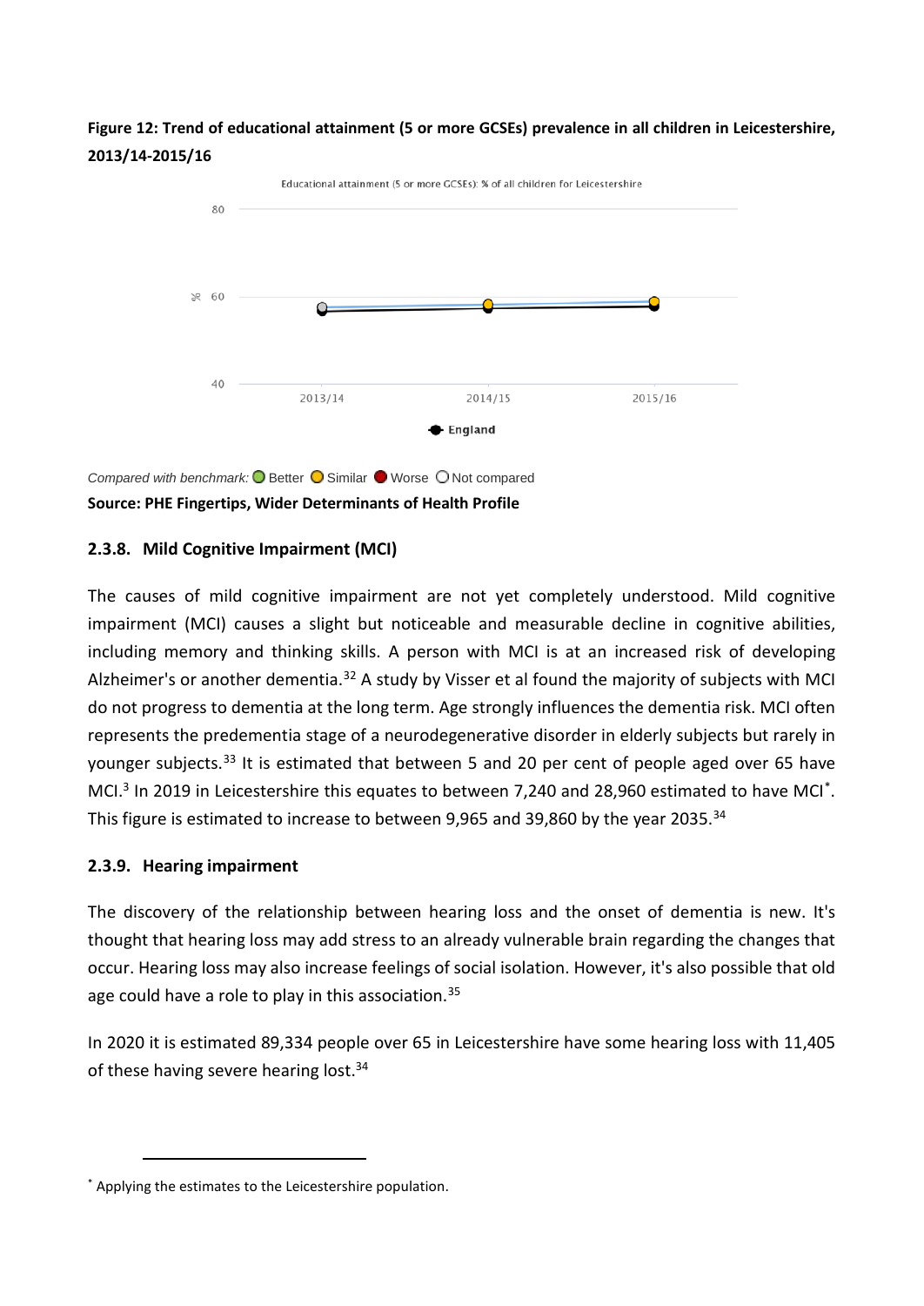**Figure 12: Trend of educational attainment (5 or more GCSEs) prevalence in all children in Leicestershire, 2013/14-2015/16**

*Compared with benchmark:* Better Similar Worse Not compared

**Source: PHE Fingertips, Wider Determinants of Health Profile**

### 2.3.8. Mild Cognitive Impairment (MCI)

The causes of mild cognitive impairment are not yet completely understood. Mild cognitive impairment (MCI) causes a slight but noticeable and measurable decline in cognitive abilities, including memory and thinking skills. A person with MCI is at an increased risk of developing Alzheimer's or another dementia.[32] A study by Visser et al found the majority of subjects with MCI do not progress to dementia at the long term. Age strongly influences the dementia risk. MCI often represents the predementia stage of a neurodegenerative disorder in elderly subjects but rarely in younger subjects.[33] It is estimated that between 5 and 20 per cent of people aged over 65 have MCI.[3] In 2019 in Leicestershire this equates to between 7,240 and 28,960 estimated to have MCI[*]. This figure is estimated to increase to between 9,965 and 39,860 by the year 2035.[34]

### 2.3.9. Hearing impairment

The discovery of the relationship between hearing loss and the onset of dementia is new. It's thought that hearing loss may add stress to an already vulnerable brain regarding the changes that occur. Hearing loss may also increase feelings of social isolation. However, it's also possible that old age could have a role to play in this association.[35]

In 2020 it is estimated 89,334 people over 65 in Leicestershire have some hearing loss with 11,405 of these having severe hearing lost.[34]

---

[*] Applying the estimates to the Leicestershire population.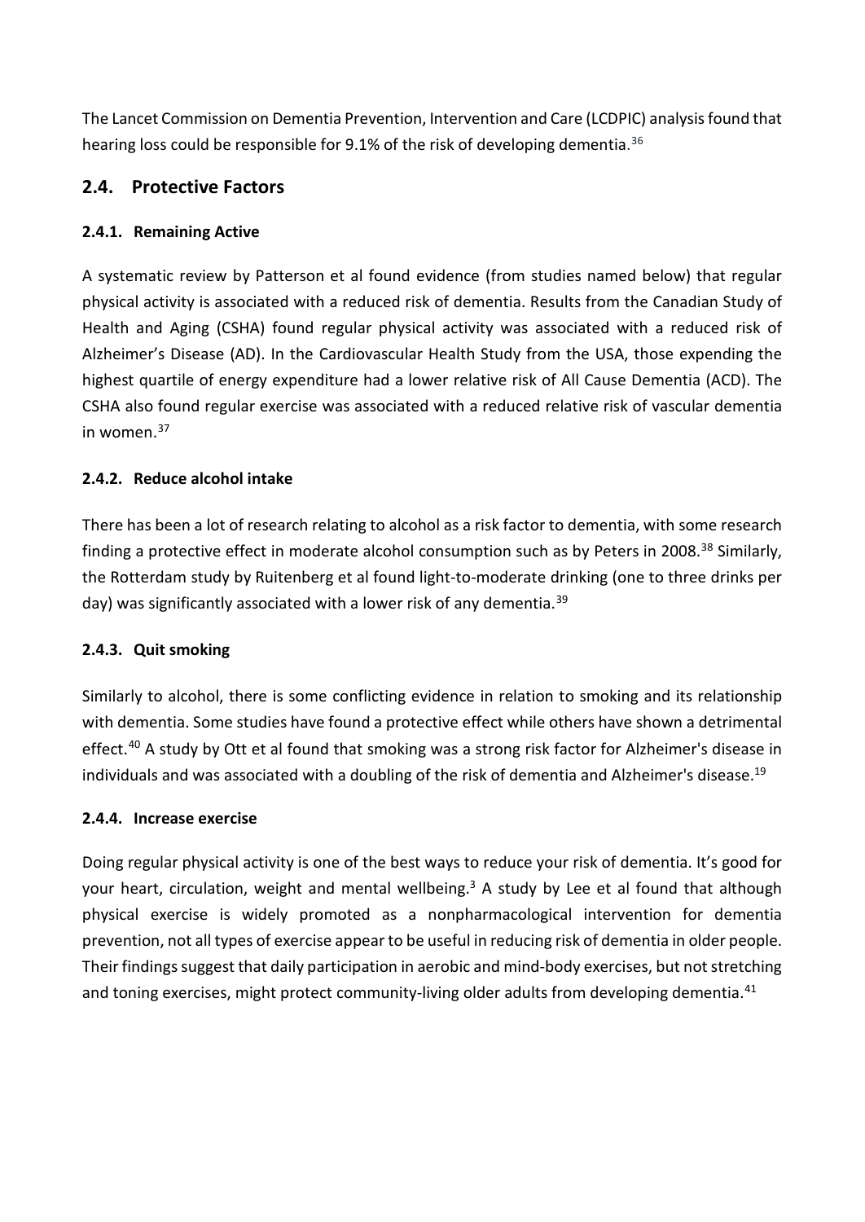The Lancet Commission on Dementia Prevention, Intervention and Care (LCDPIC) analysis found that hearing loss could be responsible for 9.1% of the risk of developing dementia.[36]

## 2.4. Protective Factors

### 2.4.1. Remaining Active

A systematic review by Patterson et al found evidence (from studies named below) that regular physical activity is associated with a reduced risk of dementia. Results from the Canadian Study of Health and Aging (CSHA) found regular physical activity was associated with a reduced risk of Alzheimer's Disease (AD). In the Cardiovascular Health Study from the USA, those expending the highest quartile of energy expenditure had a lower relative risk of All Cause Dementia (ACD). The CSHA also found regular exercise was associated with a reduced relative risk of vascular dementia in women.[37]

### 2.4.2. Reduce alcohol intake

There has been a lot of research relating to alcohol as a risk factor to dementia, with some research finding a protective effect in moderate alcohol consumption such as by Peters in 2008.[38] Similarly, the Rotterdam study by Ruitenberg et al found light-to-moderate drinking (one to three drinks per day) was significantly associated with a lower risk of any dementia.[39]

### 2.4.3. Quit smoking

Similarly to alcohol, there is some conflicting evidence in relation to smoking and its relationship with dementia. Some studies have found a protective effect while others have shown a detrimental effect.[40] A study by Ott et al found that smoking was a strong risk factor for Alzheimer's disease in individuals and was associated with a doubling of the risk of dementia and Alzheimer's disease.[19]

### 2.4.4. Increase exercise

Doing regular physical activity is one of the best ways to reduce your risk of dementia. It's good for your heart, circulation, weight and mental wellbeing.[3] A study by Lee et al found that although physical exercise is widely promoted as a nonpharmacological intervention for dementia prevention, not all types of exercise appear to be useful in reducing risk of dementia in older people. Their findings suggest that daily participation in aerobic and mind-body exercises, but not stretching and toning exercises, might protect community-living older adults from developing dementia.[41]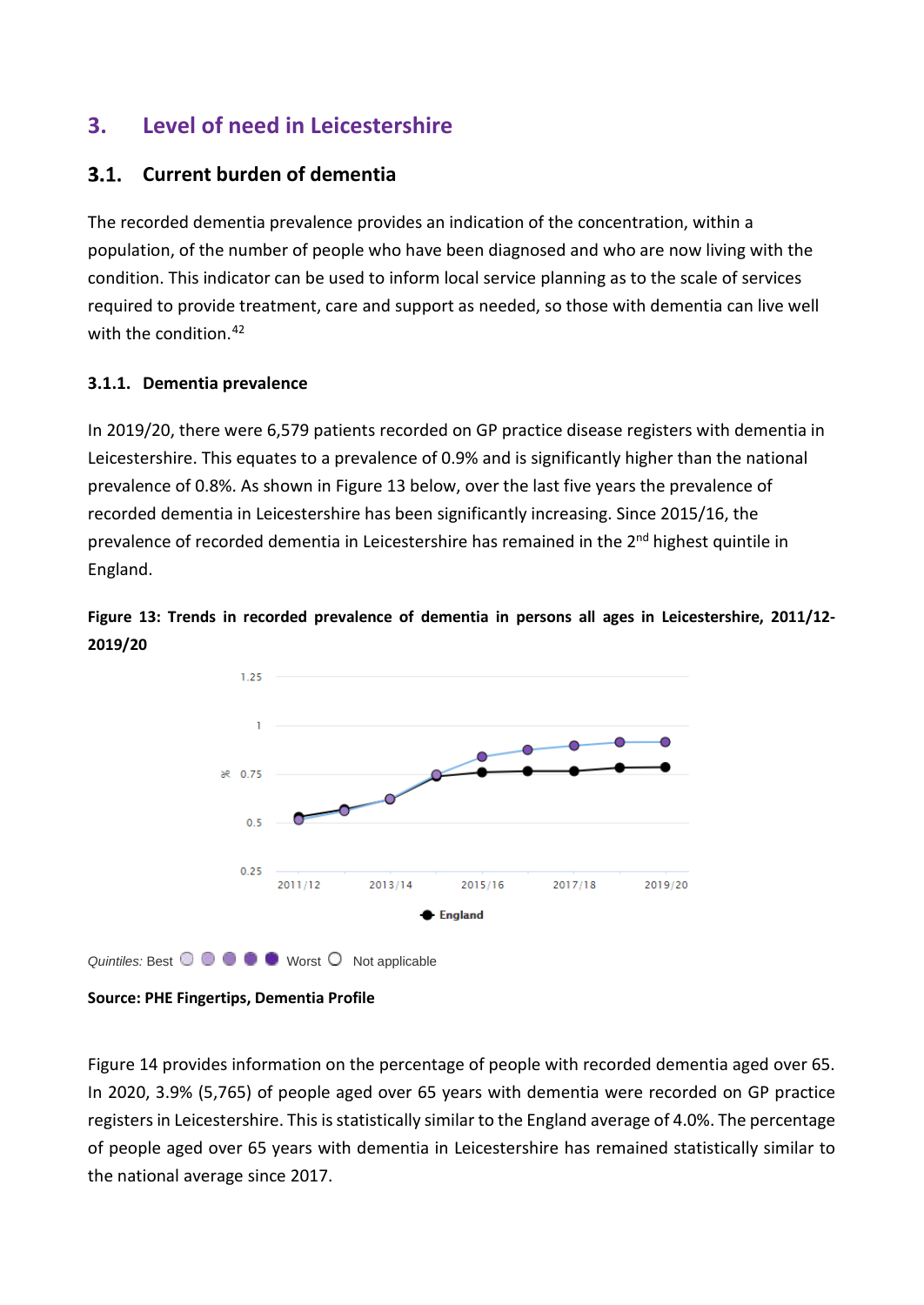## 3. Level of need in Leicestershire

### 3.1. Current burden of dementia

The recorded dementia prevalence provides an indication of the concentration, within a population, of the number of people who have been diagnosed and who are now living with the condition. This indicator can be used to inform local service planning as to the scale of services required to provide treatment, care and support as needed, so those with dementia can live well with the condition.[42]

#### 3.1.1. Dementia prevalence

In 2019/20, there were 6,579 patients recorded on GP practice disease registers with dementia in Leicestershire. This equates to a prevalence of 0.9% and is significantly higher than the national prevalence of 0.8%. As shown in Figure 13 below, over the last five years the prevalence of recorded dementia in Leicestershire has been significantly increasing. Since 2015/16, the prevalence of recorded dementia in Leicestershire has remained in the 2nd highest quintile in England.

**Figure 13: Trends in recorded prevalence of dementia in persons all ages in Leicestershire, 2011/12-2019/20**

*Quintiles:* Best ○ ○ ○ ○ ○ Worst ○ Not applicable

**Source: PHE Fingertips, Dementia Profile**

Figure 14 provides information on the percentage of people with recorded dementia aged over 65. In 2020, 3.9% (5,765) of people aged over 65 years with dementia were recorded on GP practice registers in Leicestershire. This is statistically similar to the England average of 4.0%. The percentage of people aged over 65 years with dementia in Leicestershire has remained statistically similar to the national average since 2017.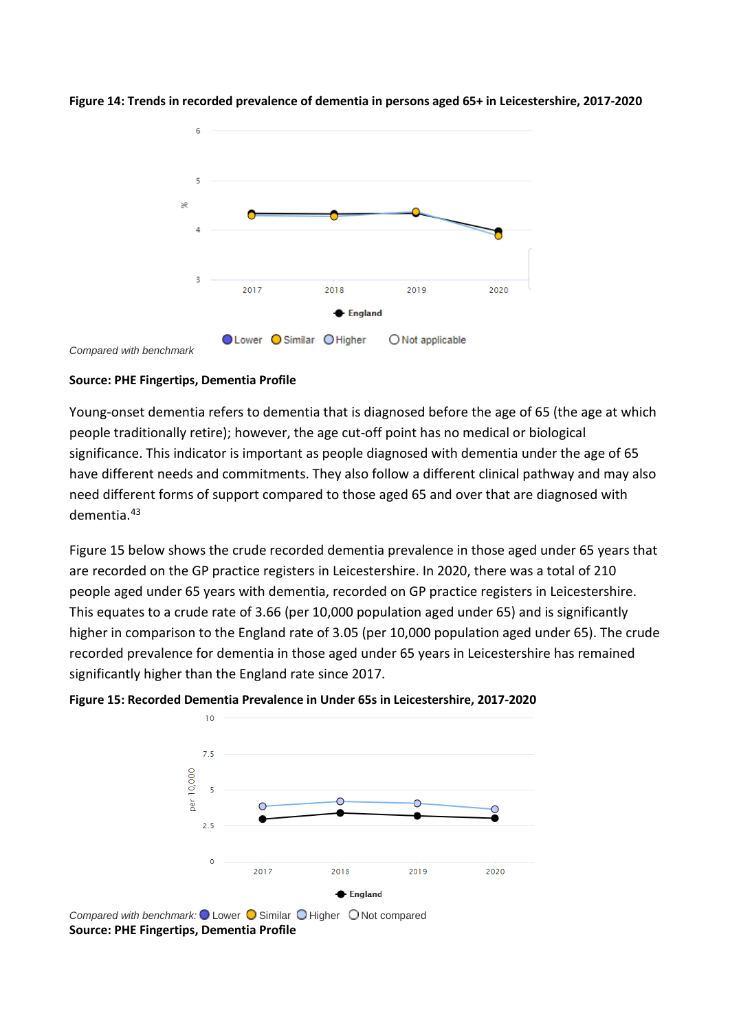**Figure 14: Trends in recorded prevalence of dementia in persons aged 65+ in Leicestershire, 2017-2020**

*Compared with benchmark* Lower Similar Higher Not applicable

**Source: PHE Fingertips, Dementia Profile**

Young-onset dementia refers to dementia that is diagnosed before the age of 65 (the age at which people traditionally retire); however, the age cut-off point has no medical or biological significance. This indicator is important as people diagnosed with dementia under the age of 65 have different needs and commitments. They also follow a different clinical pathway and may also need different forms of support compared to those aged 65 and over that are diagnosed with dementia.[43]

Figure 15 below shows the crude recorded dementia prevalence in those aged under 65 years that are recorded on the GP practice registers in Leicestershire. In 2020, there was a total of 210 people aged under 65 years with dementia, recorded on GP practice registers in Leicestershire. This equates to a crude rate of 3.66 (per 10,000 population aged under 65) and is significantly higher in comparison to the England rate of 3.05 (per 10,000 population aged under 65). The crude recorded prevalence for dementia in those aged under 65 years in Leicestershire has remained significantly higher than the England rate since 2017.

**Figure 15: Recorded Dementia Prevalence in Under 65s in Leicestershire, 2017-2020**

*Compared with benchmark:* Lower Similar Higher Not compared

**Source: PHE Fingertips, Dementia Profile**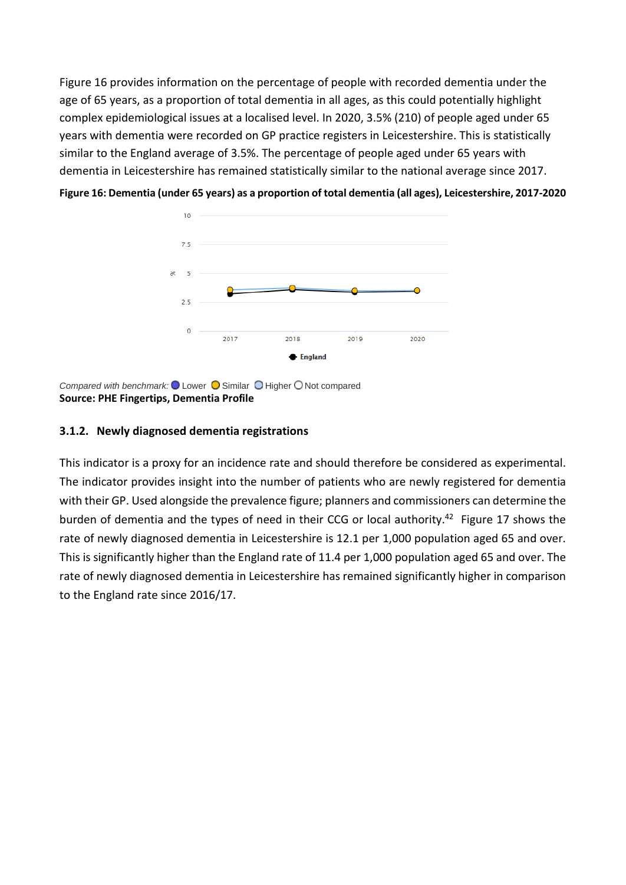Figure 16 provides information on the percentage of people with recorded dementia under the age of 65 years, as a proportion of total dementia in all ages, as this could potentially highlight complex epidemiological issues at a localised level. In 2020, 3.5% (210) of people aged under 65 years with dementia were recorded on GP practice registers in Leicestershire. This is statistically similar to the England average of 3.5%. The percentage of people aged under 65 years with dementia in Leicestershire has remained statistically similar to the national average since 2017.

**Figure 16: Dementia (under 65 years) as a proportion of total dementia (all ages), Leicestershire, 2017-2020**

*Compared with benchmark:* Lower Similar Higher Not compared

**Source: PHE Fingertips, Dementia Profile**

### 3.1.2. Newly diagnosed dementia registrations

This indicator is a proxy for an incidence rate and should therefore be considered as experimental. The indicator provides insight into the number of patients who are newly registered for dementia with their GP. Used alongside the prevalence figure; planners and commissioners can determine the burden of dementia and the types of need in their CCG or local authority.[42] Figure 17 shows the rate of newly diagnosed dementia in Leicestershire is 12.1 per 1,000 population aged 65 and over. This is significantly higher than the England rate of 11.4 per 1,000 population aged 65 and over. The rate of newly diagnosed dementia in Leicestershire has remained significantly higher in comparison to the England rate since 2016/17.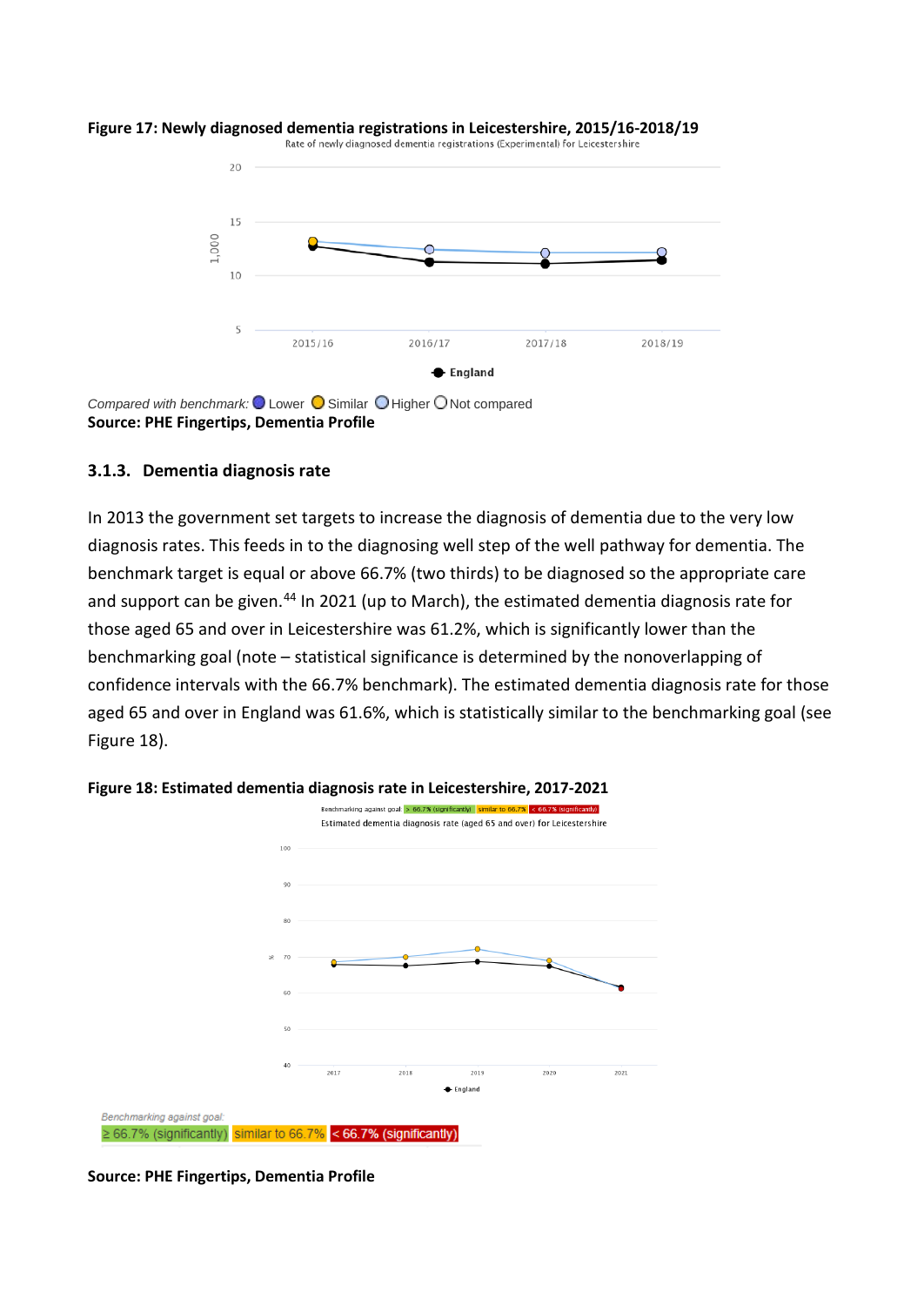**Figure 17: Newly diagnosed dementia registrations in Leicestershire, 2015/16-2018/19**

*Compared with benchmark:* Lower Similar Higher Not compared

**Source: PHE Fingertips, Dementia Profile**

### 3.1.3. Dementia diagnosis rate

In 2013 the government set targets to increase the diagnosis of dementia due to the very low diagnosis rates. This feeds in to the diagnosing well step of the well pathway for dementia. The benchmark target is equal or above 66.7% (two thirds) to be diagnosed so the appropriate care and support can be given.[44] In 2021 (up to March), the estimated dementia diagnosis rate for those aged 65 and over in Leicestershire was 61.2%, which is significantly lower than the benchmarking goal (note – statistical significance is determined by the nonoverlapping of confidence intervals with the 66.7% benchmark). The estimated dementia diagnosis rate for those aged 65 and over in England was 61.6%, which is statistically similar to the benchmarking goal (see Figure 18).

**Figure 18: Estimated dementia diagnosis rate in Leicestershire, 2017-2021**

*Benchmarking against goal:* ≥ 66.7% (significantly) similar to 66.7% < 66.7% (significantly)

**Source: PHE Fingertips, Dementia Profile**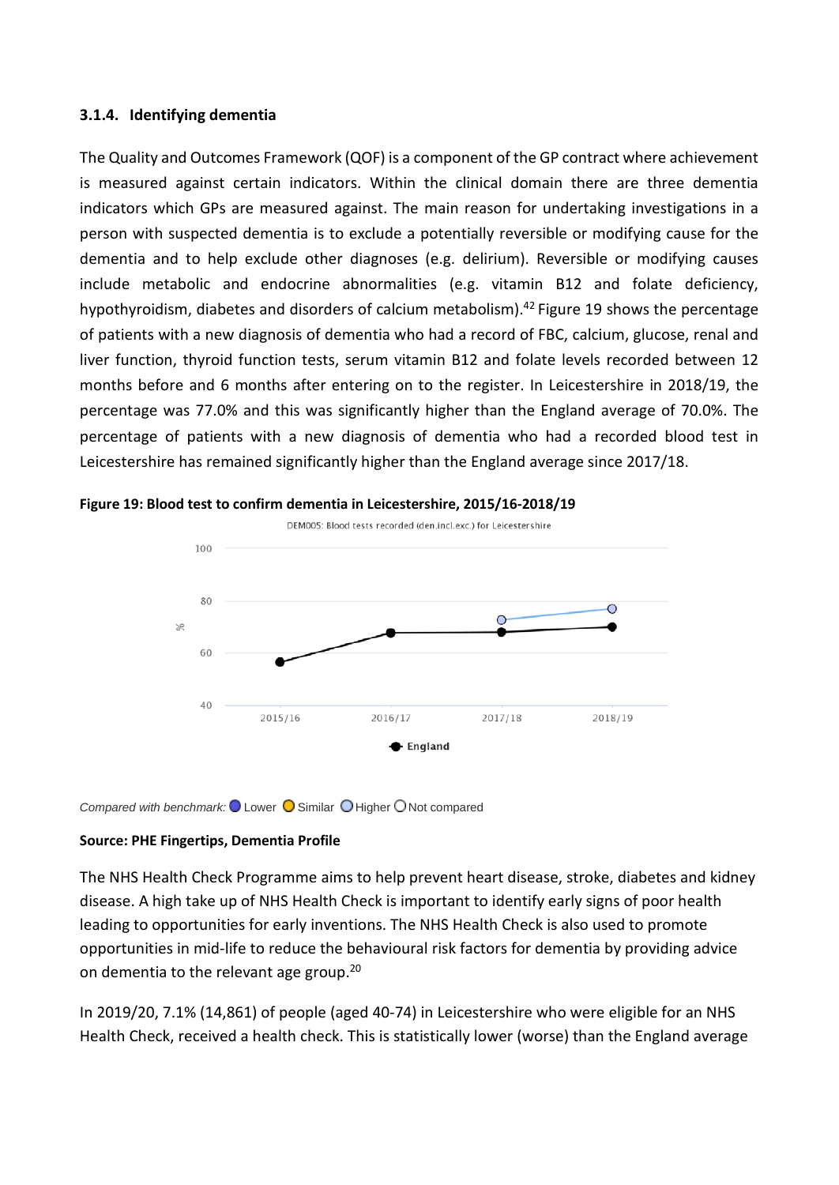### 3.1.4. Identifying dementia

The Quality and Outcomes Framework (QOF) is a component of the GP contract where achievement is measured against certain indicators. Within the clinical domain there are three dementia indicators which GPs are measured against. The main reason for undertaking investigations in a person with suspected dementia is to exclude a potentially reversible or modifying cause for the dementia and to help exclude other diagnoses (e.g. delirium). Reversible or modifying causes include metabolic and endocrine abnormalities (e.g. vitamin B12 and folate deficiency, hypothyroidism, diabetes and disorders of calcium metabolism).[42] Figure 19 shows the percentage of patients with a new diagnosis of dementia who had a record of FBC, calcium, glucose, renal and liver function, thyroid function tests, serum vitamin B12 and folate levels recorded between 12 months before and 6 months after entering on to the register. In Leicestershire in 2018/19, the percentage was 77.0% and this was significantly higher than the England average of 70.0%. The percentage of patients with a new diagnosis of dementia who had a recorded blood test in Leicestershire has remained significantly higher than the England average since 2017/18.

**Figure 19: Blood test to confirm dementia in Leicestershire, 2015/16-2018/19**

DEM005: Blood tests recorded (den.incl.exc.) for Leicestershire

*Compared with benchmark:* Lower Similar Higher Not compared

**Source: PHE Fingertips, Dementia Profile**

The NHS Health Check Programme aims to help prevent heart disease, stroke, diabetes and kidney disease. A high take up of NHS Health Check is important to identify early signs of poor health leading to opportunities for early inventions. The NHS Health Check is also used to promote opportunities in mid-life to reduce the behavioural risk factors for dementia by providing advice on dementia to the relevant age group.[20]

In 2019/20, 7.1% (14,861) of people (aged 40-74) in Leicestershire who were eligible for an NHS Health Check, received a health check. This is statistically lower (worse) than the England average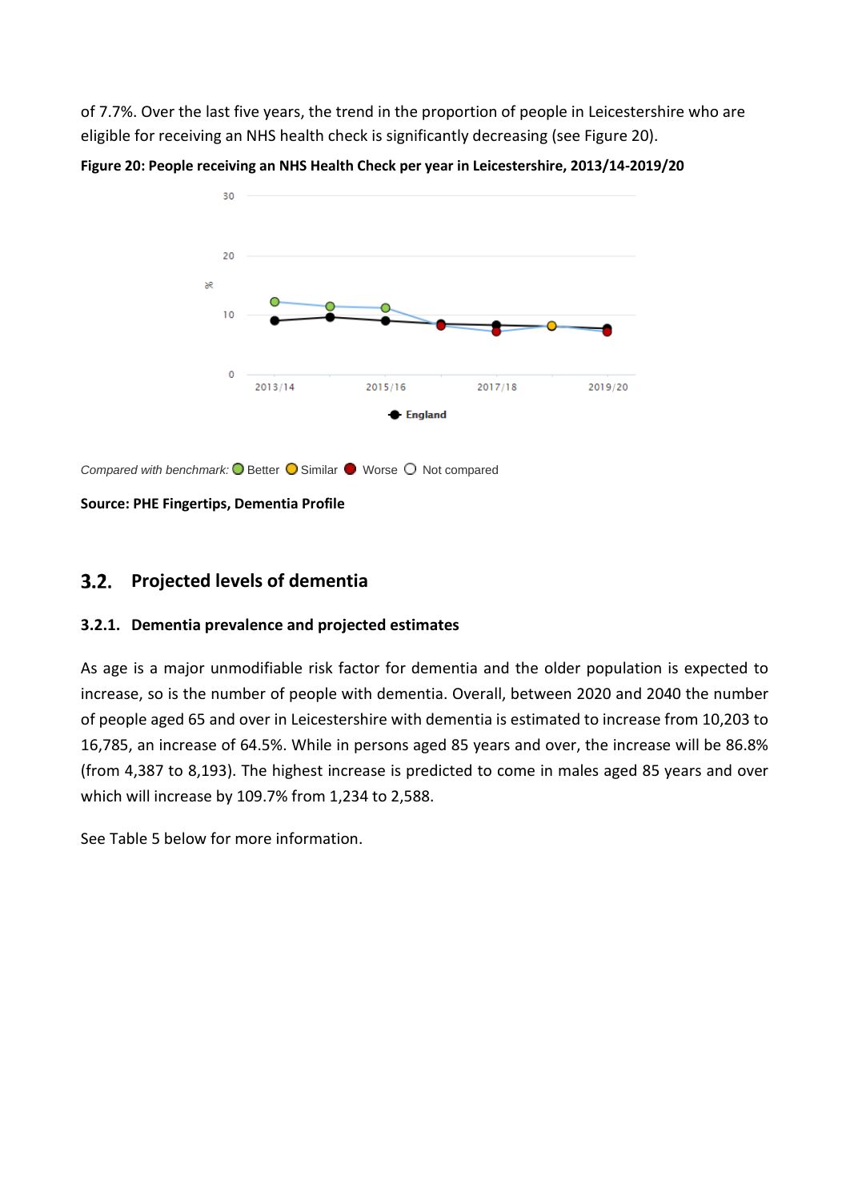of 7.7%. Over the last five years, the trend in the proportion of people in Leicestershire who are eligible for receiving an NHS health check is significantly decreasing (see Figure 20).

**Figure 20: People receiving an NHS Health Check per year in Leicestershire, 2013/14-2019/20**

*Compared with benchmark:* Better Similar Worse Not compared

**Source: PHE Fingertips, Dementia Profile**

## 3.2. Projected levels of dementia

### 3.2.1. Dementia prevalence and projected estimates

As age is a major unmodifiable risk factor for dementia and the older population is expected to increase, so is the number of people with dementia. Overall, between 2020 and 2040 the number of people aged 65 and over in Leicestershire with dementia is estimated to increase from 10,203 to 16,785, an increase of 64.5%. While in persons aged 85 years and over, the increase will be 86.8% (from 4,387 to 8,193). The highest increase is predicted to come in males aged 85 years and over which will increase by 109.7% from 1,234 to 2,588.

See Table 5 below for more information.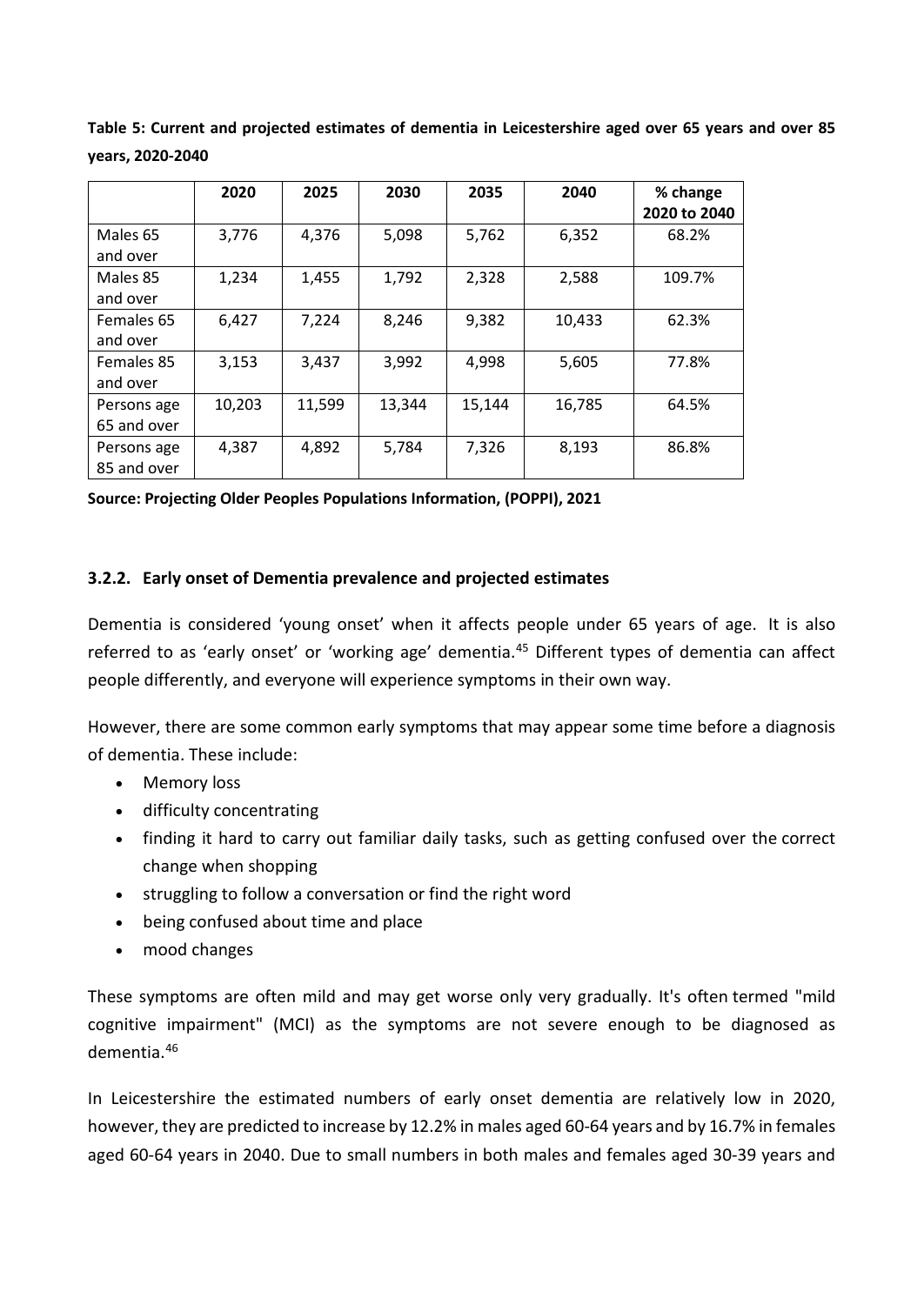**Table 5: Current and projected estimates of dementia in Leicestershire aged over 65 years and over 85 years, 2020-2040**

| | 2020 | 2025 | 2030 | 2035 | 2040 | % change 2020 to 2040 |
|---|---|---|---|---|---|---|
| Males 65 and over | 3,776 | 4,376 | 5,098 | 5,762 | 6,352 | 68.2% |
| Males 85 and over | 1,234 | 1,455 | 1,792 | 2,328 | 2,588 | 109.7% |
| Females 65 and over | 6,427 | 7,224 | 8,246 | 9,382 | 10,433 | 62.3% |
| Females 85 and over | 3,153 | 3,437 | 3,992 | 4,998 | 5,605 | 77.8% |
| Persons age 65 and over | 10,203 | 11,599 | 13,344 | 15,144 | 16,785 | 64.5% |
| Persons age 85 and over | 4,387 | 4,892 | 5,784 | 7,326 | 8,193 | 86.8% |

**Source: Projecting Older Peoples Populations Information, (POPPI), 2021**

### 3.2.2. Early onset of Dementia prevalence and projected estimates

Dementia is considered 'young onset' when it affects people under 65 years of age. It is also referred to as 'early onset' or 'working age' dementia.[45] Different types of dementia can affect people differently, and everyone will experience symptoms in their own way.

However, there are some common early symptoms that may appear some time before a diagnosis of dementia. These include:

- Memory loss
- difficulty concentrating
- finding it hard to carry out familiar daily tasks, such as getting confused over the correct change when shopping
- struggling to follow a conversation or find the right word
- being confused about time and place
- mood changes

These symptoms are often mild and may get worse only very gradually. It's often termed "mild cognitive impairment" (MCI) as the symptoms are not severe enough to be diagnosed as dementia.[46]

In Leicestershire the estimated numbers of early onset dementia are relatively low in 2020, however, they are predicted to increase by 12.2% in males aged 60-64 years and by 16.7% in females aged 60-64 years in 2040. Due to small numbers in both males and females aged 30-39 years and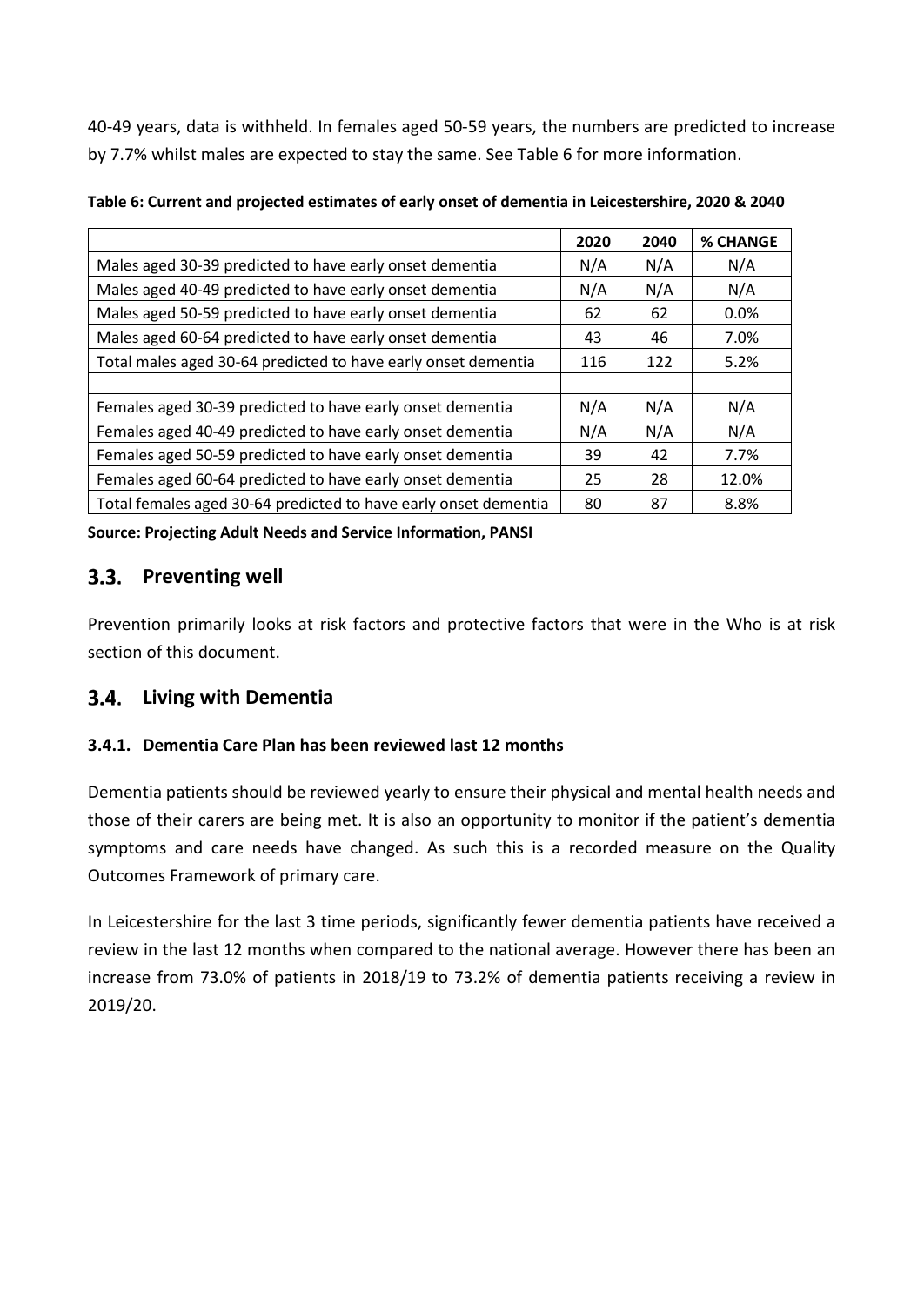40-49 years, data is withheld. In females aged 50-59 years, the numbers are predicted to increase by 7.7% whilst males are expected to stay the same. See Table 6 for more information.

**Table 6: Current and projected estimates of early onset of dementia in Leicestershire, 2020 & 2040**

| | 2020 | 2040 | % CHANGE |
|---|---|---|---|
| Males aged 30-39 predicted to have early onset dementia | N/A | N/A | N/A |
| Males aged 40-49 predicted to have early onset dementia | N/A | N/A | N/A |
| Males aged 50-59 predicted to have early onset dementia | 62 | 62 | 0.0% |
| Males aged 60-64 predicted to have early onset dementia | 43 | 46 | 7.0% |
| Total males aged 30-64 predicted to have early onset dementia | 116 | 122 | 5.2% |
| | | | |
| Females aged 30-39 predicted to have early onset dementia | N/A | N/A | N/A |
| Females aged 40-49 predicted to have early onset dementia | N/A | N/A | N/A |
| Females aged 50-59 predicted to have early onset dementia | 39 | 42 | 7.7% |
| Females aged 60-64 predicted to have early onset dementia | 25 | 28 | 12.0% |
| Total females aged 30-64 predicted to have early onset dementia | 80 | 87 | 8.8% |

**Source: Projecting Adult Needs and Service Information, PANSI**

## 3.3. Preventing well

Prevention primarily looks at risk factors and protective factors that were in the Who is at risk section of this document.

## 3.4. Living with Dementia

### 3.4.1. Dementia Care Plan has been reviewed last 12 months

Dementia patients should be reviewed yearly to ensure their physical and mental health needs and those of their carers are being met. It is also an opportunity to monitor if the patient's dementia symptoms and care needs have changed. As such this is a recorded measure on the Quality Outcomes Framework of primary care.

In Leicestershire for the last 3 time periods, significantly fewer dementia patients have received a review in the last 12 months when compared to the national average. However there has been an increase from 73.0% of patients in 2018/19 to 73.2% of dementia patients receiving a review in 2019/20.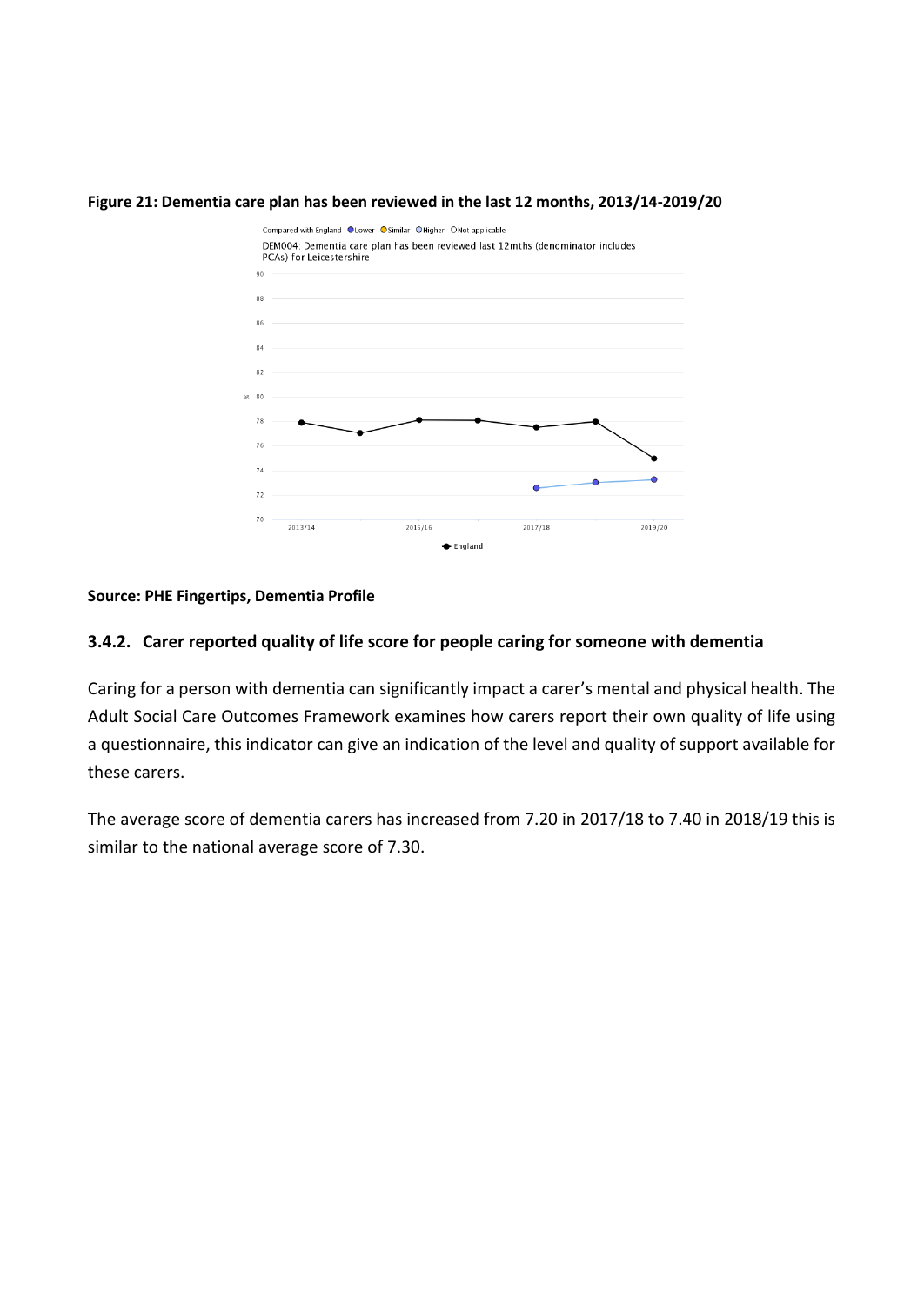**Figure 21: Dementia care plan has been reviewed in the last 12 months, 2013/14-2019/20**

**Source: PHE Fingertips, Dementia Profile**

### 3.4.2. Carer reported quality of life score for people caring for someone with dementia

Caring for a person with dementia can significantly impact a carer's mental and physical health. The Adult Social Care Outcomes Framework examines how carers report their own quality of life using a questionnaire, this indicator can give an indication of the level and quality of support available for these carers.

The average score of dementia carers has increased from 7.20 in 2017/18 to 7.40 in 2018/19 this is similar to the national average score of 7.30.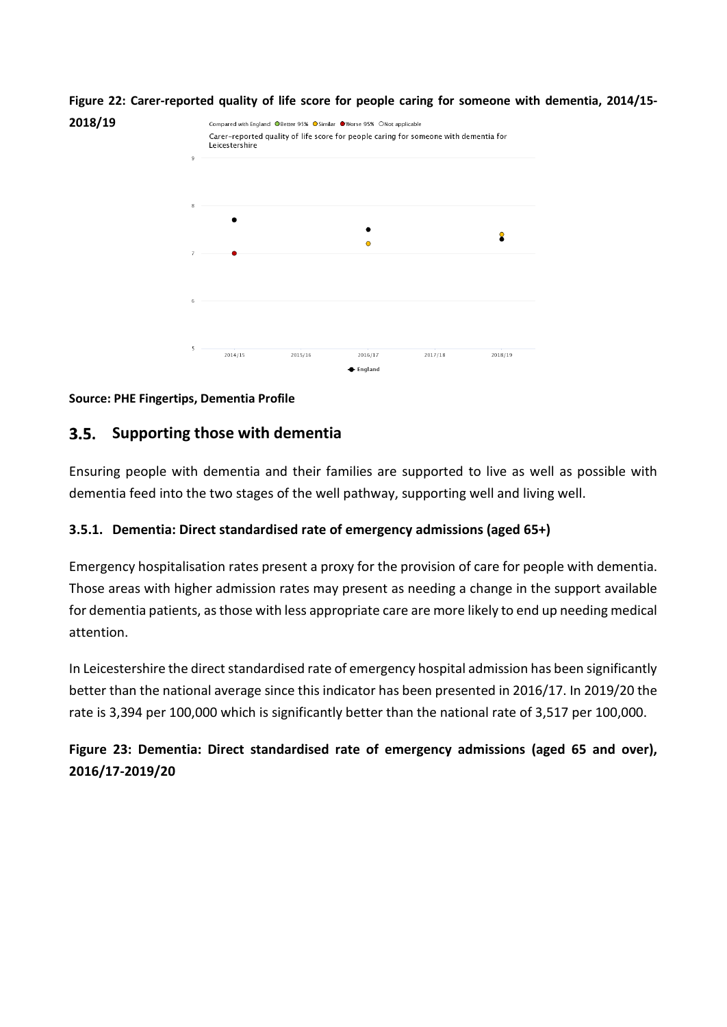**Figure 22: Carer-reported quality of life score for people caring for someone with dementia, 2014/15-2018/19**

**Source: PHE Fingertips, Dementia Profile**

## 3.5. Supporting those with dementia

Ensuring people with dementia and their families are supported to live as well as possible with dementia feed into the two stages of the well pathway, supporting well and living well.

### 3.5.1. Dementia: Direct standardised rate of emergency admissions (aged 65+)

Emergency hospitalisation rates present a proxy for the provision of care for people with dementia. Those areas with higher admission rates may present as needing a change in the support available for dementia patients, as those with less appropriate care are more likely to end up needing medical attention.

In Leicestershire the direct standardised rate of emergency hospital admission has been significantly better than the national average since this indicator has been presented in 2016/17. In 2019/20 the rate is 3,394 per 100,000 which is significantly better than the national rate of 3,517 per 100,000.

**Figure 23: Dementia: Direct standardised rate of emergency admissions (aged 65 and over), 2016/17-2019/20**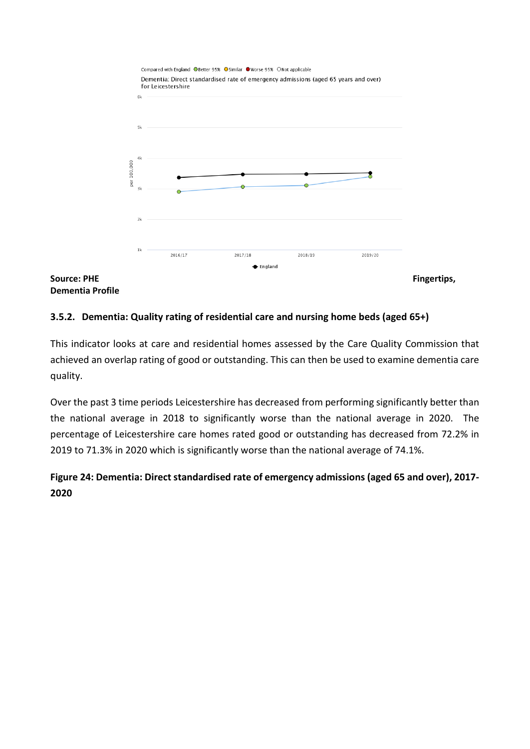Compared with England  Better 95%  Similar  Worse 95%  Not applicable

Dementia: Direct standardised rate of emergency admissions (aged 65 years and over) for Leicestershire

**Source: PHE Fingertips, Dementia Profile**

### 3.5.2. Dementia: Quality rating of residential care and nursing home beds (aged 65+)

This indicator looks at care and residential homes assessed by the Care Quality Commission that achieved an overlap rating of good or outstanding. This can then be used to examine dementia care quality.

Over the past 3 time periods Leicestershire has decreased from performing significantly better than the national average in 2018 to significantly worse than the national average in 2020. The percentage of Leicestershire care homes rated good or outstanding has decreased from 72.2% in 2019 to 71.3% in 2020 which is significantly worse than the national average of 74.1%.

**Figure 24: Dementia: Direct standardised rate of emergency admissions (aged 65 and over), 2017-2020**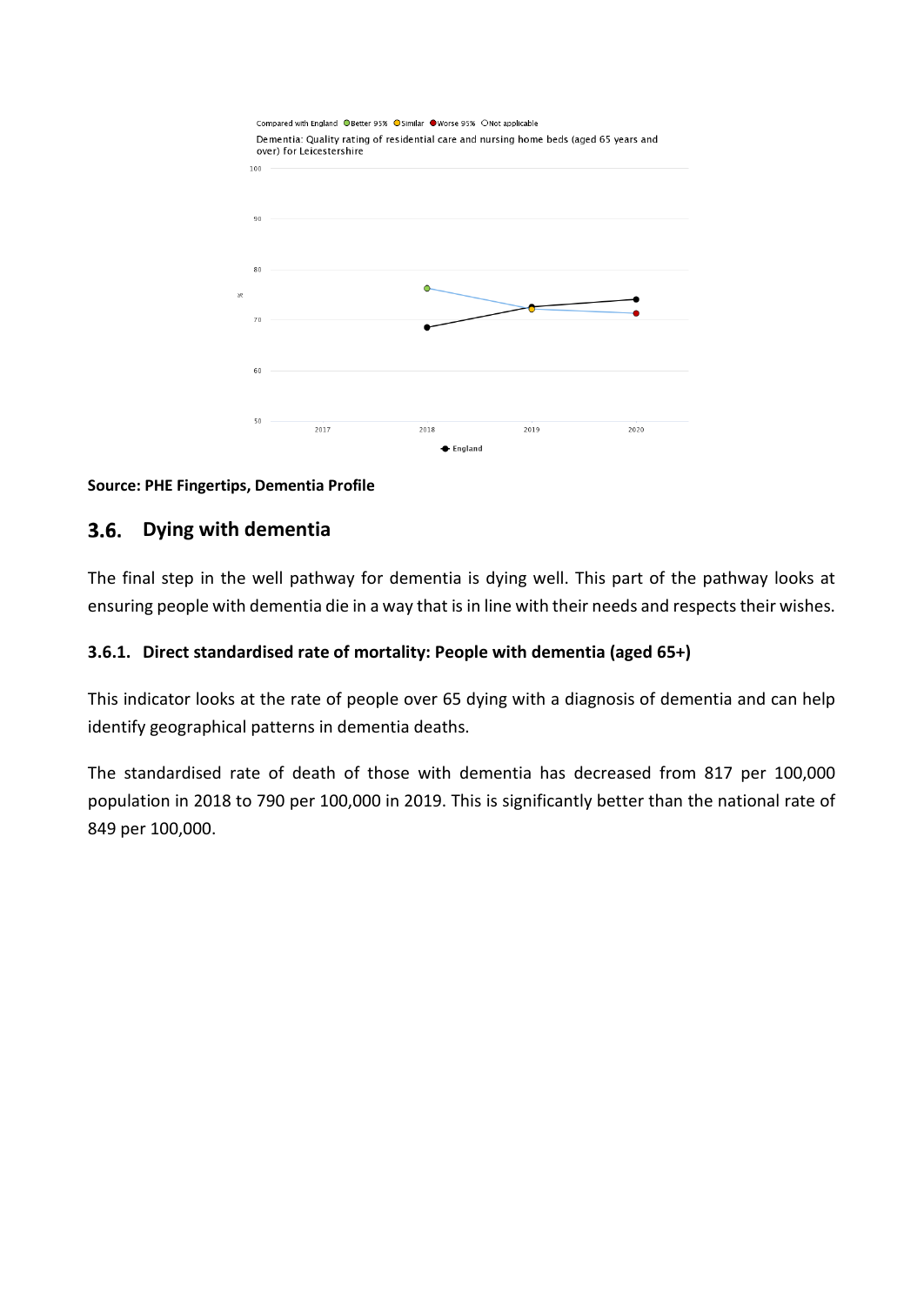Compared with England Better 95% Similar Worse 95% Not applicable

Dementia: Quality rating of residential care and nursing home beds (aged 65 years and over) for Leicestershire

**Source: PHE Fingertips, Dementia Profile**

## 3.6. Dying with dementia

The final step in the well pathway for dementia is dying well. This part of the pathway looks at ensuring people with dementia die in a way that is in line with their needs and respects their wishes.

### 3.6.1. Direct standardised rate of mortality: People with dementia (aged 65+)

This indicator looks at the rate of people over 65 dying with a diagnosis of dementia and can help identify geographical patterns in dementia deaths.

The standardised rate of death of those with dementia has decreased from 817 per 100,000 population in 2018 to 790 per 100,000 in 2019. This is significantly better than the national rate of 849 per 100,000.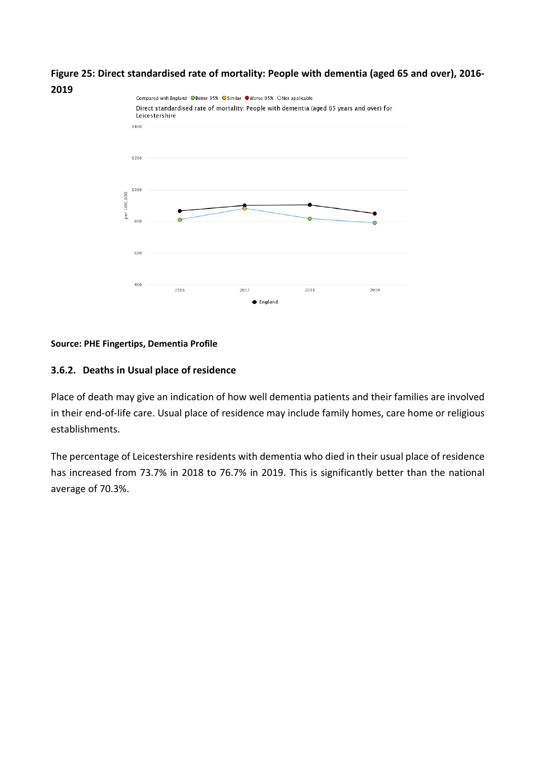**Figure 25: Direct standardised rate of mortality: People with dementia (aged 65 and over), 2016-2019**

**Source: PHE Fingertips, Dementia Profile**

### 3.6.2. Deaths in Usual place of residence

Place of death may give an indication of how well dementia patients and their families are involved in their end-of-life care. Usual place of residence may include family homes, care home or religious establishments.

The percentage of Leicestershire residents with dementia who died in their usual place of residence has increased from 73.7% in 2018 to 76.7% in 2019. This is significantly better than the national average of 70.3%.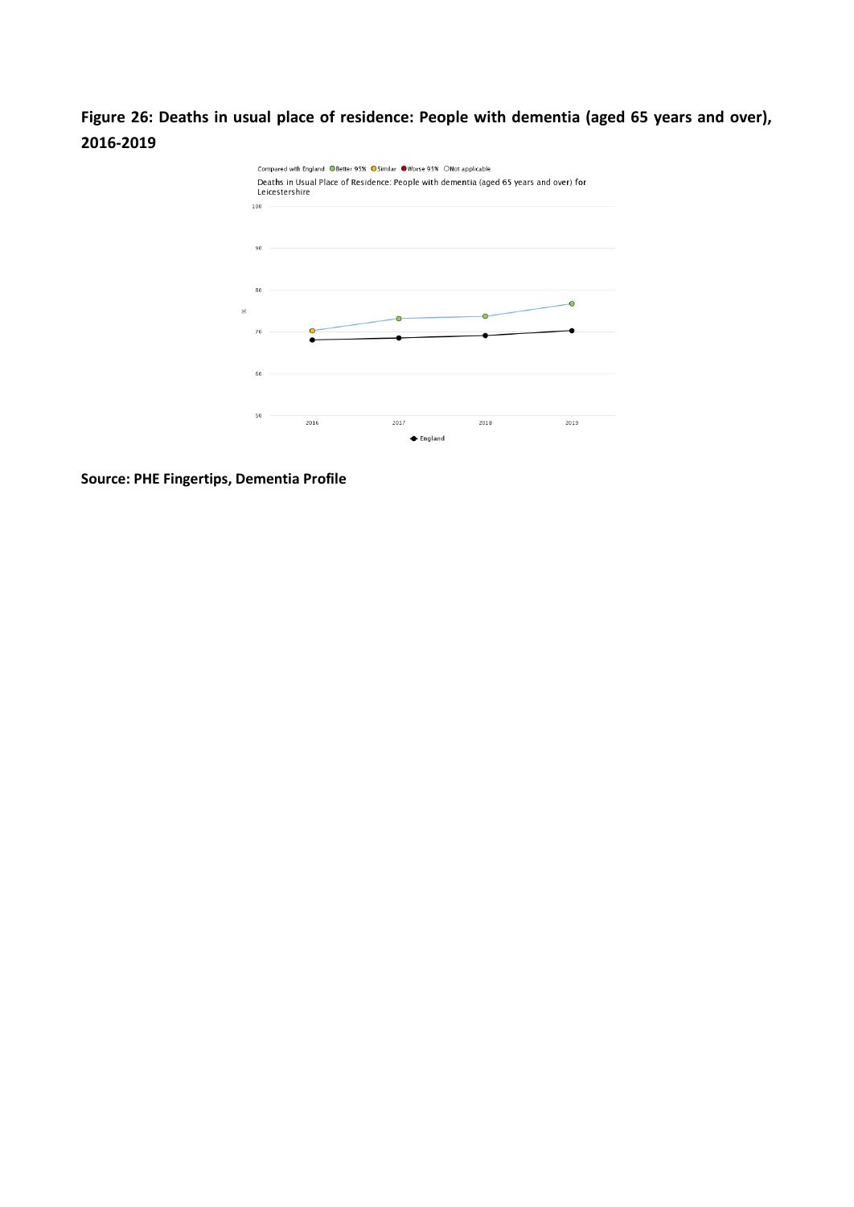**Figure 26: Deaths in usual place of residence: People with dementia (aged 65 years and over), 2016-2019**

Compared with England ● Better 95% ● Similar ● Worse 95% ○ Not applicable

Deaths in Usual Place of Residence: People with dementia (aged 65 years and over) for Leicestershire

**Source: PHE Fingertips, Dementia Profile**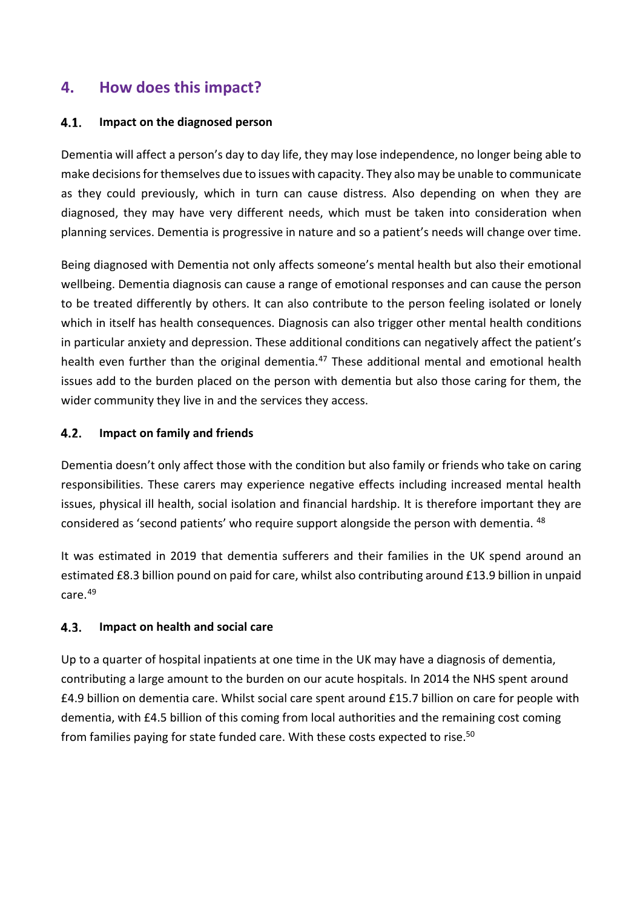## 4. How does this impact?

### 4.1. Impact on the diagnosed person

Dementia will affect a person's day to day life, they may lose independence, no longer being able to make decisions for themselves due to issues with capacity. They also may be unable to communicate as they could previously, which in turn can cause distress. Also depending on when they are diagnosed, they may have very different needs, which must be taken into consideration when planning services. Dementia is progressive in nature and so a patient's needs will change over time.

Being diagnosed with Dementia not only affects someone's mental health but also their emotional wellbeing. Dementia diagnosis can cause a range of emotional responses and can cause the person to be treated differently by others. It can also contribute to the person feeling isolated or lonely which in itself has health consequences. Diagnosis can also trigger other mental health conditions in particular anxiety and depression. These additional conditions can negatively affect the patient's health even further than the original dementia.[47] These additional mental and emotional health issues add to the burden placed on the person with dementia but also those caring for them, the wider community they live in and the services they access.

### 4.2. Impact on family and friends

Dementia doesn't only affect those with the condition but also family or friends who take on caring responsibilities. These carers may experience negative effects including increased mental health issues, physical ill health, social isolation and financial hardship. It is therefore important they are considered as 'second patients' who require support alongside the person with dementia. [48]

It was estimated in 2019 that dementia sufferers and their families in the UK spend around an estimated £8.3 billion pound on paid for care, whilst also contributing around £13.9 billion in unpaid care.[49]

### 4.3. Impact on health and social care

Up to a quarter of hospital inpatients at one time in the UK may have a diagnosis of dementia, contributing a large amount to the burden on our acute hospitals. In 2014 the NHS spent around £4.9 billion on dementia care. Whilst social care spent around £15.7 billion on care for people with dementia, with £4.5 billion of this coming from local authorities and the remaining cost coming from families paying for state funded care. With these costs expected to rise.[50]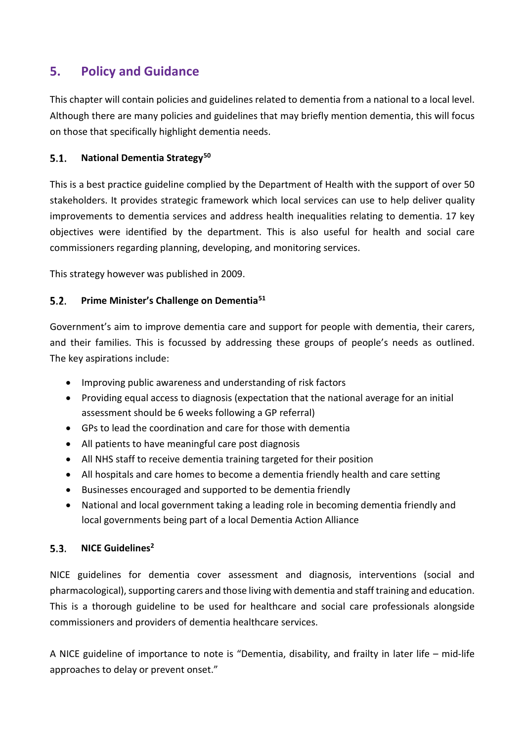## 5. Policy and Guidance

This chapter will contain policies and guidelines related to dementia from a national to a local level. Although there are many policies and guidelines that may briefly mention dementia, this will focus on those that specifically highlight dementia needs.

### 5.1. National Dementia Strategy[50]

This is a best practice guideline complied by the Department of Health with the support of over 50 stakeholders. It provides strategic framework which local services can use to help deliver quality improvements to dementia services and address health inequalities relating to dementia. 17 key objectives were identified by the department. This is also useful for health and social care commissioners regarding planning, developing, and monitoring services.

This strategy however was published in 2009.

### 5.2. Prime Minister's Challenge on Dementia[51]

Government's aim to improve dementia care and support for people with dementia, their carers, and their families. This is focussed by addressing these groups of people's needs as outlined. The key aspirations include:

- Improving public awareness and understanding of risk factors
- Providing equal access to diagnosis (expectation that the national average for an initial assessment should be 6 weeks following a GP referral)
- GPs to lead the coordination and care for those with dementia
- All patients to have meaningful care post diagnosis
- All NHS staff to receive dementia training targeted for their position
- All hospitals and care homes to become a dementia friendly health and care setting
- Businesses encouraged and supported to be dementia friendly
- National and local government taking a leading role in becoming dementia friendly and local governments being part of a local Dementia Action Alliance

### 5.3. NICE Guidelines[2]

NICE guidelines for dementia cover assessment and diagnosis, interventions (social and pharmacological), supporting carers and those living with dementia and staff training and education. This is a thorough guideline to be used for healthcare and social care professionals alongside commissioners and providers of dementia healthcare services.

A NICE guideline of importance to note is "Dementia, disability, and frailty in later life – mid-life approaches to delay or prevent onset."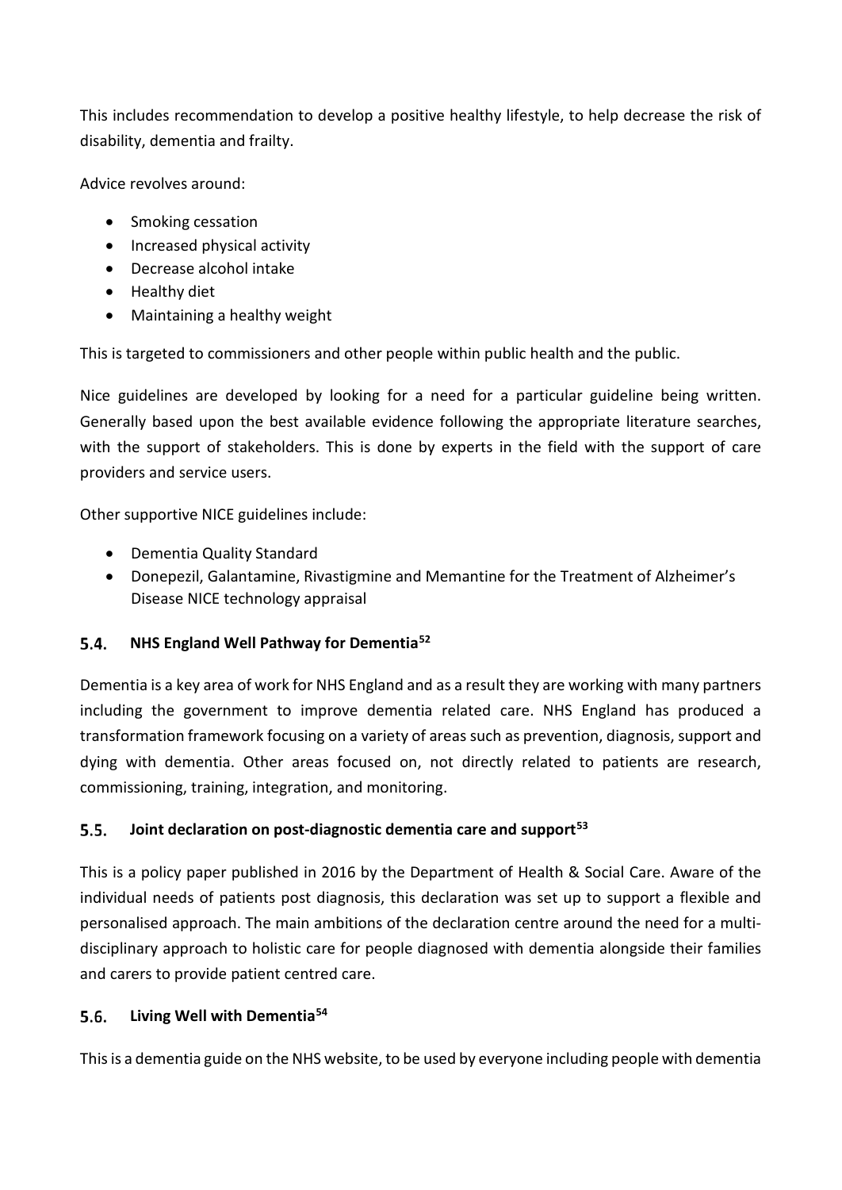This includes recommendation to develop a positive healthy lifestyle, to help decrease the risk of disability, dementia and frailty.

Advice revolves around:

- Smoking cessation
- Increased physical activity
- Decrease alcohol intake
- Healthy diet
- Maintaining a healthy weight

This is targeted to commissioners and other people within public health and the public.

Nice guidelines are developed by looking for a need for a particular guideline being written. Generally based upon the best available evidence following the appropriate literature searches, with the support of stakeholders. This is done by experts in the field with the support of care providers and service users.

Other supportive NICE guidelines include:

- Dementia Quality Standard
- Donepezil, Galantamine, Rivastigmine and Memantine for the Treatment of Alzheimer's Disease NICE technology appraisal

### 5.4. NHS England Well Pathway for Dementia[52]

Dementia is a key area of work for NHS England and as a result they are working with many partners including the government to improve dementia related care. NHS England has produced a transformation framework focusing on a variety of areas such as prevention, diagnosis, support and dying with dementia. Other areas focused on, not directly related to patients are research, commissioning, training, integration, and monitoring.

### 5.5. Joint declaration on post-diagnostic dementia care and support[53]

This is a policy paper published in 2016 by the Department of Health & Social Care. Aware of the individual needs of patients post diagnosis, this declaration was set up to support a flexible and personalised approach. The main ambitions of the declaration centre around the need for a multi-disciplinary approach to holistic care for people diagnosed with dementia alongside their families and carers to provide patient centred care.

### 5.6. Living Well with Dementia[54]

This is a dementia guide on the NHS website, to be used by everyone including people with dementia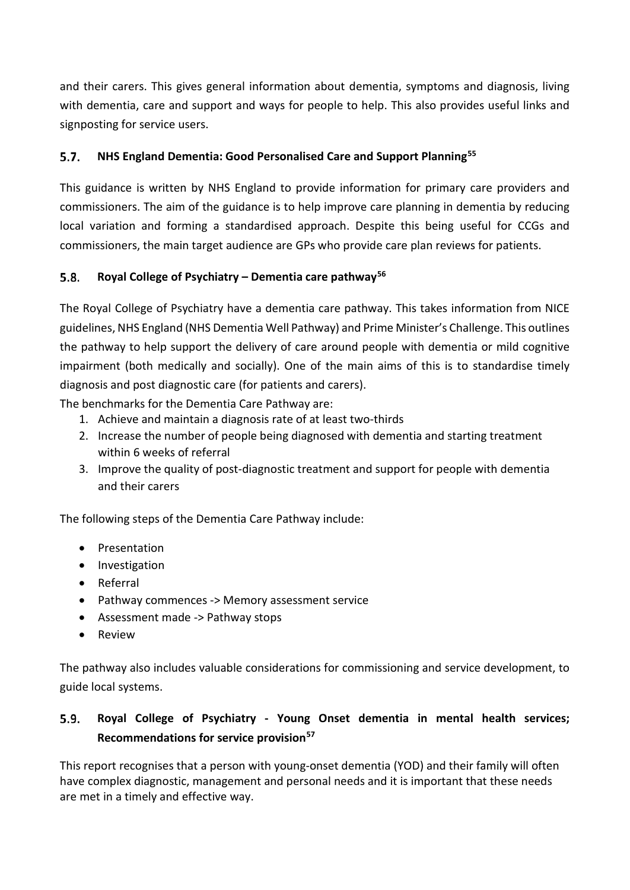and their carers. This gives general information about dementia, symptoms and diagnosis, living with dementia, care and support and ways for people to help. This also provides useful links and signposting for service users.

## 5.7. NHS England Dementia: Good Personalised Care and Support Planning[55]

This guidance is written by NHS England to provide information for primary care providers and commissioners. The aim of the guidance is to help improve care planning in dementia by reducing local variation and forming a standardised approach. Despite this being useful for CCGs and commissioners, the main target audience are GPs who provide care plan reviews for patients.

## 5.8. Royal College of Psychiatry – Dementia care pathway[56]

The Royal College of Psychiatry have a dementia care pathway. This takes information from NICE guidelines, NHS England (NHS Dementia Well Pathway) and Prime Minister's Challenge. This outlines the pathway to help support the delivery of care around people with dementia or mild cognitive impairment (both medically and socially). One of the main aims of this is to standardise timely diagnosis and post diagnostic care (for patients and carers).

The benchmarks for the Dementia Care Pathway are:

1. Achieve and maintain a diagnosis rate of at least two-thirds
2. Increase the number of people being diagnosed with dementia and starting treatment within 6 weeks of referral
3. Improve the quality of post-diagnostic treatment and support for people with dementia and their carers

The following steps of the Dementia Care Pathway include:

- Presentation
- Investigation
- Referral
- Pathway commences -> Memory assessment service
- Assessment made -> Pathway stops
- Review

The pathway also includes valuable considerations for commissioning and service development, to guide local systems.

## 5.9. Royal College of Psychiatry - Young Onset dementia in mental health services; Recommendations for service provision[57]

This report recognises that a person with young-onset dementia (YOD) and their family will often have complex diagnostic, management and personal needs and it is important that these needs are met in a timely and effective way.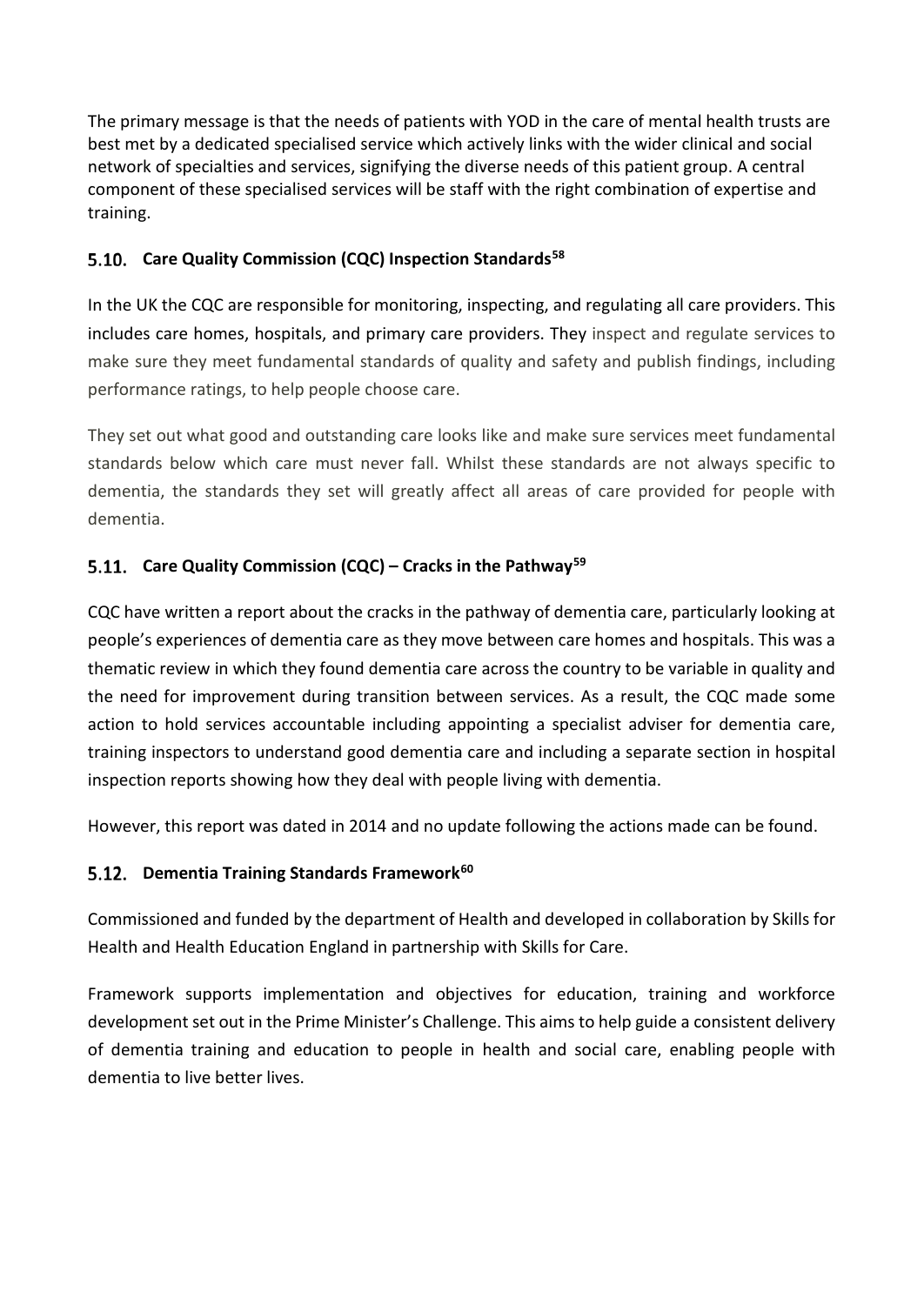The primary message is that the needs of patients with YOD in the care of mental health trusts are best met by a dedicated specialised service which actively links with the wider clinical and social network of specialties and services, signifying the diverse needs of this patient group. A central component of these specialised services will be staff with the right combination of expertise and training.

### 5.10. Care Quality Commission (CQC) Inspection Standards[58]

In the UK the CQC are responsible for monitoring, inspecting, and regulating all care providers. This includes care homes, hospitals, and primary care providers. They inspect and regulate services to make sure they meet fundamental standards of quality and safety and publish findings, including performance ratings, to help people choose care.

They set out what good and outstanding care looks like and make sure services meet fundamental standards below which care must never fall. Whilst these standards are not always specific to dementia, the standards they set will greatly affect all areas of care provided for people with dementia.

### 5.11. Care Quality Commission (CQC) – Cracks in the Pathway[59]

CQC have written a report about the cracks in the pathway of dementia care, particularly looking at people's experiences of dementia care as they move between care homes and hospitals. This was a thematic review in which they found dementia care across the country to be variable in quality and the need for improvement during transition between services. As a result, the CQC made some action to hold services accountable including appointing a specialist adviser for dementia care, training inspectors to understand good dementia care and including a separate section in hospital inspection reports showing how they deal with people living with dementia.

However, this report was dated in 2014 and no update following the actions made can be found.

### 5.12. Dementia Training Standards Framework[60]

Commissioned and funded by the department of Health and developed in collaboration by Skills for Health and Health Education England in partnership with Skills for Care.

Framework supports implementation and objectives for education, training and workforce development set out in the Prime Minister's Challenge. This aims to help guide a consistent delivery of dementia training and education to people in health and social care, enabling people with dementia to live better lives.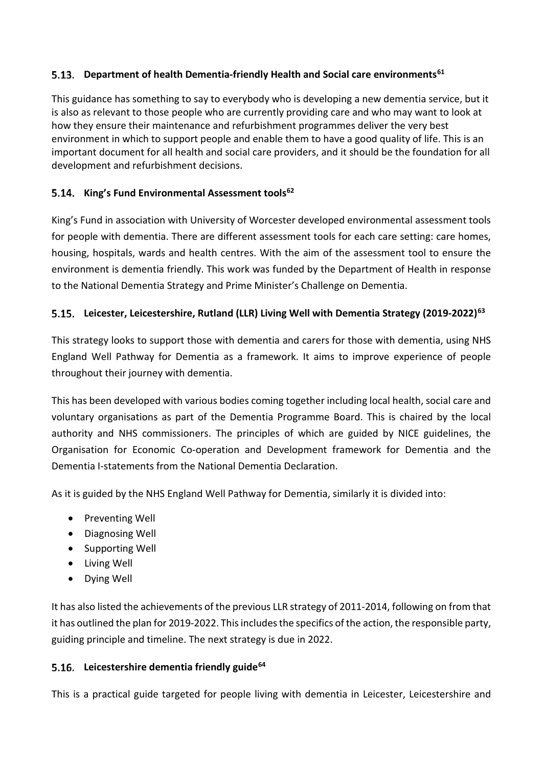### 5.13. Department of health Dementia-friendly Health and Social care environments[61]

This guidance has something to say to everybody who is developing a new dementia service, but it is also as relevant to those people who are currently providing care and who may want to look at how they ensure their maintenance and refurbishment programmes deliver the very best environment in which to support people and enable them to have a good quality of life. This is an important document for all health and social care providers, and it should be the foundation for all development and refurbishment decisions.

### 5.14. King's Fund Environmental Assessment tools[62]

King's Fund in association with University of Worcester developed environmental assessment tools for people with dementia. There are different assessment tools for each care setting: care homes, housing, hospitals, wards and health centres. With the aim of the assessment tool to ensure the environment is dementia friendly. This work was funded by the Department of Health in response to the National Dementia Strategy and Prime Minister's Challenge on Dementia.

### 5.15. Leicester, Leicestershire, Rutland (LLR) Living Well with Dementia Strategy (2019-2022)[63]

This strategy looks to support those with dementia and carers for those with dementia, using NHS England Well Pathway for Dementia as a framework. It aims to improve experience of people throughout their journey with dementia.

This has been developed with various bodies coming together including local health, social care and voluntary organisations as part of the Dementia Programme Board. This is chaired by the local authority and NHS commissioners. The principles of which are guided by NICE guidelines, the Organisation for Economic Co-operation and Development framework for Dementia and the Dementia I-statements from the National Dementia Declaration.

As it is guided by the NHS England Well Pathway for Dementia, similarly it is divided into:

- Preventing Well
- Diagnosing Well
- Supporting Well
- Living Well
- Dying Well

It has also listed the achievements of the previous LLR strategy of 2011-2014, following on from that it has outlined the plan for 2019-2022. This includes the specifics of the action, the responsible party, guiding principle and timeline. The next strategy is due in 2022.

### 5.16. Leicestershire dementia friendly guide[64]

This is a practical guide targeted for people living with dementia in Leicester, Leicestershire and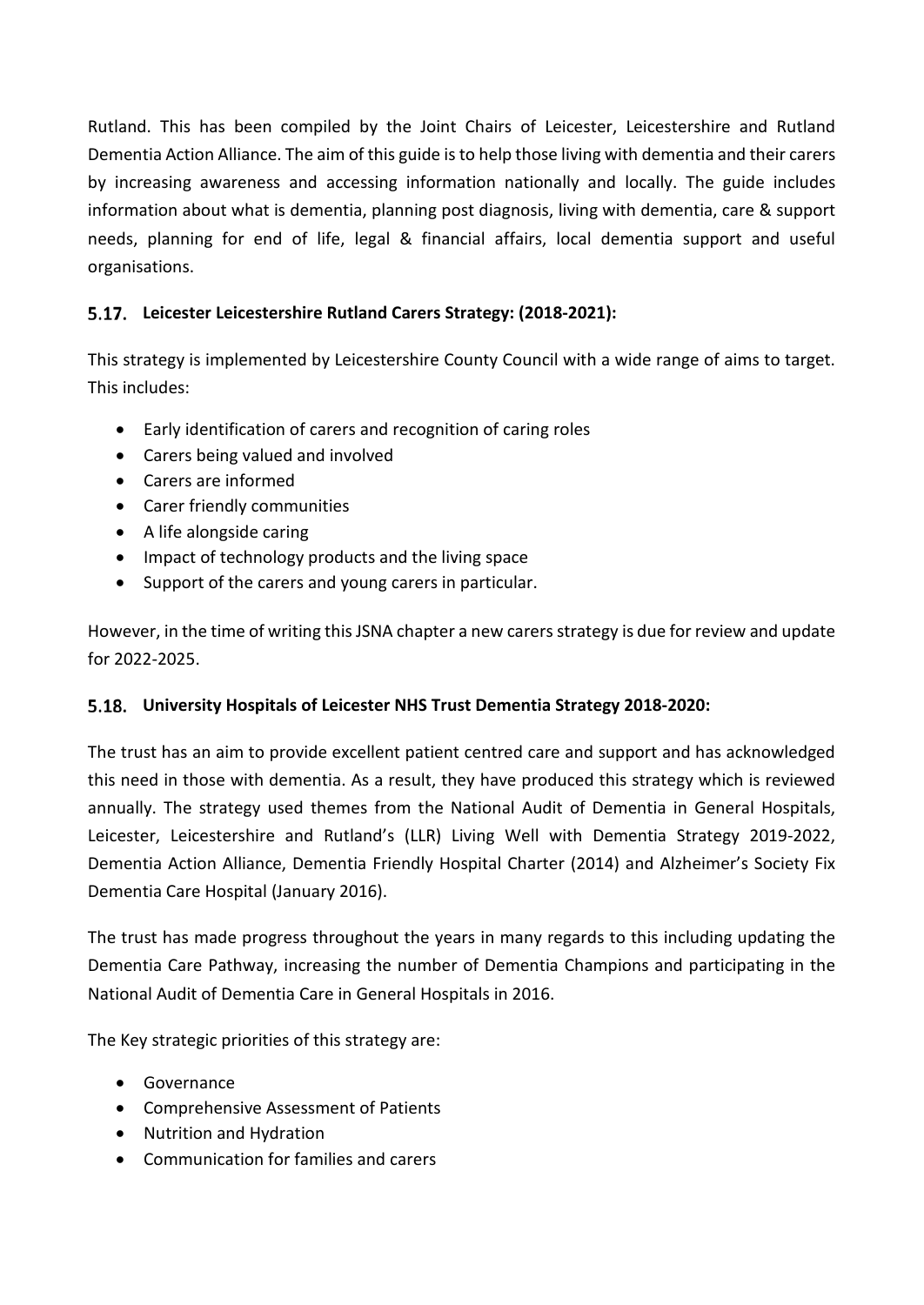Rutland. This has been compiled by the Joint Chairs of Leicester, Leicestershire and Rutland Dementia Action Alliance. The aim of this guide is to help those living with dementia and their carers by increasing awareness and accessing information nationally and locally. The guide includes information about what is dementia, planning post diagnosis, living with dementia, care & support needs, planning for end of life, legal & financial affairs, local dementia support and useful organisations.

### 5.17. Leicester Leicestershire Rutland Carers Strategy: (2018-2021):

This strategy is implemented by Leicestershire County Council with a wide range of aims to target. This includes:

- Early identification of carers and recognition of caring roles
- Carers being valued and involved
- Carers are informed
- Carer friendly communities
- A life alongside caring
- Impact of technology products and the living space
- Support of the carers and young carers in particular.

However, in the time of writing this JSNA chapter a new carers strategy is due for review and update for 2022-2025.

### 5.18. University Hospitals of Leicester NHS Trust Dementia Strategy 2018-2020:

The trust has an aim to provide excellent patient centred care and support and has acknowledged this need in those with dementia. As a result, they have produced this strategy which is reviewed annually. The strategy used themes from the National Audit of Dementia in General Hospitals, Leicester, Leicestershire and Rutland's (LLR) Living Well with Dementia Strategy 2019-2022, Dementia Action Alliance, Dementia Friendly Hospital Charter (2014) and Alzheimer's Society Fix Dementia Care Hospital (January 2016).

The trust has made progress throughout the years in many regards to this including updating the Dementia Care Pathway, increasing the number of Dementia Champions and participating in the National Audit of Dementia Care in General Hospitals in 2016.

The Key strategic priorities of this strategy are:

- Governance
- Comprehensive Assessment of Patients
- Nutrition and Hydration
- Communication for families and carers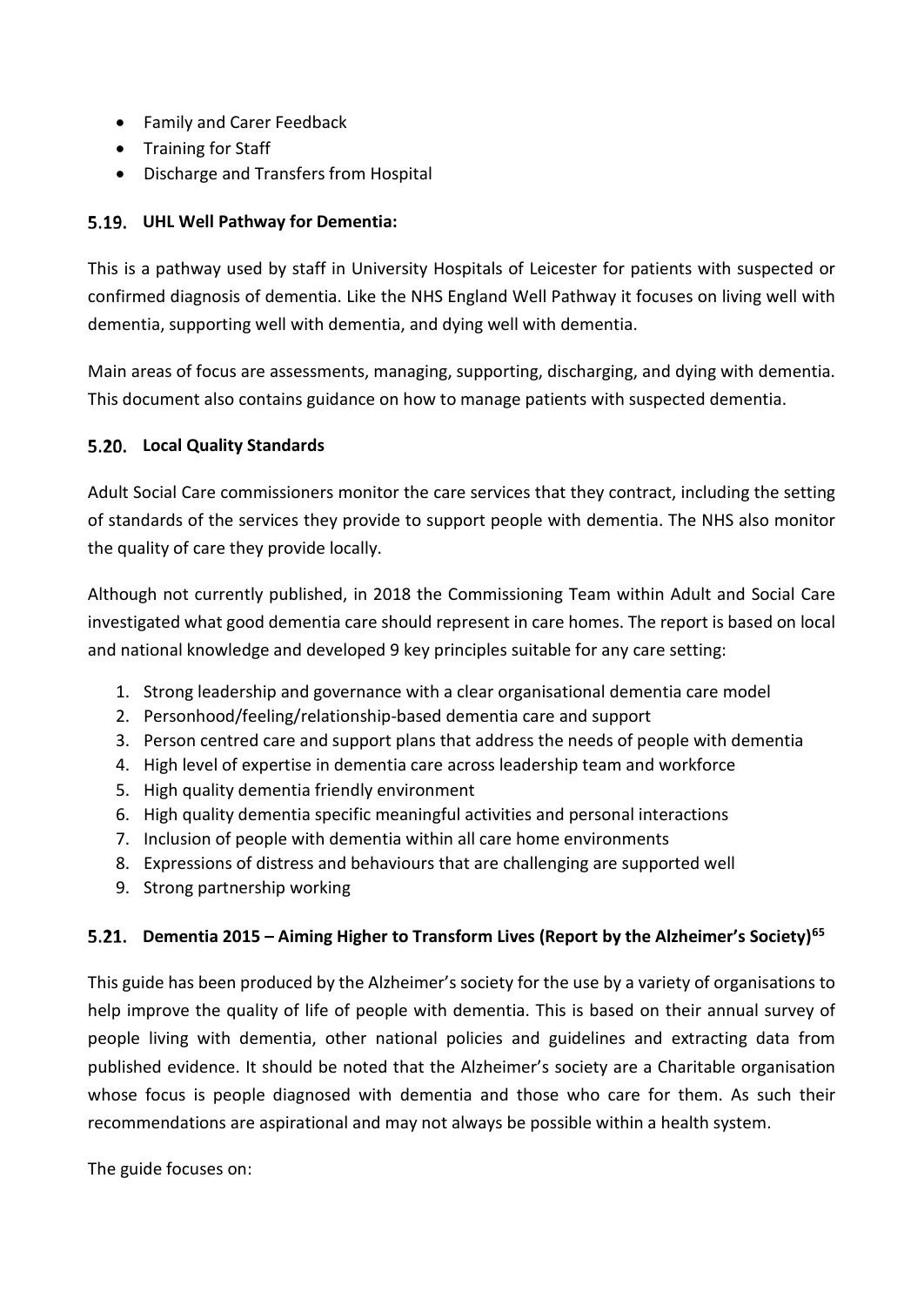- Family and Carer Feedback
- Training for Staff
- Discharge and Transfers from Hospital

### 5.19. UHL Well Pathway for Dementia:

This is a pathway used by staff in University Hospitals of Leicester for patients with suspected or confirmed diagnosis of dementia. Like the NHS England Well Pathway it focuses on living well with dementia, supporting well with dementia, and dying well with dementia.

Main areas of focus are assessments, managing, supporting, discharging, and dying with dementia. This document also contains guidance on how to manage patients with suspected dementia.

### 5.20. Local Quality Standards

Adult Social Care commissioners monitor the care services that they contract, including the setting of standards of the services they provide to support people with dementia. The NHS also monitor the quality of care they provide locally.

Although not currently published, in 2018 the Commissioning Team within Adult and Social Care investigated what good dementia care should represent in care homes. The report is based on local and national knowledge and developed 9 key principles suitable for any care setting:

1. Strong leadership and governance with a clear organisational dementia care model
2. Personhood/feeling/relationship-based dementia care and support
3. Person centred care and support plans that address the needs of people with dementia
4. High level of expertise in dementia care across leadership team and workforce
5. High quality dementia friendly environment
6. High quality dementia specific meaningful activities and personal interactions
7. Inclusion of people with dementia within all care home environments
8. Expressions of distress and behaviours that are challenging are supported well
9. Strong partnership working

### 5.21. Dementia 2015 – Aiming Higher to Transform Lives (Report by the Alzheimer's Society)[65]

This guide has been produced by the Alzheimer's society for the use by a variety of organisations to help improve the quality of life of people with dementia. This is based on their annual survey of people living with dementia, other national policies and guidelines and extracting data from published evidence. It should be noted that the Alzheimer's society are a Charitable organisation whose focus is people diagnosed with dementia and those who care for them. As such their recommendations are aspirational and may not always be possible within a health system.

The guide focuses on: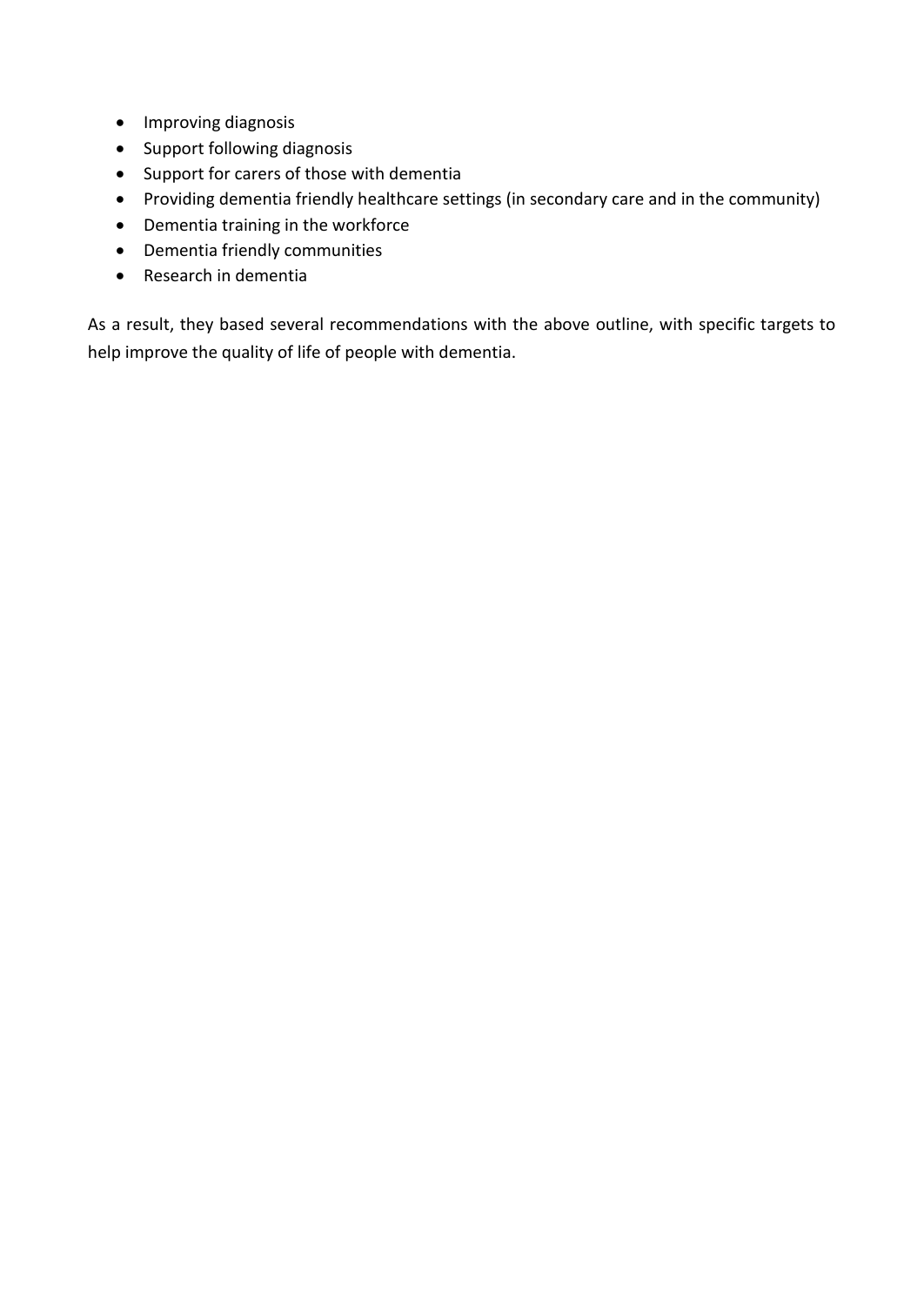- Improving diagnosis
- Support following diagnosis
- Support for carers of those with dementia
- Providing dementia friendly healthcare settings (in secondary care and in the community)
- Dementia training in the workforce
- Dementia friendly communities
- Research in dementia

As a result, they based several recommendations with the above outline, with specific targets to help improve the quality of life of people with dementia.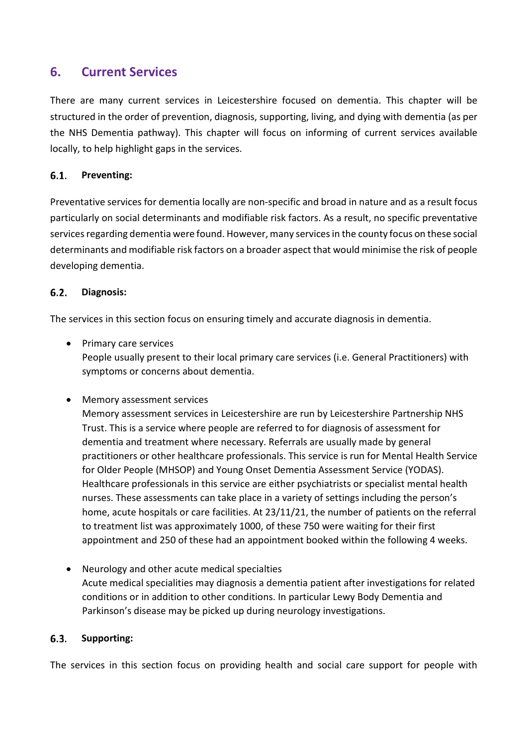## 6. Current Services

There are many current services in Leicestershire focused on dementia. This chapter will be structured in the order of prevention, diagnosis, supporting, living, and dying with dementia (as per the NHS Dementia pathway). This chapter will focus on informing of current services available locally, to help highlight gaps in the services.

### 6.1. Preventing:

Preventative services for dementia locally are non-specific and broad in nature and as a result focus particularly on social determinants and modifiable risk factors. As a result, no specific preventative services regarding dementia were found. However, many services in the county focus on these social determinants and modifiable risk factors on a broader aspect that would minimise the risk of people developing dementia.

### 6.2. Diagnosis:

The services in this section focus on ensuring timely and accurate diagnosis in dementia.

- Primary care services
  People usually present to their local primary care services (i.e. General Practitioners) with symptoms or concerns about dementia.

- Memory assessment services
  Memory assessment services in Leicestershire are run by Leicestershire Partnership NHS Trust. This is a service where people are referred to for diagnosis of assessment for dementia and treatment where necessary. Referrals are usually made by general practitioners or other healthcare professionals. This service is run for Mental Health Service for Older People (MHSOP) and Young Onset Dementia Assessment Service (YODAS). Healthcare professionals in this service are either psychiatrists or specialist mental health nurses. These assessments can take place in a variety of settings including the person's home, acute hospitals or care facilities. At 23/11/21, the number of patients on the referral to treatment list was approximately 1000, of these 750 were waiting for their first appointment and 250 of these had an appointment booked within the following 4 weeks.

- Neurology and other acute medical specialties
  Acute medical specialities may diagnosis a dementia patient after investigations for related conditions or in addition to other conditions. In particular Lewy Body Dementia and Parkinson's disease may be picked up during neurology investigations.

### 6.3. Supporting:

The services in this section focus on providing health and social care support for people with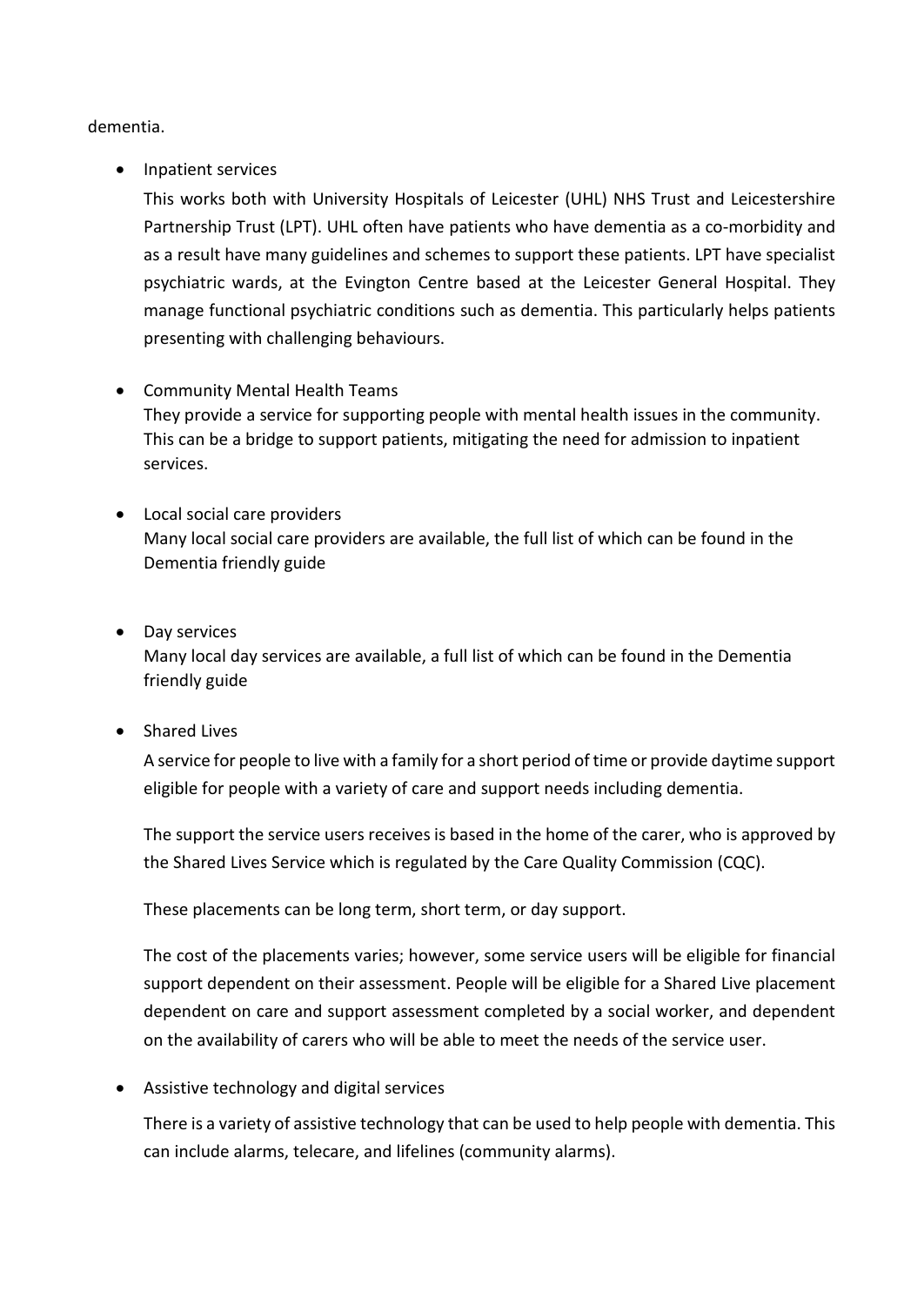dementia.

- Inpatient services

  This works both with University Hospitals of Leicester (UHL) NHS Trust and Leicestershire Partnership Trust (LPT). UHL often have patients who have dementia as a co-morbidity and as a result have many guidelines and schemes to support these patients. LPT have specialist psychiatric wards, at the Evington Centre based at the Leicester General Hospital. They manage functional psychiatric conditions such as dementia. This particularly helps patients presenting with challenging behaviours.

- Community Mental Health Teams

  They provide a service for supporting people with mental health issues in the community. This can be a bridge to support patients, mitigating the need for admission to inpatient services.

- Local social care providers

  Many local social care providers are available, the full list of which can be found in the Dementia friendly guide

- Day services

  Many local day services are available, a full list of which can be found in the Dementia friendly guide

- Shared Lives

  A service for people to live with a family for a short period of time or provide daytime support eligible for people with a variety of care and support needs including dementia.

  The support the service users receives is based in the home of the carer, who is approved by the Shared Lives Service which is regulated by the Care Quality Commission (CQC).

  These placements can be long term, short term, or day support.

  The cost of the placements varies; however, some service users will be eligible for financial support dependent on their assessment. People will be eligible for a Shared Live placement dependent on care and support assessment completed by a social worker, and dependent on the availability of carers who will be able to meet the needs of the service user.

- Assistive technology and digital services

  There is a variety of assistive technology that can be used to help people with dementia. This can include alarms, telecare, and lifelines (community alarms).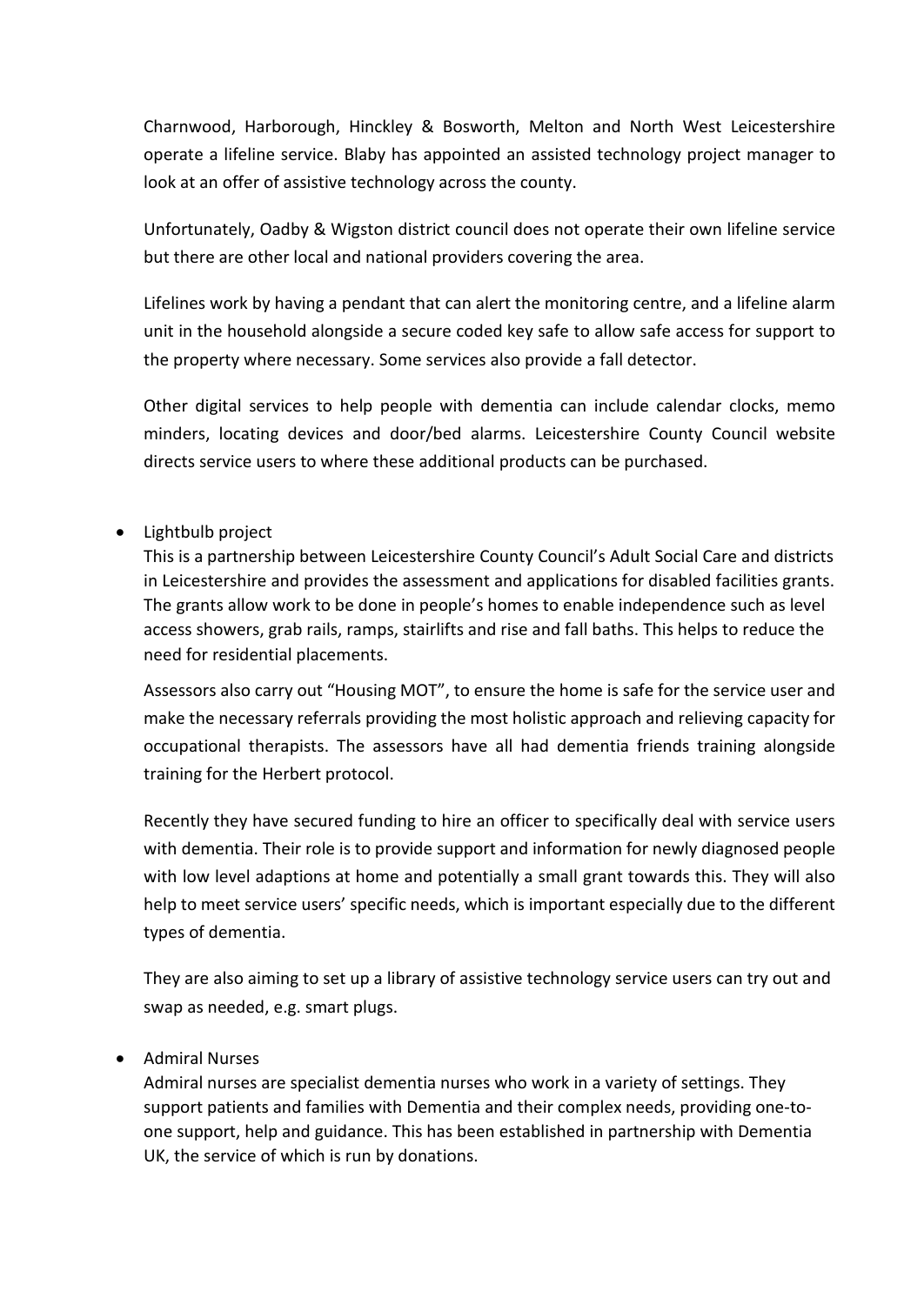Charnwood, Harborough, Hinckley & Bosworth, Melton and North West Leicestershire operate a lifeline service. Blaby has appointed an assisted technology project manager to look at an offer of assistive technology across the county.

Unfortunately, Oadby & Wigston district council does not operate their own lifeline service but there are other local and national providers covering the area.

Lifelines work by having a pendant that can alert the monitoring centre, and a lifeline alarm unit in the household alongside a secure coded key safe to allow safe access for support to the property where necessary. Some services also provide a fall detector.

Other digital services to help people with dementia can include calendar clocks, memo minders, locating devices and door/bed alarms. Leicestershire County Council website directs service users to where these additional products can be purchased.

- Lightbulb project
  This is a partnership between Leicestershire County Council's Adult Social Care and districts in Leicestershire and provides the assessment and applications for disabled facilities grants. The grants allow work to be done in people's homes to enable independence such as level access showers, grab rails, ramps, stairlifts and rise and fall baths. This helps to reduce the need for residential placements.

  Assessors also carry out "Housing MOT", to ensure the home is safe for the service user and make the necessary referrals providing the most holistic approach and relieving capacity for occupational therapists. The assessors have all had dementia friends training alongside training for the Herbert protocol.

  Recently they have secured funding to hire an officer to specifically deal with service users with dementia. Their role is to provide support and information for newly diagnosed people with low level adaptions at home and potentially a small grant towards this. They will also help to meet service users' specific needs, which is important especially due to the different types of dementia.

  They are also aiming to set up a library of assistive technology service users can try out and swap as needed, e.g. smart plugs.

- Admiral Nurses
  Admiral nurses are specialist dementia nurses who work in a variety of settings. They support patients and families with Dementia and their complex needs, providing one-to-one support, help and guidance. This has been established in partnership with Dementia UK, the service of which is run by donations.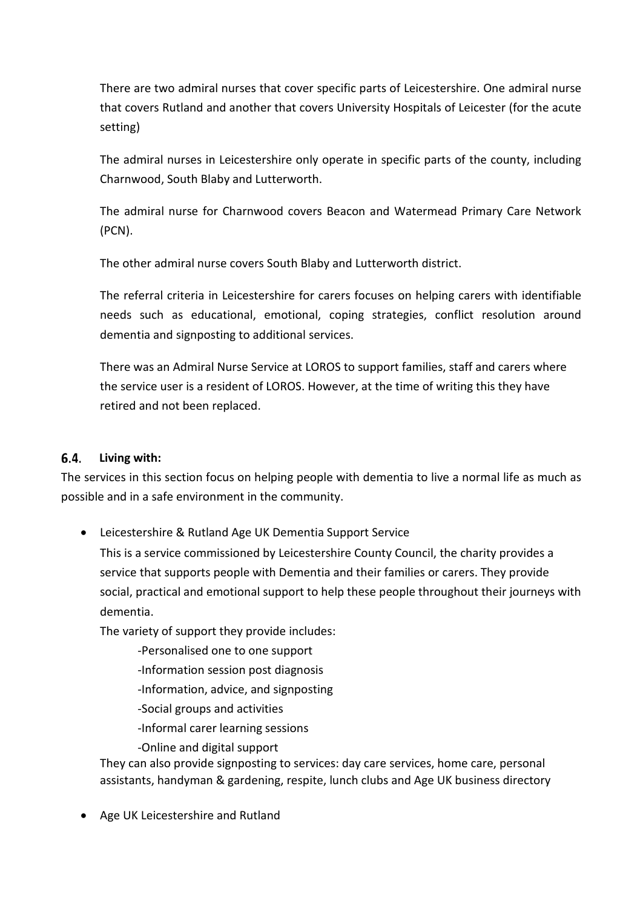There are two admiral nurses that cover specific parts of Leicestershire. One admiral nurse that covers Rutland and another that covers University Hospitals of Leicester (for the acute setting)

The admiral nurses in Leicestershire only operate in specific parts of the county, including Charnwood, South Blaby and Lutterworth.

The admiral nurse for Charnwood covers Beacon and Watermead Primary Care Network (PCN).

The other admiral nurse covers South Blaby and Lutterworth district.

The referral criteria in Leicestershire for carers focuses on helping carers with identifiable needs such as educational, emotional, coping strategies, conflict resolution around dementia and signposting to additional services.

There was an Admiral Nurse Service at LOROS to support families, staff and carers where the service user is a resident of LOROS. However, at the time of writing this they have retired and not been replaced.

### 6.4. Living with:

The services in this section focus on helping people with dementia to live a normal life as much as possible and in a safe environment in the community.

- Leicestershire & Rutland Age UK Dementia Support Service

  This is a service commissioned by Leicestershire County Council, the charity provides a service that supports people with Dementia and their families or carers. They provide social, practical and emotional support to help these people throughout their journeys with dementia.

  The variety of support they provide includes:

  - Personalised one to one support
  - Information session post diagnosis
  - Information, advice, and signposting
  - Social groups and activities
  - Informal carer learning sessions
  - Online and digital support

  They can also provide signposting to services: day care services, home care, personal assistants, handyman & gardening, respite, lunch clubs and Age UK business directory

- Age UK Leicestershire and Rutland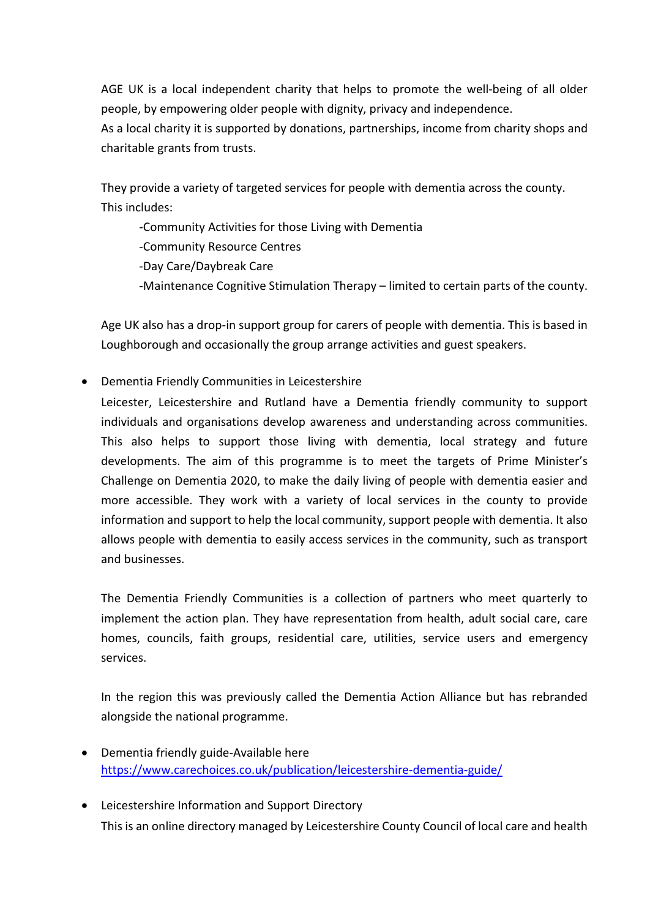AGE UK is a local independent charity that helps to promote the well-being of all older people, by empowering older people with dignity, privacy and independence.
As a local charity it is supported by donations, partnerships, income from charity shops and charitable grants from trusts.

They provide a variety of targeted services for people with dementia across the county. This includes:

-Community Activities for those Living with Dementia
-Community Resource Centres
-Day Care/Daybreak Care
-Maintenance Cognitive Stimulation Therapy – limited to certain parts of the county.

Age UK also has a drop-in support group for carers of people with dementia. This is based in Loughborough and occasionally the group arrange activities and guest speakers.

- Dementia Friendly Communities in Leicestershire

  Leicester, Leicestershire and Rutland have a Dementia friendly community to support individuals and organisations develop awareness and understanding across communities. This also helps to support those living with dementia, local strategy and future developments. The aim of this programme is to meet the targets of Prime Minister's Challenge on Dementia 2020, to make the daily living of people with dementia easier and more accessible. They work with a variety of local services in the county to provide information and support to help the local community, support people with dementia. It also allows people with dementia to easily access services in the community, such as transport and businesses.

  The Dementia Friendly Communities is a collection of partners who meet quarterly to implement the action plan. They have representation from health, adult social care, care homes, councils, faith groups, residential care, utilities, service users and emergency services.

  In the region this was previously called the Dementia Action Alliance but has rebranded alongside the national programme.

- Dementia friendly guide-Available here
  https://www.carechoices.co.uk/publication/leicestershire-dementia-guide/

- Leicestershire Information and Support Directory

  This is an online directory managed by Leicestershire County Council of local care and health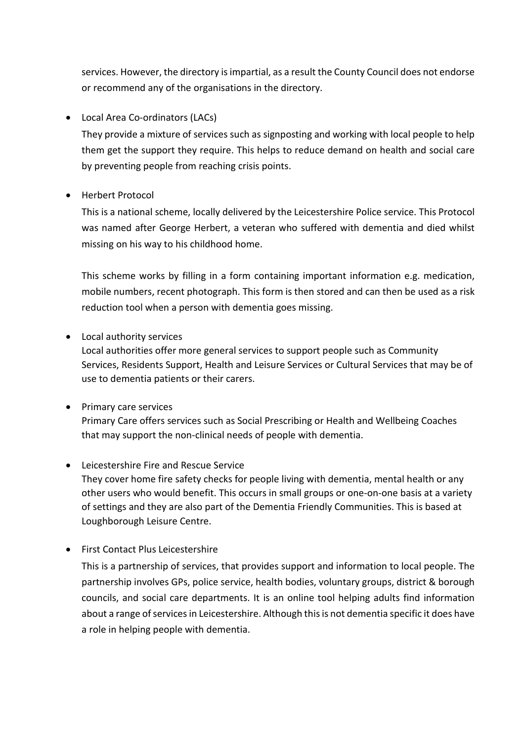services. However, the directory is impartial, as a result the County Council does not endorse or recommend any of the organisations in the directory.

- Local Area Co-ordinators (LACs)

  They provide a mixture of services such as signposting and working with local people to help them get the support they require. This helps to reduce demand on health and social care by preventing people from reaching crisis points.

- Herbert Protocol

  This is a national scheme, locally delivered by the Leicestershire Police service. This Protocol was named after George Herbert, a veteran who suffered with dementia and died whilst missing on his way to his childhood home.

  This scheme works by filling in a form containing important information e.g. medication, mobile numbers, recent photograph. This form is then stored and can then be used as a risk reduction tool when a person with dementia goes missing.

- Local authority services

  Local authorities offer more general services to support people such as Community Services, Residents Support, Health and Leisure Services or Cultural Services that may be of use to dementia patients or their carers.

- Primary care services

  Primary Care offers services such as Social Prescribing or Health and Wellbeing Coaches that may support the non-clinical needs of people with dementia.

- Leicestershire Fire and Rescue Service

  They cover home fire safety checks for people living with dementia, mental health or any other users who would benefit. This occurs in small groups or one-on-one basis at a variety of settings and they are also part of the Dementia Friendly Communities. This is based at Loughborough Leisure Centre.

- First Contact Plus Leicestershire

  This is a partnership of services, that provides support and information to local people. The partnership involves GPs, police service, health bodies, voluntary groups, district & borough councils, and social care departments. It is an online tool helping adults find information about a range of services in Leicestershire. Although this is not dementia specific it does have a role in helping people with dementia.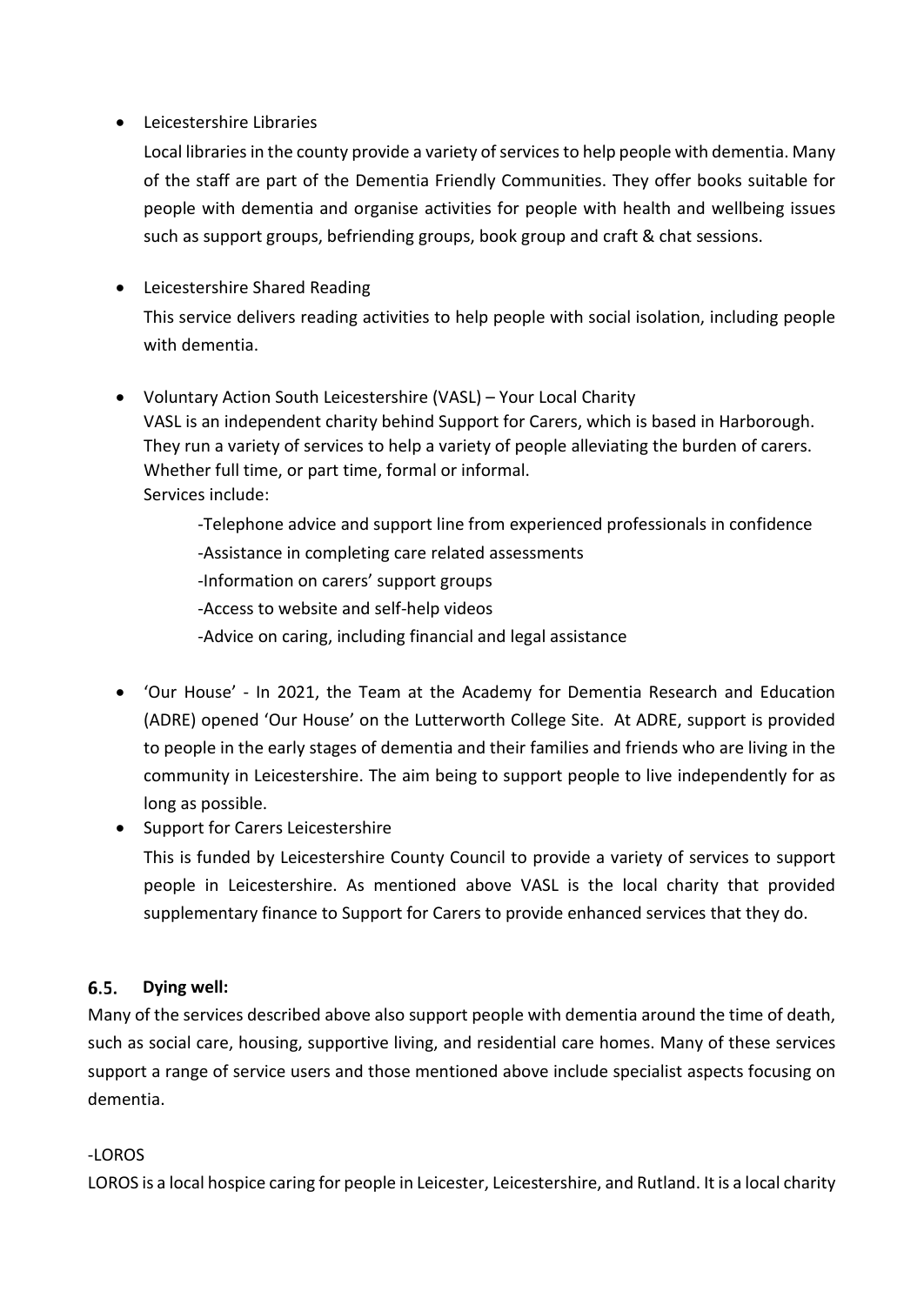- Leicestershire Libraries

  Local libraries in the county provide a variety of services to help people with dementia. Many of the staff are part of the Dementia Friendly Communities. They offer books suitable for people with dementia and organise activities for people with health and wellbeing issues such as support groups, befriending groups, book group and craft & chat sessions.

- Leicestershire Shared Reading

  This service delivers reading activities to help people with social isolation, including people with dementia.

- Voluntary Action South Leicestershire (VASL) – Your Local Charity

  VASL is an independent charity behind Support for Carers, which is based in Harborough. They run a variety of services to help a variety of people alleviating the burden of carers. Whether full time, or part time, formal or informal.

  Services include:

  -Telephone advice and support line from experienced professionals in confidence

  -Assistance in completing care related assessments

  -Information on carers' support groups

  -Access to website and self-help videos

  -Advice on caring, including financial and legal assistance

- 'Our House' - In 2021, the Team at the Academy for Dementia Research and Education (ADRE) opened 'Our House' on the Lutterworth College Site. At ADRE, support is provided to people in the early stages of dementia and their families and friends who are living in the community in Leicestershire. The aim being to support people to live independently for as long as possible.

- Support for Carers Leicestershire

  This is funded by Leicestershire County Council to provide a variety of services to support people in Leicestershire. As mentioned above VASL is the local charity that provided supplementary finance to Support for Carers to provide enhanced services that they do.

### 6.5. Dying well:

Many of the services described above also support people with dementia around the time of death, such as social care, housing, supportive living, and residential care homes. Many of these services support a range of service users and those mentioned above include specialist aspects focusing on dementia.

-LOROS

LOROS is a local hospice caring for people in Leicester, Leicestershire, and Rutland. It is a local charity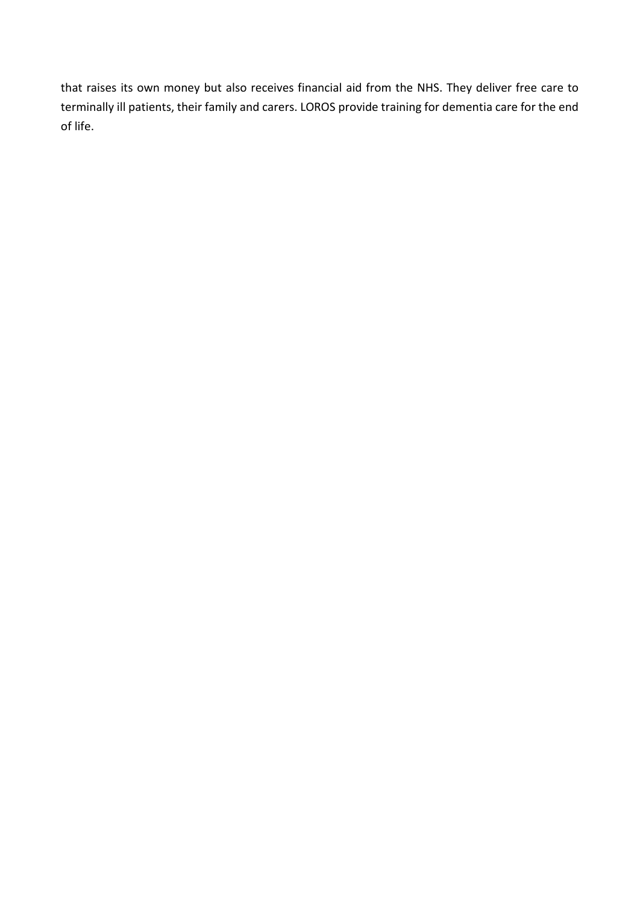that raises its own money but also receives financial aid from the NHS. They deliver free care to terminally ill patients, their family and carers. LOROS provide training for dementia care for the end of life.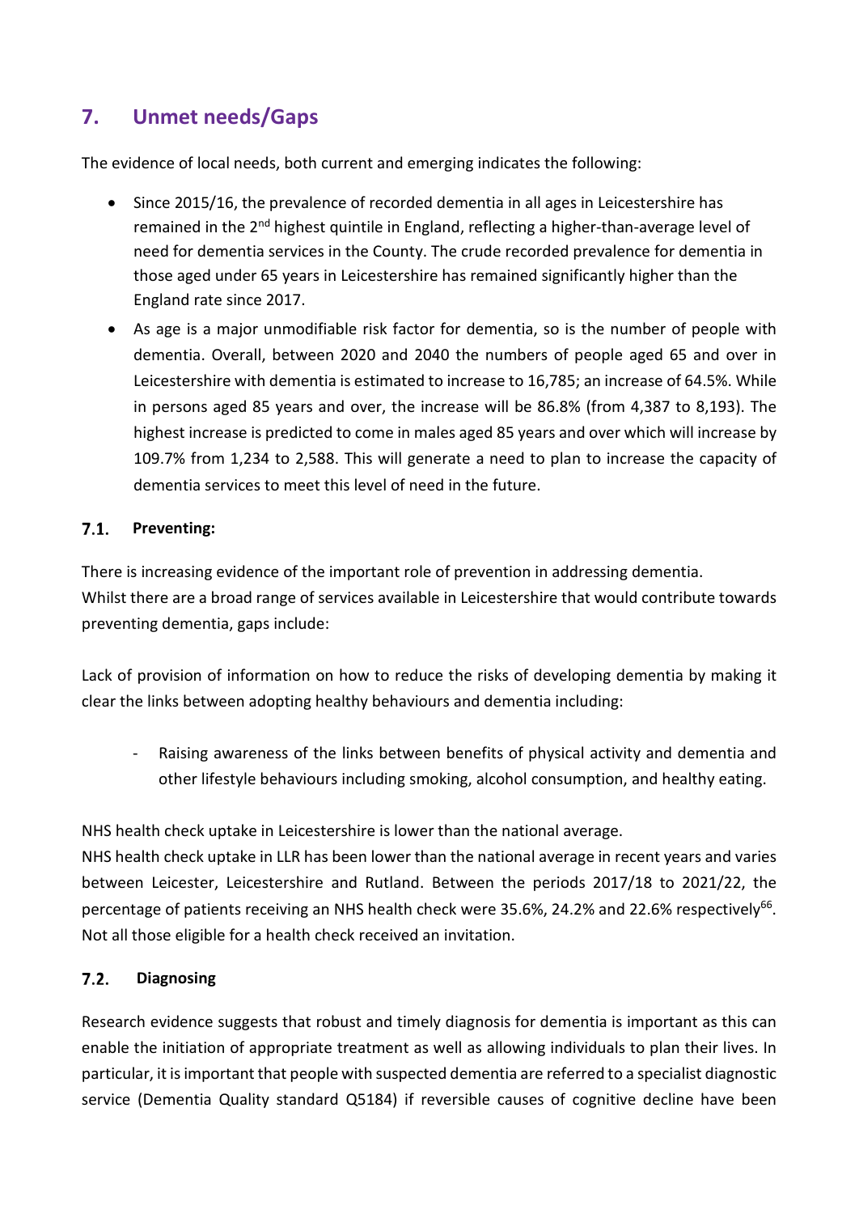## 7. Unmet needs/Gaps

The evidence of local needs, both current and emerging indicates the following:

- Since 2015/16, the prevalence of recorded dementia in all ages in Leicestershire has remained in the 2nd highest quintile in England, reflecting a higher-than-average level of need for dementia services in the County. The crude recorded prevalence for dementia in those aged under 65 years in Leicestershire has remained significantly higher than the England rate since 2017.
- As age is a major unmodifiable risk factor for dementia, so is the number of people with dementia. Overall, between 2020 and 2040 the numbers of people aged 65 and over in Leicestershire with dementia is estimated to increase to 16,785; an increase of 64.5%. While in persons aged 85 years and over, the increase will be 86.8% (from 4,387 to 8,193). The highest increase is predicted to come in males aged 85 years and over which will increase by 109.7% from 1,234 to 2,588. This will generate a need to plan to increase the capacity of dementia services to meet this level of need in the future.

### 7.1. Preventing:

There is increasing evidence of the important role of prevention in addressing dementia. Whilst there are a broad range of services available in Leicestershire that would contribute towards preventing dementia, gaps include:

Lack of provision of information on how to reduce the risks of developing dementia by making it clear the links between adopting healthy behaviours and dementia including:

- Raising awareness of the links between benefits of physical activity and dementia and other lifestyle behaviours including smoking, alcohol consumption, and healthy eating.

NHS health check uptake in Leicestershire is lower than the national average.
NHS health check uptake in LLR has been lower than the national average in recent years and varies between Leicester, Leicestershire and Rutland. Between the periods 2017/18 to 2021/22, the percentage of patients receiving an NHS health check were 35.6%, 24.2% and 22.6% respectively[66]. Not all those eligible for a health check received an invitation.

### 7.2. Diagnosing

Research evidence suggests that robust and timely diagnosis for dementia is important as this can enable the initiation of appropriate treatment as well as allowing individuals to plan their lives. In particular, it is important that people with suspected dementia are referred to a specialist diagnostic service (Dementia Quality standard Q5184) if reversible causes of cognitive decline have been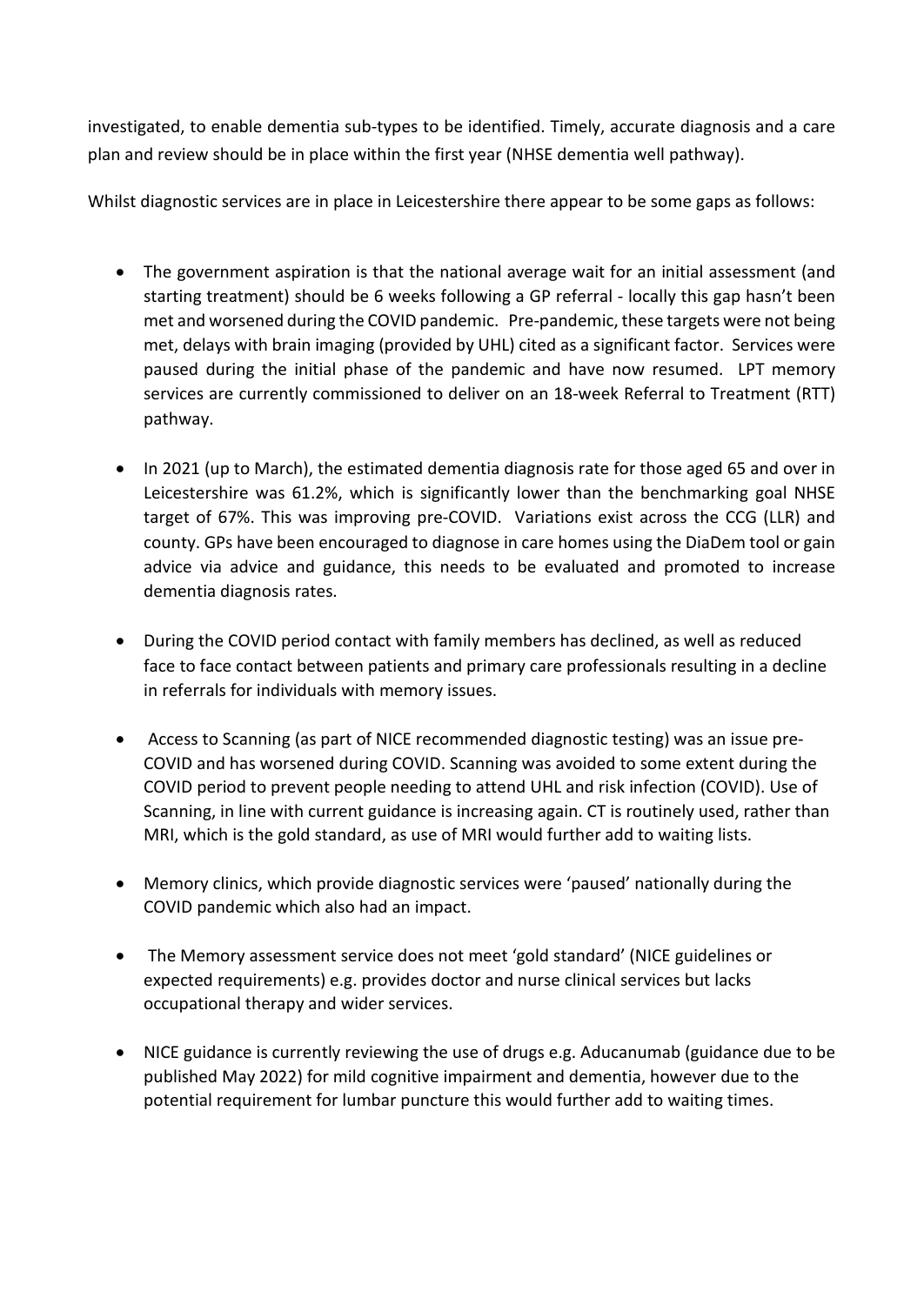investigated, to enable dementia sub-types to be identified. Timely, accurate diagnosis and a care plan and review should be in place within the first year (NHSE dementia well pathway).

Whilst diagnostic services are in place in Leicestershire there appear to be some gaps as follows:

- The government aspiration is that the national average wait for an initial assessment (and starting treatment) should be 6 weeks following a GP referral - locally this gap hasn't been met and worsened during the COVID pandemic. Pre-pandemic, these targets were not being met, delays with brain imaging (provided by UHL) cited as a significant factor. Services were paused during the initial phase of the pandemic and have now resumed. LPT memory services are currently commissioned to deliver on an 18-week Referral to Treatment (RTT) pathway.

- In 2021 (up to March), the estimated dementia diagnosis rate for those aged 65 and over in Leicestershire was 61.2%, which is significantly lower than the benchmarking goal NHSE target of 67%. This was improving pre-COVID. Variations exist across the CCG (LLR) and county. GPs have been encouraged to diagnose in care homes using the DiaDem tool or gain advice via advice and guidance, this needs to be evaluated and promoted to increase dementia diagnosis rates.

- During the COVID period contact with family members has declined, as well as reduced face to face contact between patients and primary care professionals resulting in a decline in referrals for individuals with memory issues.

- Access to Scanning (as part of NICE recommended diagnostic testing) was an issue pre-COVID and has worsened during COVID. Scanning was avoided to some extent during the COVID period to prevent people needing to attend UHL and risk infection (COVID). Use of Scanning, in line with current guidance is increasing again. CT is routinely used, rather than MRI, which is the gold standard, as use of MRI would further add to waiting lists.

- Memory clinics, which provide diagnostic services were 'paused' nationally during the COVID pandemic which also had an impact.

- The Memory assessment service does not meet 'gold standard' (NICE guidelines or expected requirements) e.g. provides doctor and nurse clinical services but lacks occupational therapy and wider services.

- NICE guidance is currently reviewing the use of drugs e.g. Aducanumab (guidance due to be published May 2022) for mild cognitive impairment and dementia, however due to the potential requirement for lumbar puncture this would further add to waiting times.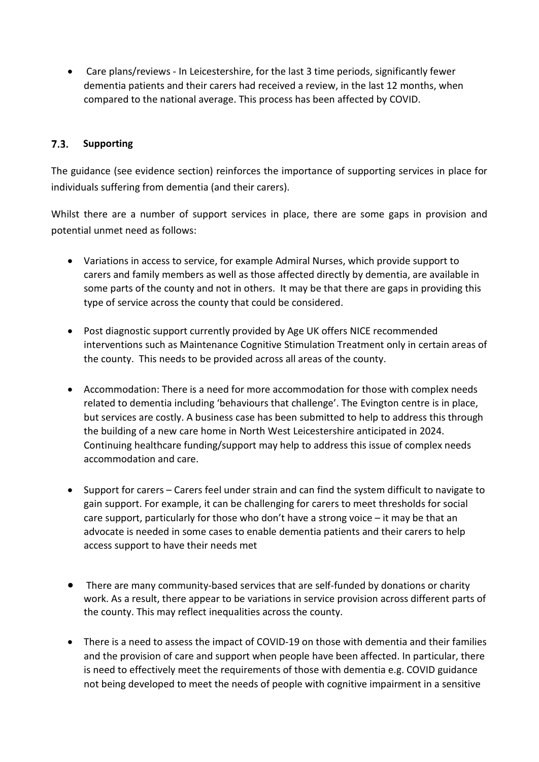- Care plans/reviews - In Leicestershire, for the last 3 time periods, significantly fewer dementia patients and their carers had received a review, in the last 12 months, when compared to the national average. This process has been affected by COVID.

### 7.3. Supporting

The guidance (see evidence section) reinforces the importance of supporting services in place for individuals suffering from dementia (and their carers).

Whilst there are a number of support services in place, there are some gaps in provision and potential unmet need as follows:

- Variations in access to service, for example Admiral Nurses, which provide support to carers and family members as well as those affected directly by dementia, are available in some parts of the county and not in others. It may be that there are gaps in providing this type of service across the county that could be considered.

- Post diagnostic support currently provided by Age UK offers NICE recommended interventions such as Maintenance Cognitive Stimulation Treatment only in certain areas of the county. This needs to be provided across all areas of the county.

- Accommodation: There is a need for more accommodation for those with complex needs related to dementia including 'behaviours that challenge'. The Evington centre is in place, but services are costly. A business case has been submitted to help to address this through the building of a new care home in North West Leicestershire anticipated in 2024. Continuing healthcare funding/support may help to address this issue of complex needs accommodation and care.

- Support for carers – Carers feel under strain and can find the system difficult to navigate to gain support. For example, it can be challenging for carers to meet thresholds for social care support, particularly for those who don't have a strong voice – it may be that an advocate is needed in some cases to enable dementia patients and their carers to help access support to have their needs met

- There are many community-based services that are self-funded by donations or charity work. As a result, there appear to be variations in service provision across different parts of the county. This may reflect inequalities across the county.

- There is a need to assess the impact of COVID-19 on those with dementia and their families and the provision of care and support when people have been affected. In particular, there is need to effectively meet the requirements of those with dementia e.g. COVID guidance not being developed to meet the needs of people with cognitive impairment in a sensitive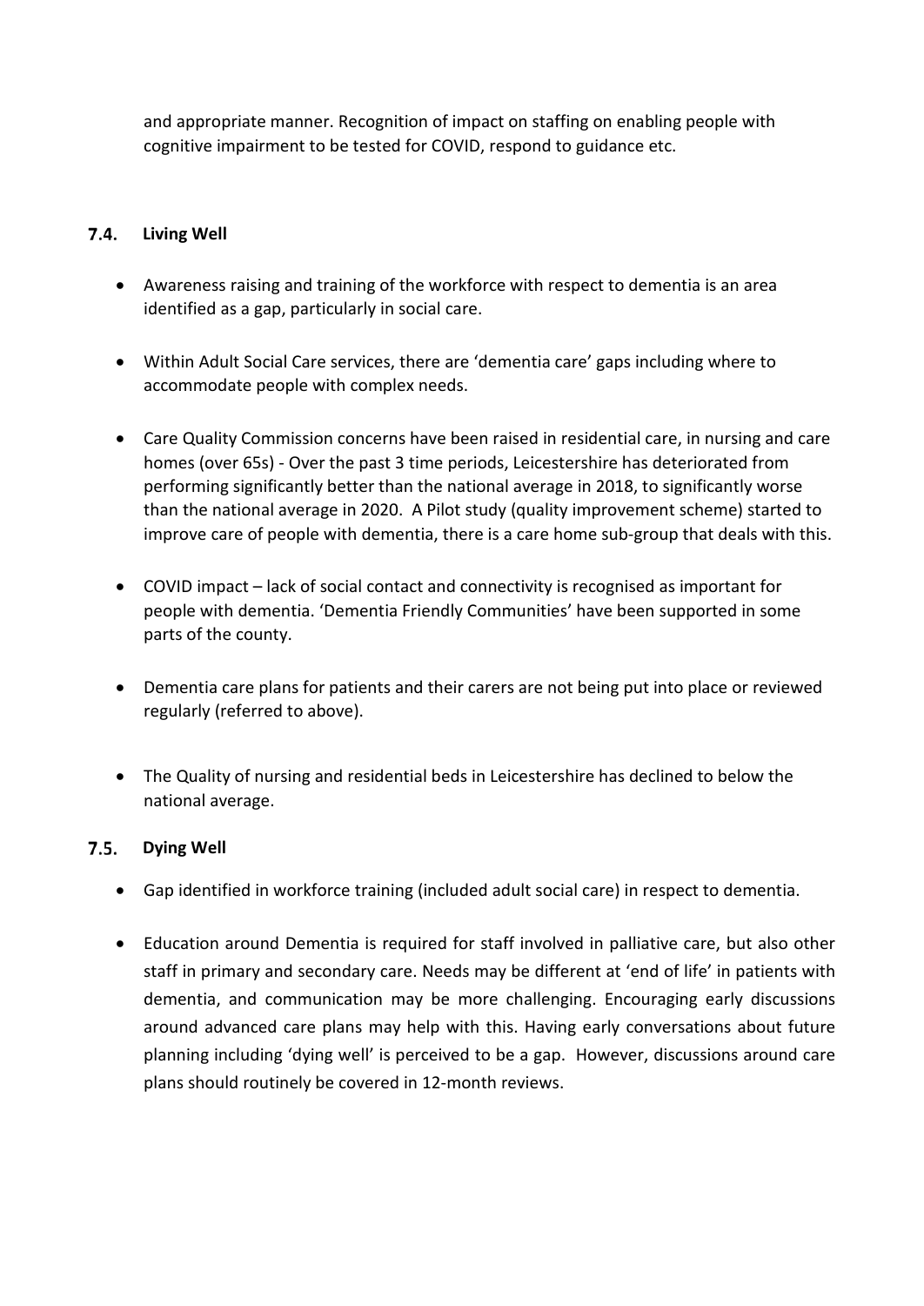and appropriate manner. Recognition of impact on staffing on enabling people with cognitive impairment to be tested for COVID, respond to guidance etc.

### 7.4. Living Well

- Awareness raising and training of the workforce with respect to dementia is an area identified as a gap, particularly in social care.
- Within Adult Social Care services, there are 'dementia care' gaps including where to accommodate people with complex needs.
- Care Quality Commission concerns have been raised in residential care, in nursing and care homes (over 65s) - Over the past 3 time periods, Leicestershire has deteriorated from performing significantly better than the national average in 2018, to significantly worse than the national average in 2020. A Pilot study (quality improvement scheme) started to improve care of people with dementia, there is a care home sub-group that deals with this.
- COVID impact – lack of social contact and connectivity is recognised as important for people with dementia. 'Dementia Friendly Communities' have been supported in some parts of the county.
- Dementia care plans for patients and their carers are not being put into place or reviewed regularly (referred to above).
- The Quality of nursing and residential beds in Leicestershire has declined to below the national average.

### 7.5. Dying Well

- Gap identified in workforce training (included adult social care) in respect to dementia.
- Education around Dementia is required for staff involved in palliative care, but also other staff in primary and secondary care. Needs may be different at 'end of life' in patients with dementia, and communication may be more challenging. Encouraging early discussions around advanced care plans may help with this. Having early conversations about future planning including 'dying well' is perceived to be a gap. However, discussions around care plans should routinely be covered in 12-month reviews.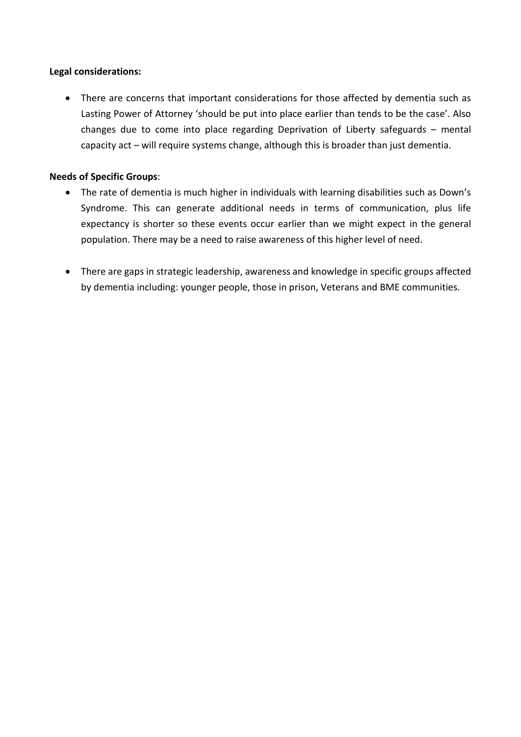**Legal considerations:**

- There are concerns that important considerations for those affected by dementia such as Lasting Power of Attorney 'should be put into place earlier than tends to be the case'. Also changes due to come into place regarding Deprivation of Liberty safeguards – mental capacity act – will require systems change, although this is broader than just dementia.

**Needs of Specific Groups**:

- The rate of dementia is much higher in individuals with learning disabilities such as Down's Syndrome. This can generate additional needs in terms of communication, plus life expectancy is shorter so these events occur earlier than we might expect in the general population. There may be a need to raise awareness of this higher level of need.

- There are gaps in strategic leadership, awareness and knowledge in specific groups affected by dementia including: younger people, those in prison, Veterans and BME communities.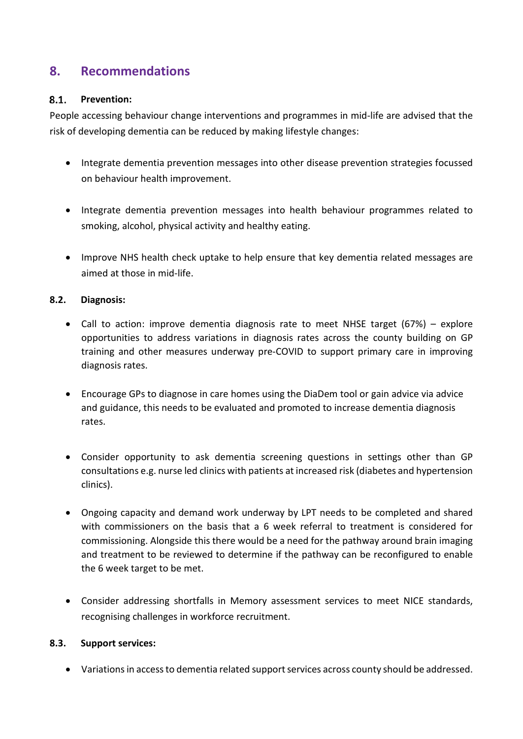## 8. Recommendations

### 8.1. Prevention:

People accessing behaviour change interventions and programmes in mid-life are advised that the risk of developing dementia can be reduced by making lifestyle changes:

- Integrate dementia prevention messages into other disease prevention strategies focussed on behaviour health improvement.
- Integrate dementia prevention messages into health behaviour programmes related to smoking, alcohol, physical activity and healthy eating.
- Improve NHS health check uptake to help ensure that key dementia related messages are aimed at those in mid-life.

### 8.2. Diagnosis:

- Call to action: improve dementia diagnosis rate to meet NHSE target (67%) – explore opportunities to address variations in diagnosis rates across the county building on GP training and other measures underway pre-COVID to support primary care in improving diagnosis rates.
- Encourage GPs to diagnose in care homes using the DiaDem tool or gain advice via advice and guidance, this needs to be evaluated and promoted to increase dementia diagnosis rates.
- Consider opportunity to ask dementia screening questions in settings other than GP consultations e.g. nurse led clinics with patients at increased risk (diabetes and hypertension clinics).
- Ongoing capacity and demand work underway by LPT needs to be completed and shared with commissioners on the basis that a 6 week referral to treatment is considered for commissioning. Alongside this there would be a need for the pathway around brain imaging and treatment to be reviewed to determine if the pathway can be reconfigured to enable the 6 week target to be met.
- Consider addressing shortfalls in Memory assessment services to meet NICE standards, recognising challenges in workforce recruitment.

### 8.3. Support services:

- Variations in access to dementia related support services across county should be addressed.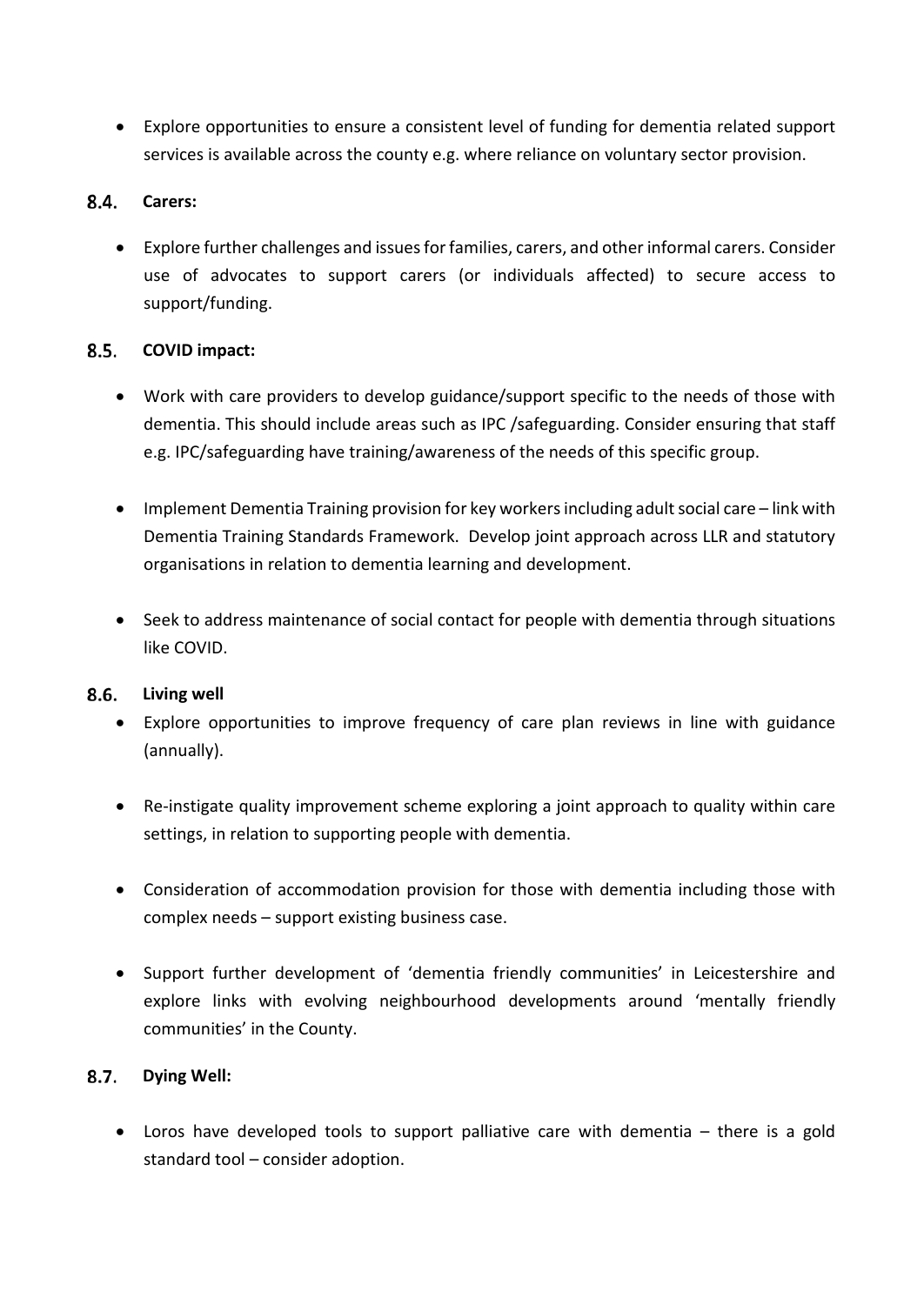- Explore opportunities to ensure a consistent level of funding for dementia related support services is available across the county e.g. where reliance on voluntary sector provision.

### 8.4. Carers:

- Explore further challenges and issues for families, carers, and other informal carers. Consider use of advocates to support carers (or individuals affected) to secure access to support/funding.

### 8.5. COVID impact:

- Work with care providers to develop guidance/support specific to the needs of those with dementia. This should include areas such as IPC /safeguarding. Consider ensuring that staff e.g. IPC/safeguarding have training/awareness of the needs of this specific group.

- Implement Dementia Training provision for key workers including adult social care – link with Dementia Training Standards Framework. Develop joint approach across LLR and statutory organisations in relation to dementia learning and development.

- Seek to address maintenance of social contact for people with dementia through situations like COVID.

### 8.6. Living well

- Explore opportunities to improve frequency of care plan reviews in line with guidance (annually).

- Re-instigate quality improvement scheme exploring a joint approach to quality within care settings, in relation to supporting people with dementia.

- Consideration of accommodation provision for those with dementia including those with complex needs – support existing business case.

- Support further development of 'dementia friendly communities' in Leicestershire and explore links with evolving neighbourhood developments around 'mentally friendly communities' in the County.

### 8.7. Dying Well:

- Loros have developed tools to support palliative care with dementia – there is a gold standard tool – consider adoption.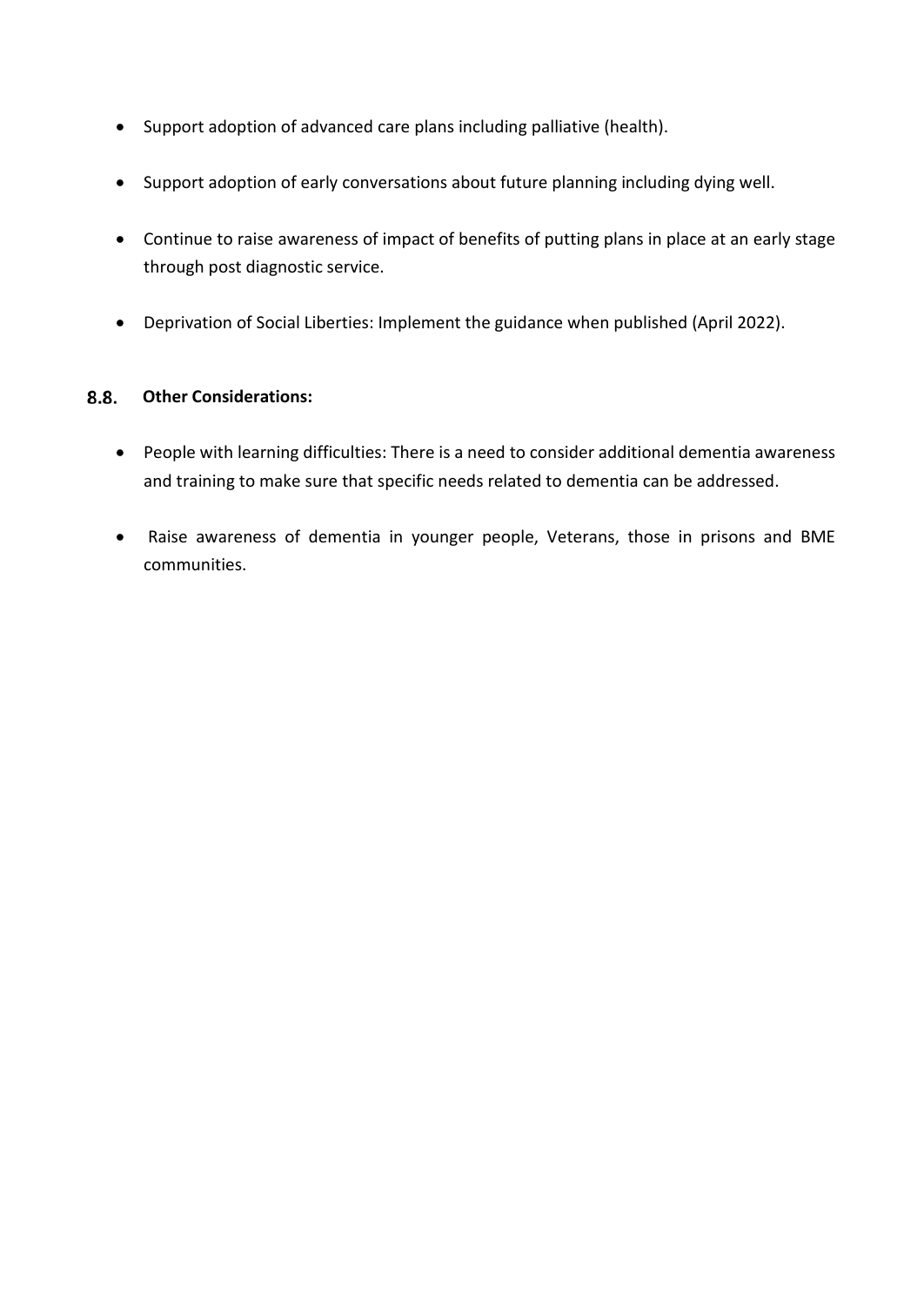- Support adoption of advanced care plans including palliative (health).
- Support adoption of early conversations about future planning including dying well.
- Continue to raise awareness of impact of benefits of putting plans in place at an early stage through post diagnostic service.
- Deprivation of Social Liberties: Implement the guidance when published (April 2022).

### 8.8. Other Considerations:

- People with learning difficulties: There is a need to consider additional dementia awareness and training to make sure that specific needs related to dementia can be addressed.
- Raise awareness of dementia in younger people, Veterans, those in prisons and BME communities.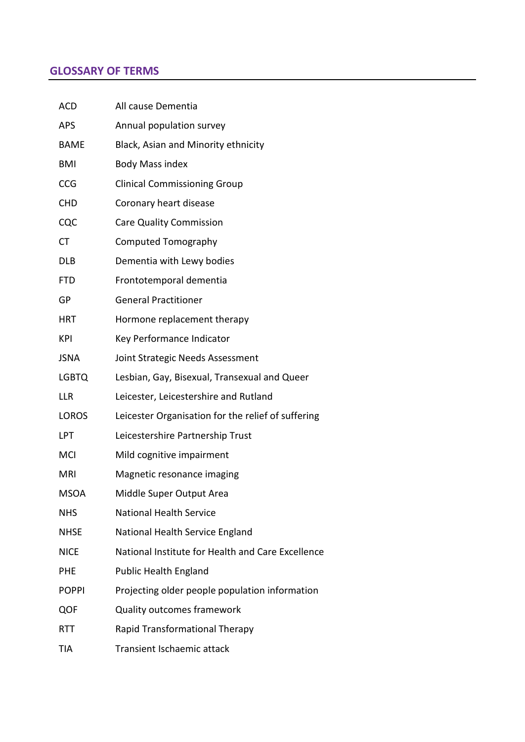## GLOSSARY OF TERMS

| | |
|---|---|
| ACD | All cause Dementia |
| APS | Annual population survey |
| BAME | Black, Asian and Minority ethnicity |
| BMI | Body Mass index |
| CCG | Clinical Commissioning Group |
| CHD | Coronary heart disease |
| CQC | Care Quality Commission |
| CT | Computed Tomography |
| DLB | Dementia with Lewy bodies |
| FTD | Frontotemporal dementia |
| GP | General Practitioner |
| HRT | Hormone replacement therapy |
| KPI | Key Performance Indicator |
| JSNA | Joint Strategic Needs Assessment |
| LGBTQ | Lesbian, Gay, Bisexual, Transexual and Queer |
| LLR | Leicester, Leicestershire and Rutland |
| LOROS | Leicester Organisation for the relief of suffering |
| LPT | Leicestershire Partnership Trust |
| MCI | Mild cognitive impairment |
| MRI | Magnetic resonance imaging |
| MSOA | Middle Super Output Area |
| NHS | National Health Service |
| NHSE | National Health Service England |
| NICE | National Institute for Health and Care Excellence |
| PHE | Public Health England |
| POPPI | Projecting older people population information |
| QOF | Quality outcomes framework |
| RTT | Rapid Transformational Therapy |
| TIA | Transient Ischaemic attack |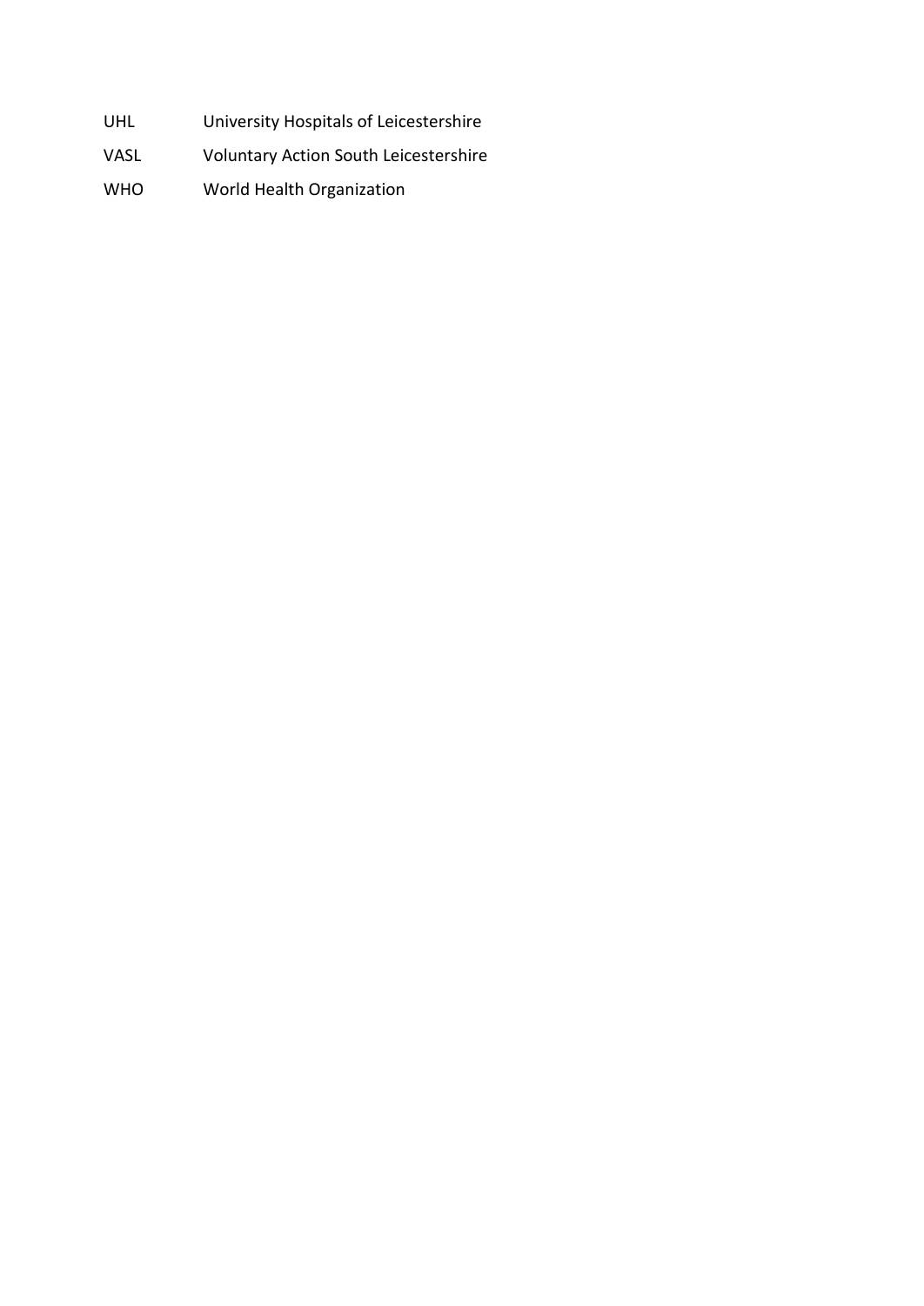| | |
|---|---|
| UHL | University Hospitals of Leicestershire |
| VASL | Voluntary Action South Leicestershire |
| WHO | World Health Organization |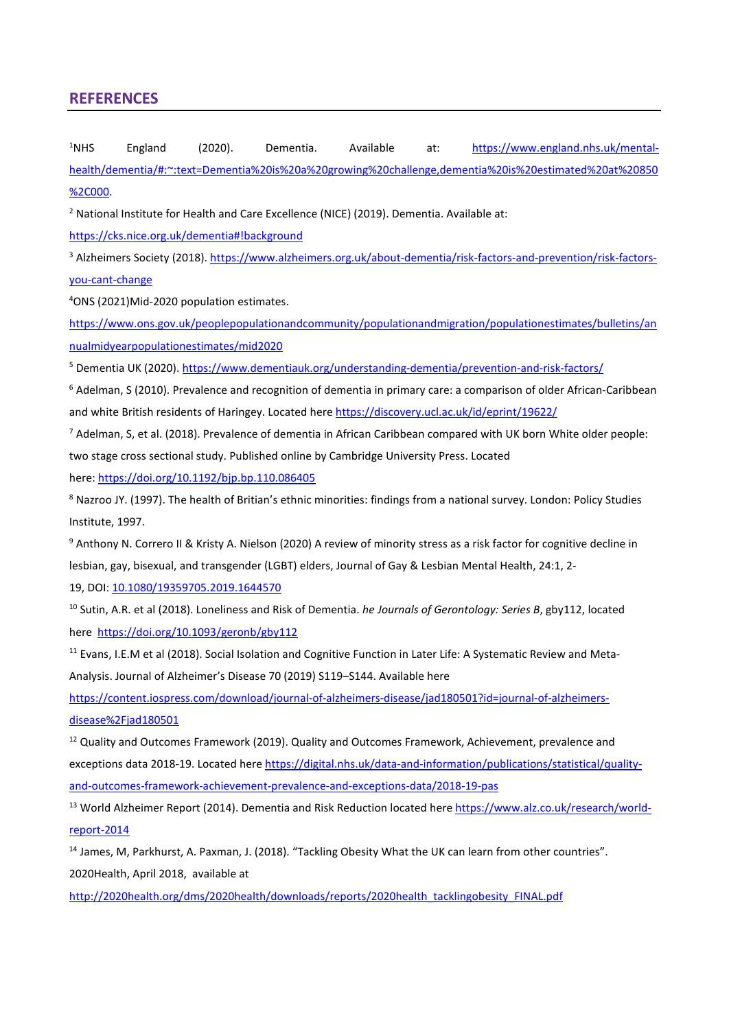## REFERENCES

[1]NHS England (2020). Dementia. Available at: https://www.england.nhs.uk/mental-health/dementia/#:~:text=Dementia%20is%20a%20growing%20challenge,dementia%20is%20estimated%20at%20850%2C000.

[2] National Institute for Health and Care Excellence (NICE) (2019). Dementia. Available at: https://cks.nice.org.uk/dementia#!background

[3] Alzheimers Society (2018). https://www.alzheimers.org.uk/about-dementia/risk-factors-and-prevention/risk-factors-you-cant-change

[4]ONS (2021)Mid-2020 population estimates. https://www.ons.gov.uk/peoplepopulationandcommunity/populationandmigration/populationestimates/bulletins/annualmidyearpopulationestimates/mid2020

[5] Dementia UK (2020). https://www.dementiauk.org/understanding-dementia/prevention-and-risk-factors/

[6] Adelman, S (2010). Prevalence and recognition of dementia in primary care: a comparison of older African-Caribbean and white British residents of Haringey. Located here https://discovery.ucl.ac.uk/id/eprint/19622/

[7] Adelman, S, et al. (2018). Prevalence of dementia in African Caribbean compared with UK born White older people: two stage cross sectional study. Published online by Cambridge University Press. Located here: https://doi.org/10.1192/bjp.bp.110.086405

[8] Nazroo JY. (1997). The health of Britian's ethnic minorities: findings from a national survey. London: Policy Studies Institute, 1997.

[9] Anthony N. Correro II & Kristy A. Nielson (2020) A review of minority stress as a risk factor for cognitive decline in lesbian, gay, bisexual, and transgender (LGBT) elders, Journal of Gay & Lesbian Mental Health, 24:1, 2-19, DOI: 10.1080/19359705.2019.1644570

[10] Sutin, A.R. et al (2018). Loneliness and Risk of Dementia. *he Journals of Gerontology: Series B*, gby112, located here https://doi.org/10.1093/geronb/gby112

[11] Evans, I.E.M et al (2018). Social Isolation and Cognitive Function in Later Life: A Systematic Review and Meta-Analysis. Journal of Alzheimer's Disease 70 (2019) S119–S144. Available here https://content.iospress.com/download/journal-of-alzheimers-disease/jad180501?id=journal-of-alzheimers-disease%2Fjad180501

[12] Quality and Outcomes Framework (2019). Quality and Outcomes Framework, Achievement, prevalence and exceptions data 2018-19. Located here https://digital.nhs.uk/data-and-information/publications/statistical/quality-and-outcomes-framework-achievement-prevalence-and-exceptions-data/2018-19-pas

[13] World Alzheimer Report (2014). Dementia and Risk Reduction located here https://www.alz.co.uk/research/world-report-2014

[14] James, M, Parkhurst, A. Paxman, J. (2018). "Tackling Obesity What the UK can learn from other countries". 2020Health, April 2018, available at http://2020health.org/dms/2020health/downloads/reports/2020health_tacklingobesity_FINAL.pdf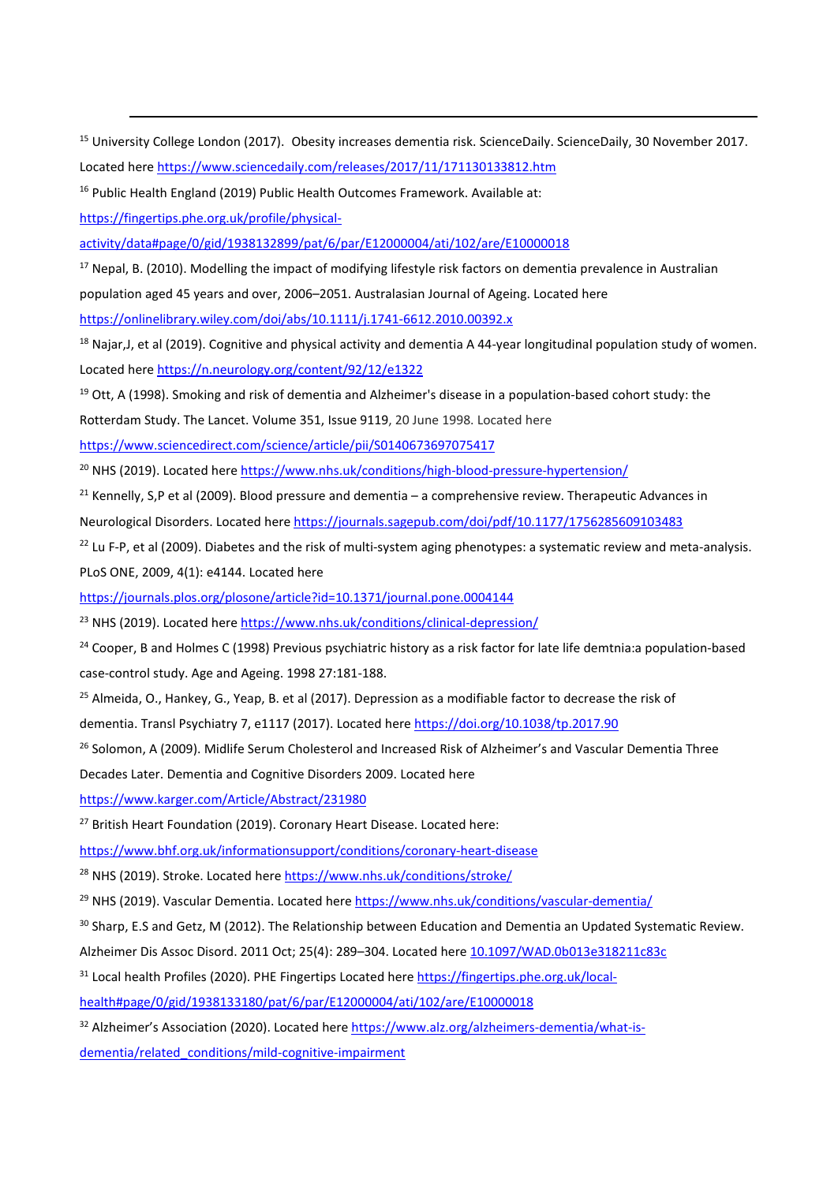[15] University College London (2017). Obesity increases dementia risk. ScienceDaily. ScienceDaily, 30 November 2017. Located here https://www.sciencedaily.com/releases/2017/11/171130133812.htm

[16] Public Health England (2019) Public Health Outcomes Framework. Available at: https://fingertips.phe.org.uk/profile/physical-activity/data#page/0/gid/1938132899/pat/6/par/E12000004/ati/102/are/E10000018

[17] Nepal, B. (2010). Modelling the impact of modifying lifestyle risk factors on dementia prevalence in Australian population aged 45 years and over, 2006–2051. Australasian Journal of Ageing. Located here https://onlinelibrary.wiley.com/doi/abs/10.1111/j.1741-6612.2010.00392.x

[18] Najar,J, et al (2019). Cognitive and physical activity and dementia A 44-year longitudinal population study of women. Located here https://n.neurology.org/content/92/12/e1322

[19] Ott, A (1998). Smoking and risk of dementia and Alzheimer's disease in a population-based cohort study: the Rotterdam Study. The Lancet. Volume 351, Issue 9119, 20 June 1998. Located here https://www.sciencedirect.com/science/article/pii/S0140673697075417

[20] NHS (2019). Located here https://www.nhs.uk/conditions/high-blood-pressure-hypertension/

[21] Kennelly, S,P et al (2009). Blood pressure and dementia – a comprehensive review. Therapeutic Advances in Neurological Disorders. Located here https://journals.sagepub.com/doi/pdf/10.1177/1756285609103483

[22] Lu F-P, et al (2009). Diabetes and the risk of multi-system aging phenotypes: a systematic review and meta-analysis. PLoS ONE, 2009, 4(1): e4144. Located here https://journals.plos.org/plosone/article?id=10.1371/journal.pone.0004144

[23] NHS (2019). Located here https://www.nhs.uk/conditions/clinical-depression/

[24] Cooper, B and Holmes C (1998) Previous psychiatric history as a risk factor for late life demtnia:a population-based case-control study. Age and Ageing. 1998 27:181-188.

[25] Almeida, O., Hankey, G., Yeap, B. et al (2017). Depression as a modifiable factor to decrease the risk of dementia. Transl Psychiatry 7, e1117 (2017). Located here https://doi.org/10.1038/tp.2017.90

[26] Solomon, A (2009). Midlife Serum Cholesterol and Increased Risk of Alzheimer's and Vascular Dementia Three Decades Later. Dementia and Cognitive Disorders 2009. Located here https://www.karger.com/Article/Abstract/231980

[27] British Heart Foundation (2019). Coronary Heart Disease. Located here: https://www.bhf.org.uk/informationsupport/conditions/coronary-heart-disease

[28] NHS (2019). Stroke. Located here https://www.nhs.uk/conditions/stroke/

[29] NHS (2019). Vascular Dementia. Located here https://www.nhs.uk/conditions/vascular-dementia/

[30] Sharp, E.S and Getz, M (2012). The Relationship between Education and Dementia an Updated Systematic Review. Alzheimer Dis Assoc Disord. 2011 Oct; 25(4): 289–304. Located here 10.1097/WAD.0b013e318211c83c

[31] Local health Profiles (2020). PHE Fingertips Located here https://fingertips.phe.org.uk/local-health#page/0/gid/1938133180/pat/6/par/E12000004/ati/102/are/E10000018

[32] Alzheimer's Association (2020). Located here https://www.alz.org/alzheimers-dementia/what-is-dementia/related_conditions/mild-cognitive-impairment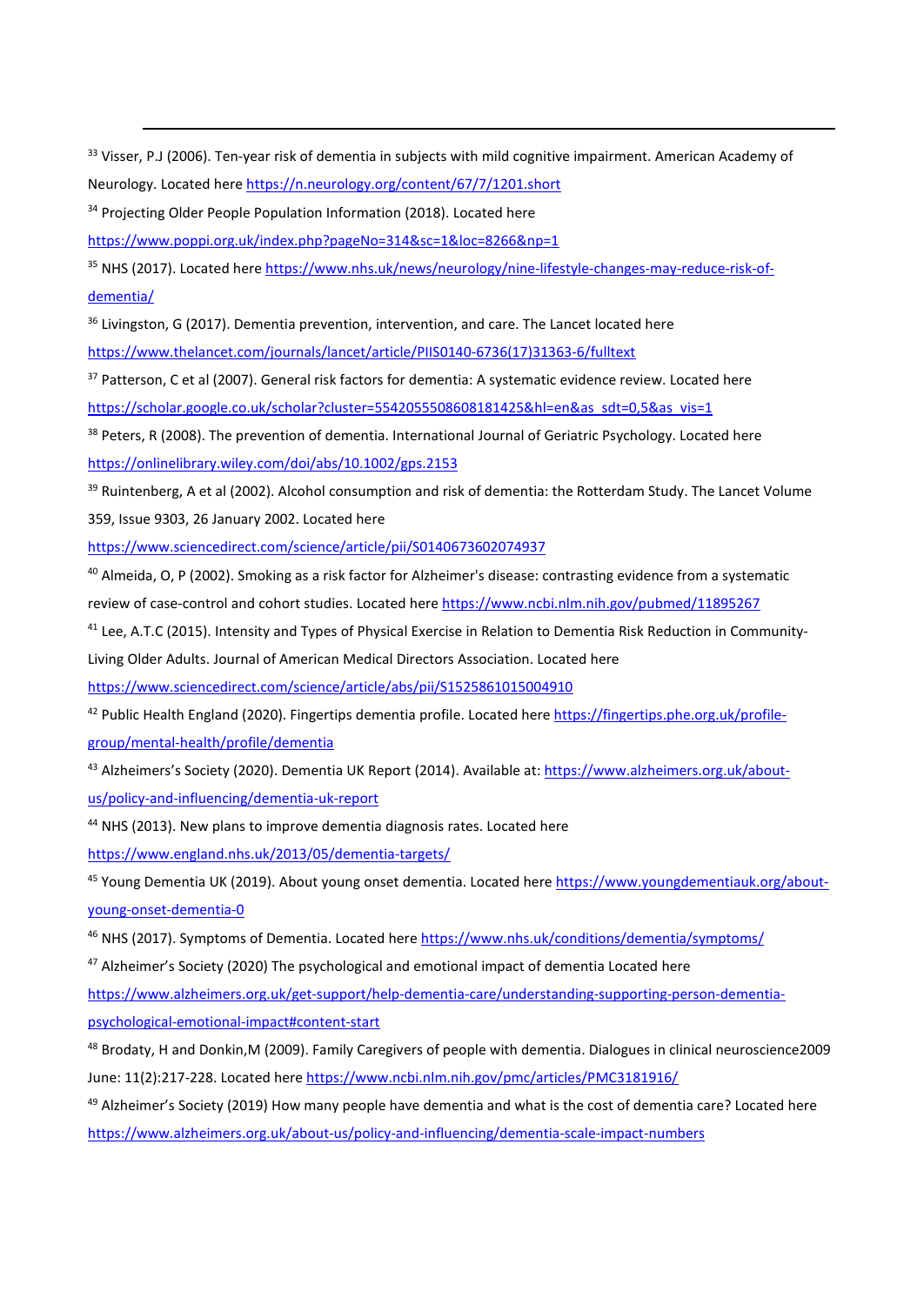[33] Visser, P.J (2006). Ten-year risk of dementia in subjects with mild cognitive impairment. American Academy of Neurology. Located here https://n.neurology.org/content/67/7/1201.short

[34] Projecting Older People Population Information (2018). Located here https://www.poppi.org.uk/index.php?pageNo=314&sc=1&loc=8266&np=1

[35] NHS (2017). Located here https://www.nhs.uk/news/neurology/nine-lifestyle-changes-may-reduce-risk-of-dementia/

[36] Livingston, G (2017). Dementia prevention, intervention, and care. The Lancet located here https://www.thelancet.com/journals/lancet/article/PIIS0140-6736(17)31363-6/fulltext

[37] Patterson, C et al (2007). General risk factors for dementia: A systematic evidence review. Located here https://scholar.google.co.uk/scholar?cluster=5542055508608181425&hl=en&as_sdt=0,5&as_vis=1

[38] Peters, R (2008). The prevention of dementia. International Journal of Geriatric Psychology. Located here https://onlinelibrary.wiley.com/doi/abs/10.1002/gps.2153

[39] Ruintenberg, A et al (2002). Alcohol consumption and risk of dementia: the Rotterdam Study. The Lancet Volume 359, Issue 9303, 26 January 2002. Located here https://www.sciencedirect.com/science/article/pii/S0140673602074937

[40] Almeida, O, P (2002). Smoking as a risk factor for Alzheimer's disease: contrasting evidence from a systematic review of case-control and cohort studies. Located here https://www.ncbi.nlm.nih.gov/pubmed/11895267

[41] Lee, A.T.C (2015). Intensity and Types of Physical Exercise in Relation to Dementia Risk Reduction in Community-Living Older Adults. Journal of American Medical Directors Association. Located here https://www.sciencedirect.com/science/article/abs/pii/S1525861015004910

[42] Public Health England (2020). Fingertips dementia profile. Located here https://fingertips.phe.org.uk/profile-group/mental-health/profile/dementia

[43] Alzheimers's Society (2020). Dementia UK Report (2014). Available at: https://www.alzheimers.org.uk/about-us/policy-and-influencing/dementia-uk-report

[44] NHS (2013). New plans to improve dementia diagnosis rates. Located here https://www.england.nhs.uk/2013/05/dementia-targets/

[45] Young Dementia UK (2019). About young onset dementia. Located here https://www.youngdementiauk.org/about-young-onset-dementia-0

[46] NHS (2017). Symptoms of Dementia. Located here https://www.nhs.uk/conditions/dementia/symptoms/

[47] Alzheimer's Society (2020) The psychological and emotional impact of dementia Located here https://www.alzheimers.org.uk/get-support/help-dementia-care/understanding-supporting-person-dementia-psychological-emotional-impact#content-start

[48] Brodaty, H and Donkin,M (2009). Family Caregivers of people with dementia. Dialogues in clinical neuroscience2009 June: 11(2):217-228. Located here https://www.ncbi.nlm.nih.gov/pmc/articles/PMC3181916/

[49] Alzheimer's Society (2019) How many people have dementia and what is the cost of dementia care? Located here https://www.alzheimers.org.uk/about-us/policy-and-influencing/dementia-scale-impact-numbers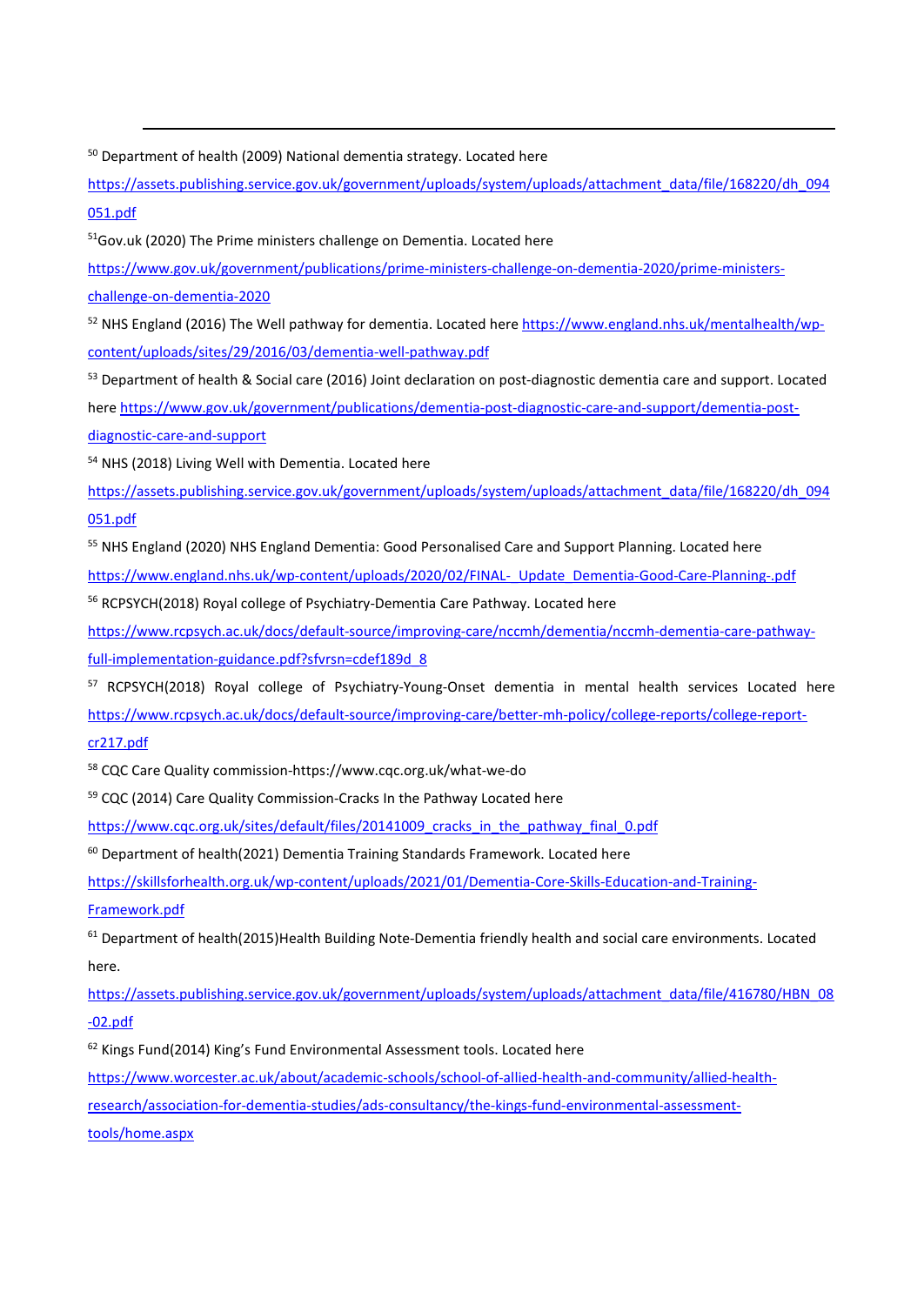[50] Department of health (2009) National dementia strategy. Located here https://assets.publishing.service.gov.uk/government/uploads/system/uploads/attachment_data/file/168220/dh_094051.pdf

[51] Gov.uk (2020) The Prime ministers challenge on Dementia. Located here https://www.gov.uk/government/publications/prime-ministers-challenge-on-dementia-2020/prime-ministers-challenge-on-dementia-2020

[52] NHS England (2016) The Well pathway for dementia. Located here https://www.england.nhs.uk/mentalhealth/wp-content/uploads/sites/29/2016/03/dementia-well-pathway.pdf

[53] Department of health & Social care (2016) Joint declaration on post-diagnostic dementia care and support. Located here https://www.gov.uk/government/publications/dementia-post-diagnostic-care-and-support/dementia-post-diagnostic-care-and-support

[54] NHS (2018) Living Well with Dementia. Located here https://assets.publishing.service.gov.uk/government/uploads/system/uploads/attachment_data/file/168220/dh_094051.pdf

[55] NHS England (2020) NHS England Dementia: Good Personalised Care and Support Planning. Located here https://www.england.nhs.uk/wp-content/uploads/2020/02/FINAL-_Update_Dementia-Good-Care-Planning-.pdf

[56] RCPSYCH(2018) Royal college of Psychiatry-Dementia Care Pathway. Located here https://www.rcpsych.ac.uk/docs/default-source/improving-care/nccmh/dementia/nccmh-dementia-care-pathway-full-implementation-guidance.pdf?sfvrsn=cdef189d_8

[57] RCPSYCH(2018) Royal college of Psychiatry-Young-Onset dementia in mental health services Located here https://www.rcpsych.ac.uk/docs/default-source/improving-care/better-mh-policy/college-reports/college-report-cr217.pdf

[58] CQC Care Quality commission-https://www.cqc.org.uk/what-we-do

[59] CQC (2014) Care Quality Commission-Cracks In the Pathway Located here https://www.cqc.org.uk/sites/default/files/20141009_cracks_in_the_pathway_final_0.pdf

[60] Department of health(2021) Dementia Training Standards Framework. Located here https://skillsforhealth.org.uk/wp-content/uploads/2021/01/Dementia-Core-Skills-Education-and-Training-Framework.pdf

[61] Department of health(2015)Health Building Note-Dementia friendly health and social care environments. Located here. https://assets.publishing.service.gov.uk/government/uploads/system/uploads/attachment_data/file/416780/HBN_08-02.pdf

[62] Kings Fund(2014) King's Fund Environmental Assessment tools. Located here https://www.worcester.ac.uk/about/academic-schools/school-of-allied-health-and-community/allied-health-research/association-for-dementia-studies/ads-consultancy/the-kings-fund-environmental-assessment-tools/home.aspx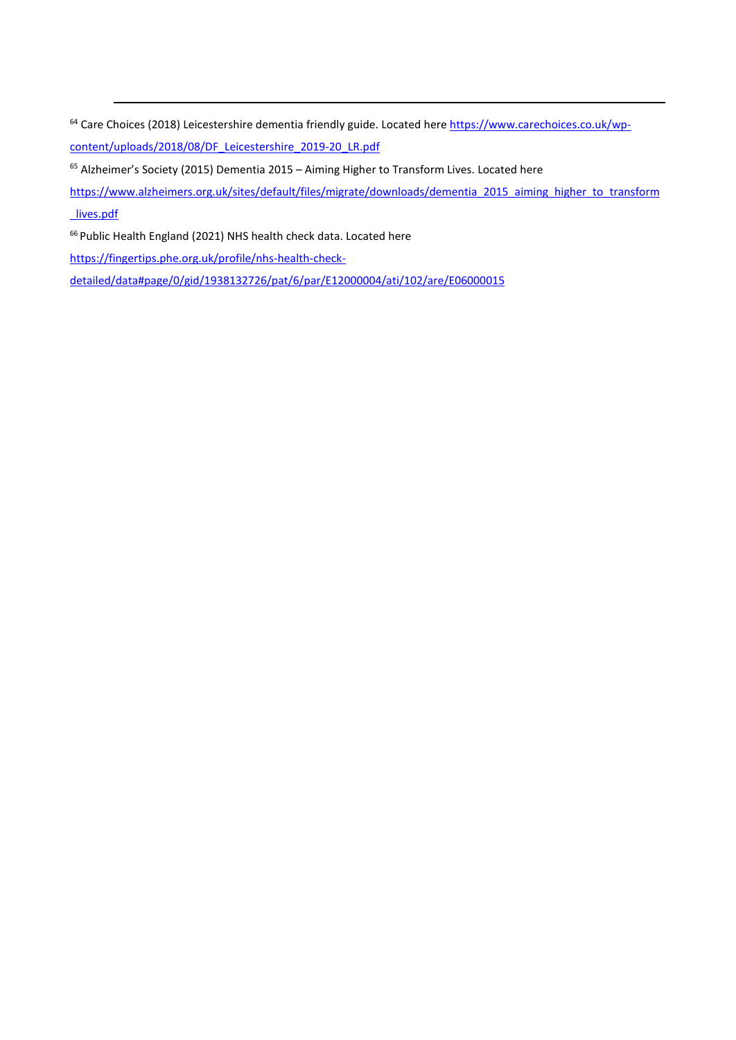[64] Care Choices (2018) Leicestershire dementia friendly guide. Located here https://www.carechoices.co.uk/wp-content/uploads/2018/08/DF_Leicestershire_2019-20_LR.pdf

[65] Alzheimer's Society (2015) Dementia 2015 – Aiming Higher to Transform Lives. Located here https://www.alzheimers.org.uk/sites/default/files/migrate/downloads/dementia_2015_aiming_higher_to_transform_lives.pdf

[66] Public Health England (2021) NHS health check data. Located here https://fingertips.phe.org.uk/profile/nhs-health-check-detailed/data#page/0/gid/1938132726/pat/6/par/E12000004/ati/102/are/E06000015